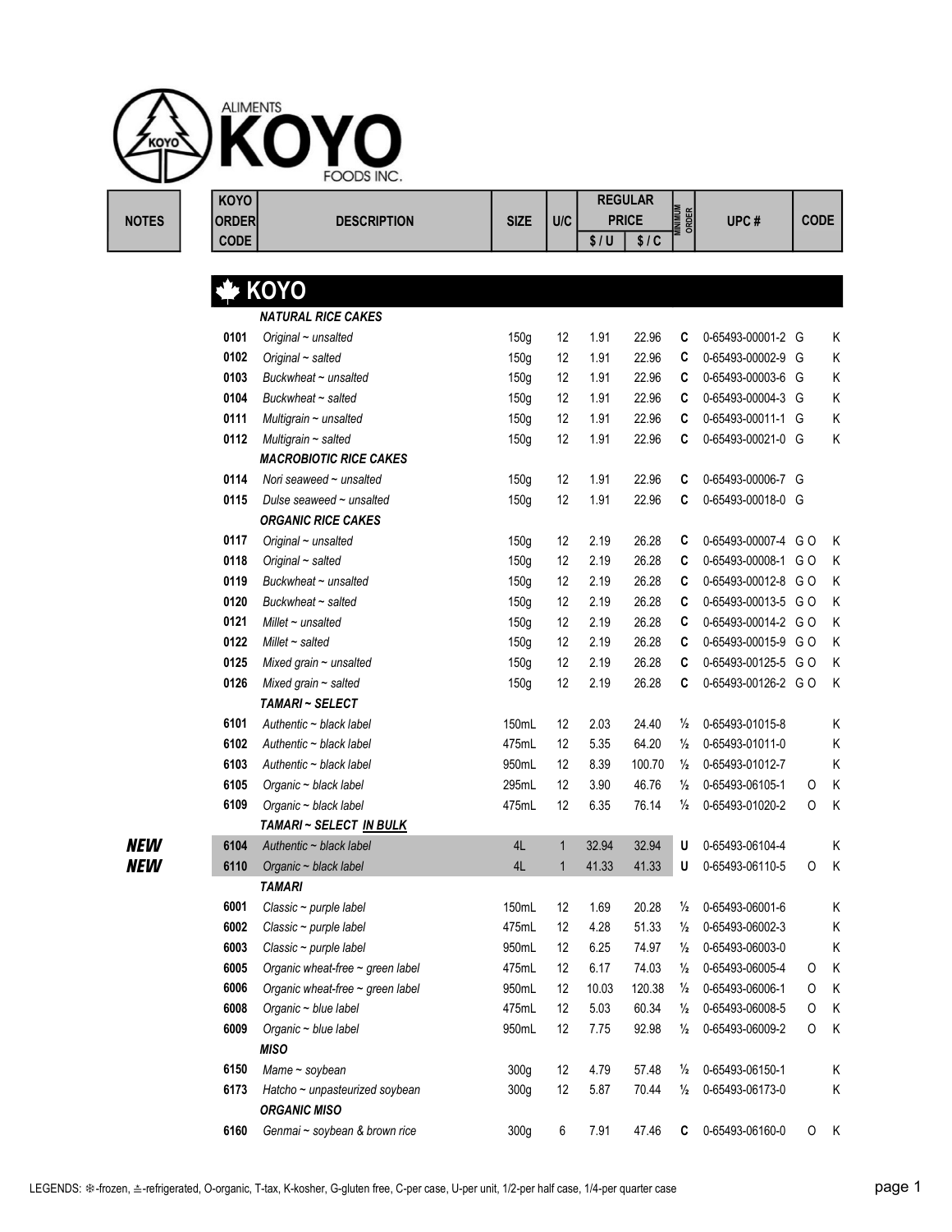ALIMENTS **KOYO** FOODS INC.

| NOTES | KOYO ORDER CODE | DESCRIPTION | SIZE | U/C | REGULAR PRICE $ / U | REGULAR PRICE $ / C | MINIMUM ORDER | UPC # | CODE | |
|---|---|---|---|---|---|---|---|---|---|---|
| | | **KOYO** | | | | | | | | |
| | | ***NATURAL RICE CAKES*** | | | | | | | | |
| | 0101 | *Original ~ unsalted* | 150g | 12 | 1.91 | 22.96 | C | 0-65493-00001-2 | G | K |
| | 0102 | *Original ~ salted* | 150g | 12 | 1.91 | 22.96 | C | 0-65493-00002-9 | G | K |
| | 0103 | *Buckwheat ~ unsalted* | 150g | 12 | 1.91 | 22.96 | C | 0-65493-00003-6 | G | K |
| | 0104 | *Buckwheat ~ salted* | 150g | 12 | 1.91 | 22.96 | C | 0-65493-00004-3 | G | K |
| | 0111 | *Multigrain ~ unsalted* | 150g | 12 | 1.91 | 22.96 | C | 0-65493-00011-1 | G | K |
| | 0112 | *Multigrain ~ salted* | 150g | 12 | 1.91 | 22.96 | C | 0-65493-00021-0 | G | K |
| | | ***MACROBIOTIC RICE CAKES*** | | | | | | | | |
| | 0114 | *Nori seaweed ~ unsalted* | 150g | 12 | 1.91 | 22.96 | C | 0-65493-00006-7 | G | |
| | 0115 | *Dulse seaweed ~ unsalted* | 150g | 12 | 1.91 | 22.96 | C | 0-65493-00018-0 | G | |
| | | ***ORGANIC RICE CAKES*** | | | | | | | | |
| | 0117 | *Original ~ unsalted* | 150g | 12 | 2.19 | 26.28 | C | 0-65493-00007-4 | G O | K |
| | 0118 | *Original ~ salted* | 150g | 12 | 2.19 | 26.28 | C | 0-65493-00008-1 | G O | K |
| | 0119 | *Buckwheat ~ unsalted* | 150g | 12 | 2.19 | 26.28 | C | 0-65493-00012-8 | G O | K |
| | 0120 | *Buckwheat ~ salted* | 150g | 12 | 2.19 | 26.28 | C | 0-65493-00013-5 | G O | K |
| | 0121 | *Millet ~ unsalted* | 150g | 12 | 2.19 | 26.28 | C | 0-65493-00014-2 | G O | K |
| | 0122 | *Millet ~ salted* | 150g | 12 | 2.19 | 26.28 | C | 0-65493-00015-9 | G O | K |
| | 0125 | *Mixed grain ~ unsalted* | 150g | 12 | 2.19 | 26.28 | C | 0-65493-00125-5 | G O | K |
| | 0126 | *Mixed grain ~ salted* | 150g | 12 | 2.19 | 26.28 | C | 0-65493-00126-2 | G O | K |
| | | ***TAMARI ~ SELECT*** | | | | | | | | |
| | 6101 | *Authentic ~ black label* | 150mL | 12 | 2.03 | 24.40 | ½ | 0-65493-01015-8 | | K |
| | 6102 | *Authentic ~ black label* | 475mL | 12 | 5.35 | 64.20 | ½ | 0-65493-01011-0 | | K |
| | 6103 | *Authentic ~ black label* | 950mL | 12 | 8.39 | 100.70 | ½ | 0-65493-01012-7 | | K |
| | 6105 | *Organic ~ black label* | 295mL | 12 | 3.90 | 46.76 | ½ | 0-65493-06105-1 | O | K |
| | 6109 | *Organic ~ black label* | 475mL | 12 | 6.35 | 76.14 | ½ | 0-65493-01020-2 | O | K |
| | | ***TAMARI ~ SELECT IN BULK*** | | | | | | | | |
| ***NEW*** | 6104 | *Authentic ~ black label* | 4L | 1 | 32.94 | 32.94 | U | 0-65493-06104-4 | | K |
| ***NEW*** | 6110 | *Organic ~ black label* | 4L | 1 | 41.33 | 41.33 | U | 0-65493-06110-5 | O | K |
| | | ***TAMARI*** | | | | | | | | |
| | 6001 | *Classic ~ purple label* | 150mL | 12 | 1.69 | 20.28 | ½ | 0-65493-06001-6 | | K |
| | 6002 | *Classic ~ purple label* | 475mL | 12 | 4.28 | 51.33 | ½ | 0-65493-06002-3 | | K |
| | 6003 | *Classic ~ purple label* | 950mL | 12 | 6.25 | 74.97 | ½ | 0-65493-06003-0 | | K |
| | 6005 | *Organic wheat-free ~ green label* | 475mL | 12 | 6.17 | 74.03 | ½ | 0-65493-06005-4 | O | K |
| | 6006 | *Organic wheat-free ~ green label* | 950mL | 12 | 10.03 | 120.38 | ½ | 0-65493-06006-1 | O | K |
| | 6008 | *Organic ~ blue label* | 475mL | 12 | 5.03 | 60.34 | ½ | 0-65493-06008-5 | O | K |
| | 6009 | *Organic ~ blue label* | 950mL | 12 | 7.75 | 92.98 | ½ | 0-65493-06009-2 | O | K |
| | | ***MISO*** | | | | | | | | |
| | 6150 | *Mame ~ soybean* | 300g | 12 | 4.79 | 57.48 | ½ | 0-65493-06150-1 | | K |
| | 6173 | *Hatcho ~ unpasteurized soybean* | 300g | 12 | 5.87 | 70.44 | ½ | 0-65493-06173-0 | | K |
| | | ***ORGANIC MISO*** | | | | | | | | |
| | 6160 | *Genmai ~ soybean & brown rice* | 300g | 6 | 7.91 | 47.46 | C | 0-65493-06160-0 | O | K |

LEGENDS: ❄-frozen, ≜-refrigerated, O-organic, T-tax, K-kosher, G-gluten free, C-per case, U-per unit, 1/2-per half case, 1/4-per quarter case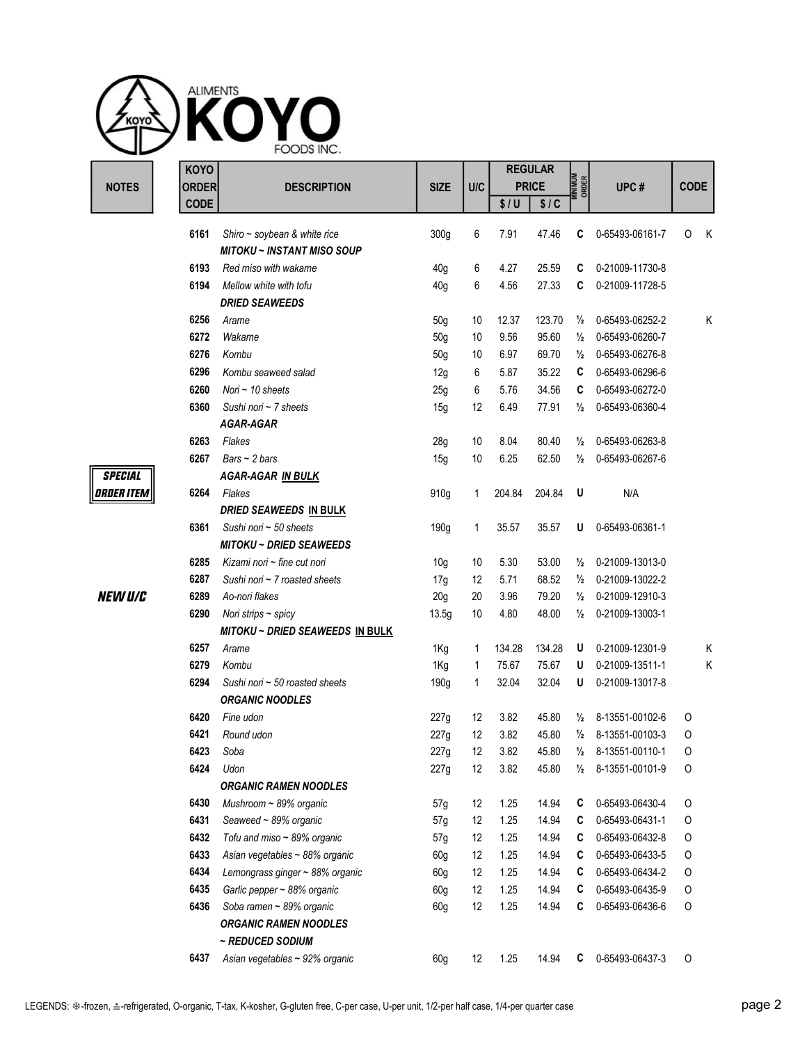ALIMENTS **KOYO** FOODS INC.

| NOTES | KOYO ORDER CODE | DESCRIPTION | SIZE | U/C | REGULAR PRICE $ / U | REGULAR PRICE $ / C | MINIMUM ORDER | UPC # | CODE | |
|---|---|---|---|---|---|---|---|---|---|---|
| | 6161 | *Shiro ~ soybean & white rice* | 300g | 6 | 7.91 | 47.46 | C | 0-65493-06161-7 | O | K |
| | | ***MITOKU ~ INSTANT MISO SOUP*** | | | | | | | | |
| | 6193 | *Red miso with wakame* | 40g | 6 | 4.27 | 25.59 | C | 0-21009-11730-8 | | |
| | 6194 | *Mellow white with tofu* | 40g | 6 | 4.56 | 27.33 | C | 0-21009-11728-5 | | |
| | | ***DRIED SEAWEEDS*** | | | | | | | | |
| | 6256 | *Arame* | 50g | 10 | 12.37 | 123.70 | ½ | 0-65493-06252-2 | | K |
| | 6272 | *Wakame* | 50g | 10 | 9.56 | 95.60 | ½ | 0-65493-06260-7 | | |
| | 6276 | *Kombu* | 50g | 10 | 6.97 | 69.70 | ½ | 0-65493-06276-8 | | |
| | 6296 | *Kombu seaweed salad* | 12g | 6 | 5.87 | 35.22 | C | 0-65493-06296-6 | | |
| | 6260 | *Nori ~ 10 sheets* | 25g | 6 | 5.76 | 34.56 | C | 0-65493-06272-0 | | |
| | 6360 | *Sushi nori ~ 7 sheets* | 15g | 12 | 6.49 | 77.91 | ½ | 0-65493-06360-4 | | |
| | | ***AGAR-AGAR*** | | | | | | | | |
| | 6263 | *Flakes* | 28g | 10 | 8.04 | 80.40 | ½ | 0-65493-06263-8 | | |
| | 6267 | *Bars ~ 2 bars* | 15g | 10 | 6.25 | 62.50 | ½ | 0-65493-06267-6 | | |
| **SPECIAL ORDER ITEM** | | ***AGAR-AGAR IN BULK*** | | | | | | | | |
| | 6264 | *Flakes* | 910g | 1 | 204.84 | 204.84 | U | N/A | | |
| | | ***DRIED SEAWEEDS IN BULK*** | | | | | | | | |
| | 6361 | *Sushi nori ~ 50 sheets* | 190g | 1 | 35.57 | 35.57 | U | 0-65493-06361-1 | | |
| | | ***MITOKU ~ DRIED SEAWEEDS*** | | | | | | | | |
| | 6285 | *Kizami nori ~ fine cut nori* | 10g | 10 | 5.30 | 53.00 | ½ | 0-21009-13013-0 | | |
| | 6287 | *Sushi nori ~ 7 roasted sheets* | 17g | 12 | 5.71 | 68.52 | ½ | 0-21009-13022-2 | | |
| **NEW U/C** | 6289 | *Ao-nori flakes* | 20g | 20 | 3.96 | 79.20 | ½ | 0-21009-12910-3 | | |
| | 6290 | *Nori strips ~ spicy* | 13.5g | 10 | 4.80 | 48.00 | ½ | 0-21009-13003-1 | | |
| | | ***MITOKU ~ DRIED SEAWEEDS IN BULK*** | | | | | | | | |
| | 6257 | *Arame* | 1Kg | 1 | 134.28 | 134.28 | U | 0-21009-12301-9 | | K |
| | 6279 | *Kombu* | 1Kg | 1 | 75.67 | 75.67 | U | 0-21009-13511-1 | | K |
| | 6294 | *Sushi nori ~ 50 roasted sheets* | 190g | 1 | 32.04 | 32.04 | U | 0-21009-13017-8 | | |
| | | ***ORGANIC NOODLES*** | | | | | | | | |
| | 6420 | *Fine udon* | 227g | 12 | 3.82 | 45.80 | ½ | 8-13551-00102-6 | O | |
| | 6421 | *Round udon* | 227g | 12 | 3.82 | 45.80 | ½ | 8-13551-00103-3 | O | |
| | 6423 | *Soba* | 227g | 12 | 3.82 | 45.80 | ½ | 8-13551-00110-1 | O | |
| | 6424 | *Udon* | 227g | 12 | 3.82 | 45.80 | ½ | 8-13551-00101-9 | O | |
| | | ***ORGANIC RAMEN NOODLES*** | | | | | | | | |
| | 6430 | *Mushroom ~ 89% organic* | 57g | 12 | 1.25 | 14.94 | C | 0-65493-06430-4 | O | |
| | 6431 | *Seaweed ~ 89% organic* | 57g | 12 | 1.25 | 14.94 | C | 0-65493-06431-1 | O | |
| | 6432 | *Tofu and miso ~ 89% organic* | 57g | 12 | 1.25 | 14.94 | C | 0-65493-06432-8 | O | |
| | 6433 | *Asian vegetables ~ 88% organic* | 60g | 12 | 1.25 | 14.94 | C | 0-65493-06433-5 | O | |
| | 6434 | *Lemongrass ginger ~ 88% organic* | 60g | 12 | 1.25 | 14.94 | C | 0-65493-06434-2 | O | |
| | 6435 | *Garlic pepper ~ 88% organic* | 60g | 12 | 1.25 | 14.94 | C | 0-65493-06435-9 | O | |
| | 6436 | *Soba ramen ~ 89% organic* | 60g | 12 | 1.25 | 14.94 | C | 0-65493-06436-6 | O | |
| | | ***ORGANIC RAMEN NOODLES ~ REDUCED SODIUM*** | | | | | | | | |
| | 6437 | *Asian vegetables ~ 92% organic* | 60g | 12 | 1.25 | 14.94 | C | 0-65493-06437-3 | O | |

LEGENDS: ❄-frozen, ≛-refrigerated, O-organic, T-tax, K-kosher, G-gluten free, C-per case, U-per unit, 1/2-per half case, 1/4-per quarter case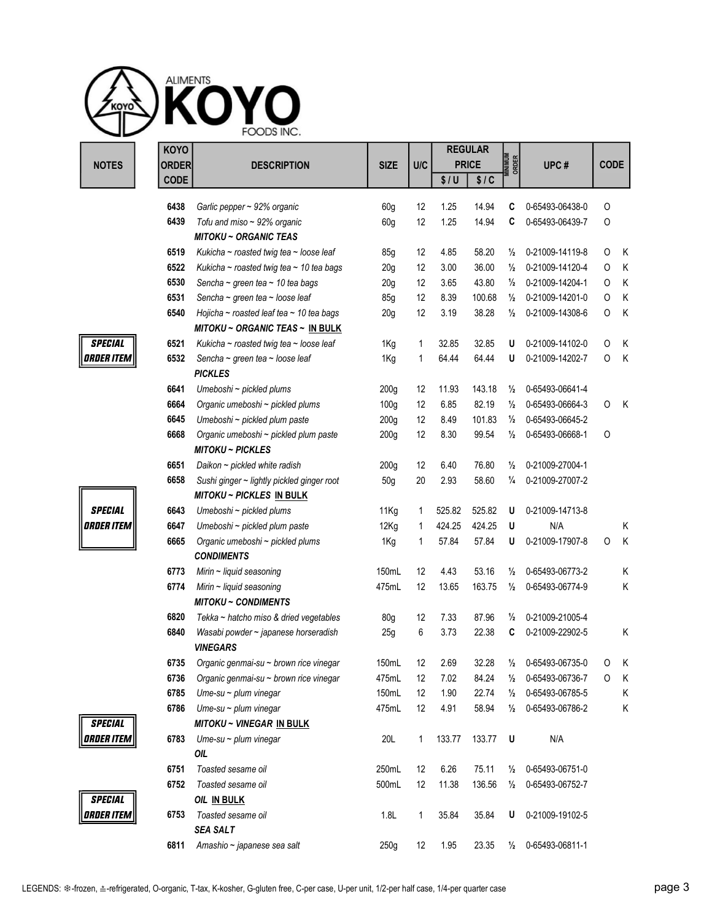ALIMENTS KOYO FOODS INC.

| NOTES | KOYO ORDER CODE | DESCRIPTION | SIZE | U/C | REGULAR PRICE $ / U | REGULAR PRICE $ / C | MINIMUM ORDER | UPC # | CODE | |
|---|---|---|---|---|---|---|---|---|---|---|
| | 6438 | *Garlic pepper ~ 92% organic* | 60g | 12 | 1.25 | 14.94 | C | 0-65493-06438-0 | O | |
| | 6439 | *Tofu and miso ~ 92% organic* | 60g | 12 | 1.25 | 14.94 | C | 0-65493-06439-7 | O | |
| | | ***MITOKU ~ ORGANIC TEAS*** | | | | | | | | |
| | 6519 | *Kukicha ~ roasted twig tea ~ loose leaf* | 85g | 12 | 4.85 | 58.20 | ½ | 0-21009-14119-8 | O | K |
| | 6522 | *Kukicha ~ roasted twig tea ~ 10 tea bags* | 20g | 12 | 3.00 | 36.00 | ½ | 0-21009-14120-4 | O | K |
| | 6530 | *Sencha ~ green tea ~ 10 tea bags* | 20g | 12 | 3.65 | 43.80 | ½ | 0-21009-14204-1 | O | K |
| | 6531 | *Sencha ~ green tea ~ loose leaf* | 85g | 12 | 8.39 | 100.68 | ½ | 0-21009-14201-0 | O | K |
| | 6540 | *Hojicha ~ roasted leaf tea ~ 10 tea bags* | 20g | 12 | 3.19 | 38.28 | ½ | 0-21009-14308-6 | O | K |
| | | ***MITOKU ~ ORGANIC TEAS ~ IN BULK*** | | | | | | | | |
| SPECIAL ORDER ITEM | 6521 | *Kukicha ~ roasted twig tea ~ loose leaf* | 1Kg | 1 | 32.85 | 32.85 | U | 0-21009-14102-0 | O | K |
| | 6532 | *Sencha ~ green tea ~ loose leaf* | 1Kg | 1 | 64.44 | 64.44 | U | 0-21009-14202-7 | O | K |
| | | ***PICKLES*** | | | | | | | | |
| | 6641 | *Umeboshi ~ pickled plums* | 200g | 12 | 11.93 | 143.18 | ½ | 0-65493-06641-4 | | |
| | 6664 | *Organic umeboshi ~ pickled plums* | 100g | 12 | 6.85 | 82.19 | ½ | 0-65493-06664-3 | O | K |
| | 6645 | *Umeboshi ~ pickled plum paste* | 200g | 12 | 8.49 | 101.83 | ½ | 0-65493-06645-2 | | |
| | 6668 | *Organic umeboshi ~ pickled plum paste* | 200g | 12 | 8.30 | 99.54 | ½ | 0-65493-06668-1 | O | |
| | | ***MITOKU ~ PICKLES*** | | | | | | | | |
| | 6651 | *Daikon ~ pickled white radish* | 200g | 12 | 6.40 | 76.80 | ½ | 0-21009-27004-1 | | |
| | 6658 | *Sushi ginger ~ lightly pickled ginger root* | 50g | 20 | 2.93 | 58.60 | ¼ | 0-21009-27007-2 | | |
| | | ***MITOKU ~ PICKLES IN BULK*** | | | | | | | | |
| SPECIAL ORDER ITEM | 6643 | *Umeboshi ~ pickled plums* | 11Kg | 1 | 525.82 | 525.82 | U | 0-21009-14713-8 | | |
| | 6647 | *Umeboshi ~ pickled plum paste* | 12Kg | 1 | 424.25 | 424.25 | U | N/A | | K |
| | 6665 | *Organic umeboshi ~ pickled plums* | 1Kg | 1 | 57.84 | 57.84 | U | 0-21009-17907-8 | O | K |
| | | ***CONDIMENTS*** | | | | | | | | |
| | 6773 | *Mirin ~ liquid seasoning* | 150mL | 12 | 4.43 | 53.16 | ½ | 0-65493-06773-2 | | K |
| | 6774 | *Mirin ~ liquid seasoning* | 475mL | 12 | 13.65 | 163.75 | ½ | 0-65493-06774-9 | | K |
| | | ***MITOKU ~ CONDIMENTS*** | | | | | | | | |
| | 6820 | *Tekka ~ hatcho miso & dried vegetables* | 80g | 12 | 7.33 | 87.96 | ½ | 0-21009-21005-4 | | |
| | 6840 | *Wasabi powder ~ japanese horseradish* | 25g | 6 | 3.73 | 22.38 | C | 0-21009-22902-5 | | K |
| | | ***VINEGARS*** | | | | | | | | |
| | 6735 | *Organic genmai-su ~ brown rice vinegar* | 150mL | 12 | 2.69 | 32.28 | ½ | 0-65493-06735-0 | O | K |
| | 6736 | *Organic genmai-su ~ brown rice vinegar* | 475mL | 12 | 7.02 | 84.24 | ½ | 0-65493-06736-7 | O | K |
| | 6785 | *Ume-su ~ plum vinegar* | 150mL | 12 | 1.90 | 22.74 | ½ | 0-65493-06785-5 | | K |
| | 6786 | *Ume-su ~ plum vinegar* | 475mL | 12 | 4.91 | 58.94 | ½ | 0-65493-06786-2 | | K |
| SPECIAL ORDER ITEM | | ***MITOKU ~ VINEGAR IN BULK*** | | | | | | | | |
| | 6783 | *Ume-su ~ plum vinegar* | 20L | 1 | 133.77 | 133.77 | U | N/A | | |
| | | ***OIL*** | | | | | | | | |
| | 6751 | *Toasted sesame oil* | 250mL | 12 | 6.26 | 75.11 | ½ | 0-65493-06751-0 | | |
| | 6752 | *Toasted sesame oil* | 500mL | 12 | 11.38 | 136.56 | ½ | 0-65493-06752-7 | | |
| SPECIAL ORDER ITEM | | ***OIL IN BULK*** | | | | | | | | |
| | 6753 | *Toasted sesame oil* | 1.8L | 1 | 35.84 | 35.84 | U | 0-21009-19102-5 | | |
| | | ***SEA SALT*** | | | | | | | | |
| | 6811 | *Amashio ~ japanese sea salt* | 250g | 12 | 1.95 | 23.35 | ½ | 0-65493-06811-1 | | |

LEGENDS: ❄-frozen, ≜-refrigerated, O-organic, T-tax, K-kosher, G-gluten free, C-per case, U-per unit, 1/2-per half case, 1/4-per quarter case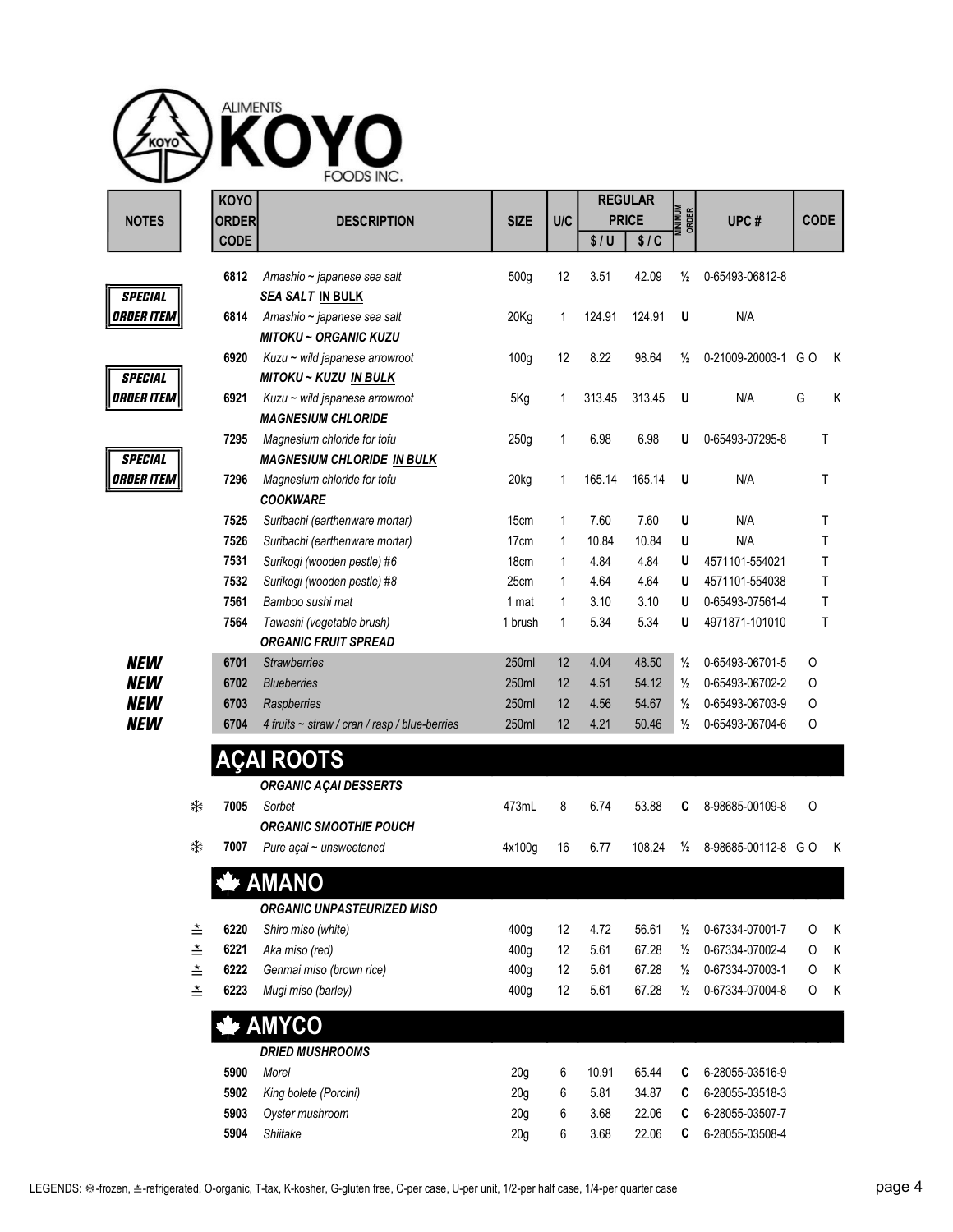# ALIMENTS KOYO FOODS INC.

| NOTES | | KOYO ORDER CODE | DESCRIPTION | SIZE | U/C | REGULAR PRICE $ / U | REGULAR PRICE $ / C | MINIMUM ORDER | UPC # | CODE | |
|---|---|---|---|---|---|---|---|---|---|---|---|
| | | 6812 | *Amashio ~ japanese sea salt* | 500g | 12 | 3.51 | 42.09 | ½ | 0-65493-06812-8 | | |
| SPECIAL ORDER ITEM | | | ***SEA SALT IN BULK*** | | | | | | | | |
| | | 6814 | *Amashio ~ japanese sea salt* | 20Kg | 1 | 124.91 | 124.91 | U | N/A | | |
| | | | ***MITOKU ~ ORGANIC KUZU*** | | | | | | | | |
| | | 6920 | *Kuzu ~ wild japanese arrowroot* | 100g | 12 | 8.22 | 98.64 | ½ | 0-21009-20003-1 | G O | K |
| SPECIAL ORDER ITEM | | | ***MITOKU ~ KUZU IN BULK*** | | | | | | | | |
| | | 6921 | *Kuzu ~ wild japanese arrowroot* | 5Kg | 1 | 313.45 | 313.45 | U | N/A | G | K |
| | | | ***MAGNESIUM CHLORIDE*** | | | | | | | | |
| | | 7295 | *Magnesium chloride for tofu* | 250g | 1 | 6.98 | 6.98 | U | 0-65493-07295-8 | | T |
| SPECIAL ORDER ITEM | | | ***MAGNESIUM CHLORIDE IN BULK*** | | | | | | | | |
| | | 7296 | *Magnesium chloride for tofu* | 20kg | 1 | 165.14 | 165.14 | U | N/A | | T |
| | | | ***COOKWARE*** | | | | | | | | |
| | | 7525 | *Suribachi (earthenware mortar)* | 15cm | 1 | 7.60 | 7.60 | U | N/A | | T |
| | | 7526 | *Suribachi (earthenware mortar)* | 17cm | 1 | 10.84 | 10.84 | U | N/A | | T |
| | | 7531 | *Surikogi (wooden pestle) #6* | 18cm | 1 | 4.84 | 4.84 | U | 4571101-554021 | | T |
| | | 7532 | *Surikogi (wooden pestle) #8* | 25cm | 1 | 4.64 | 4.64 | U | 4571101-554038 | | T |
| | | 7561 | *Bamboo sushi mat* | 1 mat | 1 | 3.10 | 3.10 | U | 0-65493-07561-4 | | T |
| | | 7564 | *Tawashi (vegetable brush)* | 1 brush | 1 | 5.34 | 5.34 | U | 4971871-101010 | | T |
| | | | ***ORGANIC FRUIT SPREAD*** | | | | | | | | |
| NEW | | 6701 | *Strawberries* | 250ml | 12 | 4.04 | 48.50 | ½ | 0-65493-06701-5 | O | |
| NEW | | 6702 | *Blueberries* | 250ml | 12 | 4.51 | 54.12 | ½ | 0-65493-06702-2 | O | |
| NEW | | 6703 | *Raspberries* | 250ml | 12 | 4.56 | 54.67 | ½ | 0-65493-06703-9 | O | |
| NEW | | 6704 | *4 fruits ~ straw / cran / rasp / blue-berries* | 250ml | 12 | 4.21 | 50.46 | ½ | 0-65493-06704-6 | O | |
| | | | **AÇAI ROOTS** | | | | | | | | |
| | | | ***ORGANIC AÇAI DESSERTS*** | | | | | | | | |
| | ❄ | 7005 | *Sorbet* | 473mL | 8 | 6.74 | 53.88 | C | 8-98685-00109-8 | O | |
| | | | ***ORGANIC SMOOTHIE POUCH*** | | | | | | | | |
| | ❄ | 7007 | *Pure açai ~ unsweetened* | 4x100g | 16 | 6.77 | 108.24 | ½ | 8-98685-00112-8 | G O | K |
| | | | **AMANO** | | | | | | | | |
| | | | ***ORGANIC UNPASTEURIZED MISO*** | | | | | | | | |
| | ≛ | 6220 | *Shiro miso (white)* | 400g | 12 | 4.72 | 56.61 | ½ | 0-67334-07001-7 | O | K |
| | ≛ | 6221 | *Aka miso (red)* | 400g | 12 | 5.61 | 67.28 | ½ | 0-67334-07002-4 | O | K |
| | ≛ | 6222 | *Genmai miso (brown rice)* | 400g | 12 | 5.61 | 67.28 | ½ | 0-67334-07003-1 | O | K |
| | ≛ | 6223 | *Mugi miso (barley)* | 400g | 12 | 5.61 | 67.28 | ½ | 0-67334-07004-8 | O | K |
| | | | **AMYCO** | | | | | | | | |
| | | | ***DRIED MUSHROOMS*** | | | | | | | | |
| | | 5900 | *Morel* | 20g | 6 | 10.91 | 65.44 | C | 6-28055-03516-9 | | |
| | | 5902 | *King bolete (Porcini)* | 20g | 6 | 5.81 | 34.87 | C | 6-28055-03518-3 | | |
| | | 5903 | *Oyster mushroom* | 20g | 6 | 3.68 | 22.06 | C | 6-28055-03507-7 | | |
| | | 5904 | *Shiitake* | 20g | 6 | 3.68 | 22.06 | C | 6-28055-03508-4 | | |

LEGENDS: ❄-frozen, ≛-refrigerated, O-organic, T-tax, K-kosher, G-gluten free, C-per case, U-per unit, 1/2-per half case, 1/4-per quarter case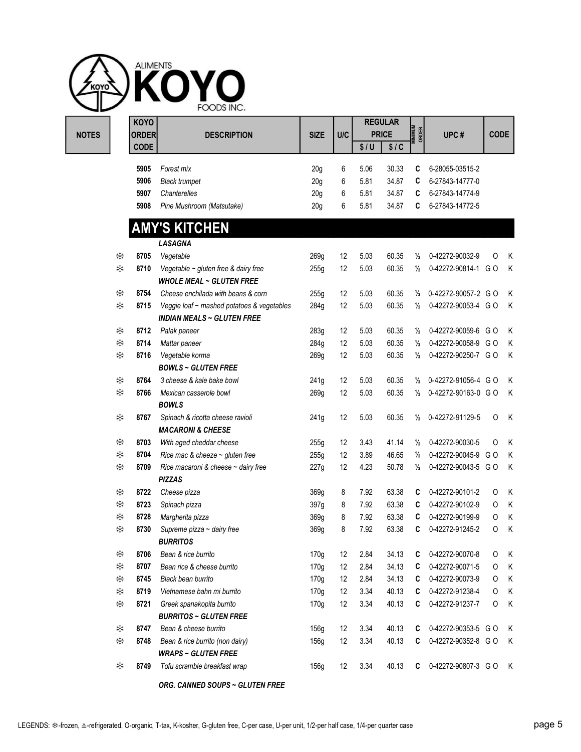ALIMENTS **KOYO** FOODS INC.

| NOTES | | KOYO ORDER CODE | DESCRIPTION | SIZE | U/C | REGULAR PRICE $ / U | $ / C | MINIMUM ORDER | UPC # | CODE | |
|---|---|---|---|---|---|---|---|---|---|---|---|
| | | 5905 | *Forest mix* | 20g | 6 | 5.06 | 30.33 | C | 6-28055-03515-2 | | |
| | | 5906 | *Black trumpet* | 20g | 6 | 5.81 | 34.87 | C | 6-27843-14777-0 | | |
| | | 5907 | *Chanterelles* | 20g | 6 | 5.81 | 34.87 | C | 6-27843-14774-9 | | |
| | | 5908 | *Pine Mushroom (Matsutake)* | 20g | 6 | 5.81 | 34.87 | C | 6-27843-14772-5 | | |

## AMY'S KITCHEN

| NOTES | | KOYO ORDER CODE | DESCRIPTION | SIZE | U/C | $ / U | $ / C | MINIMUM ORDER | UPC # | CODE | |
|---|---|---|---|---|---|---|---|---|---|---|---|
| | | | ***LASAGNA*** | | | | | | | | |
| | ❄ | 8705 | *Vegetable* | 269g | 12 | 5.03 | 60.35 | ½ | 0-42272-90032-9 | O | K |
| | ❄ | 8710 | *Vegetable ~ gluten free & dairy free* | 255g | 12 | 5.03 | 60.35 | ½ | 0-42272-90814-1 | G O | K |
| | | | ***WHOLE MEAL ~ GLUTEN FREE*** | | | | | | | | |
| | ❄ | 8754 | *Cheese enchilada with beans & corn* | 255g | 12 | 5.03 | 60.35 | ½ | 0-42272-90057-2 | G O | K |
| | ❄ | 8715 | *Veggie loaf ~ mashed potatoes & vegetables* | 284g | 12 | 5.03 | 60.35 | ½ | 0-42272-90053-4 | G O | K |
| | | | ***INDIAN MEALS ~ GLUTEN FREE*** | | | | | | | | |
| | ❄ | 8712 | *Palak paneer* | 283g | 12 | 5.03 | 60.35 | ½ | 0-42272-90059-6 | G O | K |
| | ❄ | 8714 | *Mattar paneer* | 284g | 12 | 5.03 | 60.35 | ½ | 0-42272-90058-9 | G O | K |
| | ❄ | 8716 | *Vegetable korma* | 269g | 12 | 5.03 | 60.35 | ½ | 0-42272-90250-7 | G O | K |
| | | | ***BOWLS ~ GLUTEN FREE*** | | | | | | | | |
| | ❄ | 8764 | *3 cheese & kale bake bowl* | 241g | 12 | 5.03 | 60.35 | ½ | 0-42272-91056-4 | G O | K |
| | ❄ | 8766 | *Mexican casserole bowl* | 269g | 12 | 5.03 | 60.35 | ½ | 0-42272-90163-0 | G O | K |
| | | | ***BOWLS*** | | | | | | | | |
| | ❄ | 8767 | *Spinach & ricotta cheese ravioli* | 241g | 12 | 5.03 | 60.35 | ½ | 0-42272-91129-5 | O | K |
| | | | ***MACARONI & CHEESE*** | | | | | | | | |
| | ❄ | 8703 | *With aged cheddar cheese* | 255g | 12 | 3.43 | 41.14 | ½ | 0-42272-90030-5 | O | K |
| | ❄ | 8704 | *Rice mac & cheeze ~ gluten free* | 255g | 12 | 3.89 | 46.65 | ½ | 0-42272-90045-9 | G O | K |
| | ❄ | 8709 | *Rice macaroni & cheese ~ dairy free* | 227g | 12 | 4.23 | 50.78 | ½ | 0-42272-90043-5 | G O | K |
| | | | ***PIZZAS*** | | | | | | | | |
| | ❄ | 8722 | *Cheese pizza* | 369g | 8 | 7.92 | 63.38 | C | 0-42272-90101-2 | O | K |
| | ❄ | 8723 | *Spinach pizza* | 397g | 8 | 7.92 | 63.38 | C | 0-42272-90102-9 | O | K |
| | ❄ | 8728 | *Margherita pizza* | 369g | 8 | 7.92 | 63.38 | C | 0-42272-90199-9 | O | K |
| | ❄ | 8730 | *Supreme pizza ~ dairy free* | 369g | 8 | 7.92 | 63.38 | C | 0-42272-91245-2 | O | K |
| | | | ***BURRITOS*** | | | | | | | | |
| | ❄ | 8706 | *Bean & rice burrito* | 170g | 12 | 2.84 | 34.13 | C | 0-42272-90070-8 | O | K |
| | ❄ | 8707 | *Bean rice & cheese burrito* | 170g | 12 | 2.84 | 34.13 | C | 0-42272-90071-5 | O | K |
| | ❄ | 8745 | *Black bean burrito* | 170g | 12 | 2.84 | 34.13 | C | 0-42272-90073-9 | O | K |
| | ❄ | 8719 | *Vietnamese bahn mi burrito* | 170g | 12 | 3.34 | 40.13 | C | 0-42272-91238-4 | O | K |
| | ❄ | 8721 | *Greek spanakopita burrito* | 170g | 12 | 3.34 | 40.13 | C | 0-42272-91237-7 | O | K |
| | | | ***BURRITOS ~ GLUTEN FREE*** | | | | | | | | |
| | ❄ | 8747 | *Bean & cheese burrito* | 156g | 12 | 3.34 | 40.13 | C | 0-42272-90353-5 | G O | K |
| | ❄ | 8748 | *Bean & rice burrito (non dairy)* | 156g | 12 | 3.34 | 40.13 | C | 0-42272-90352-8 | G O | K |
| | | | ***WRAPS ~ GLUTEN FREE*** | | | | | | | | |
| | ❄ | 8749 | *Tofu scramble breakfast wrap* | 156g | 12 | 3.34 | 40.13 | C | 0-42272-90807-3 | G O | K |
| | | | ***ORG. CANNED SOUPS ~ GLUTEN FREE*** | | | | | | | | |

LEGENDS: ❄-frozen, ≛-refrigerated, O-organic, T-tax, K-kosher, G-gluten free, C-per case, U-per unit, 1/2-per half case, 1/4-per quarter case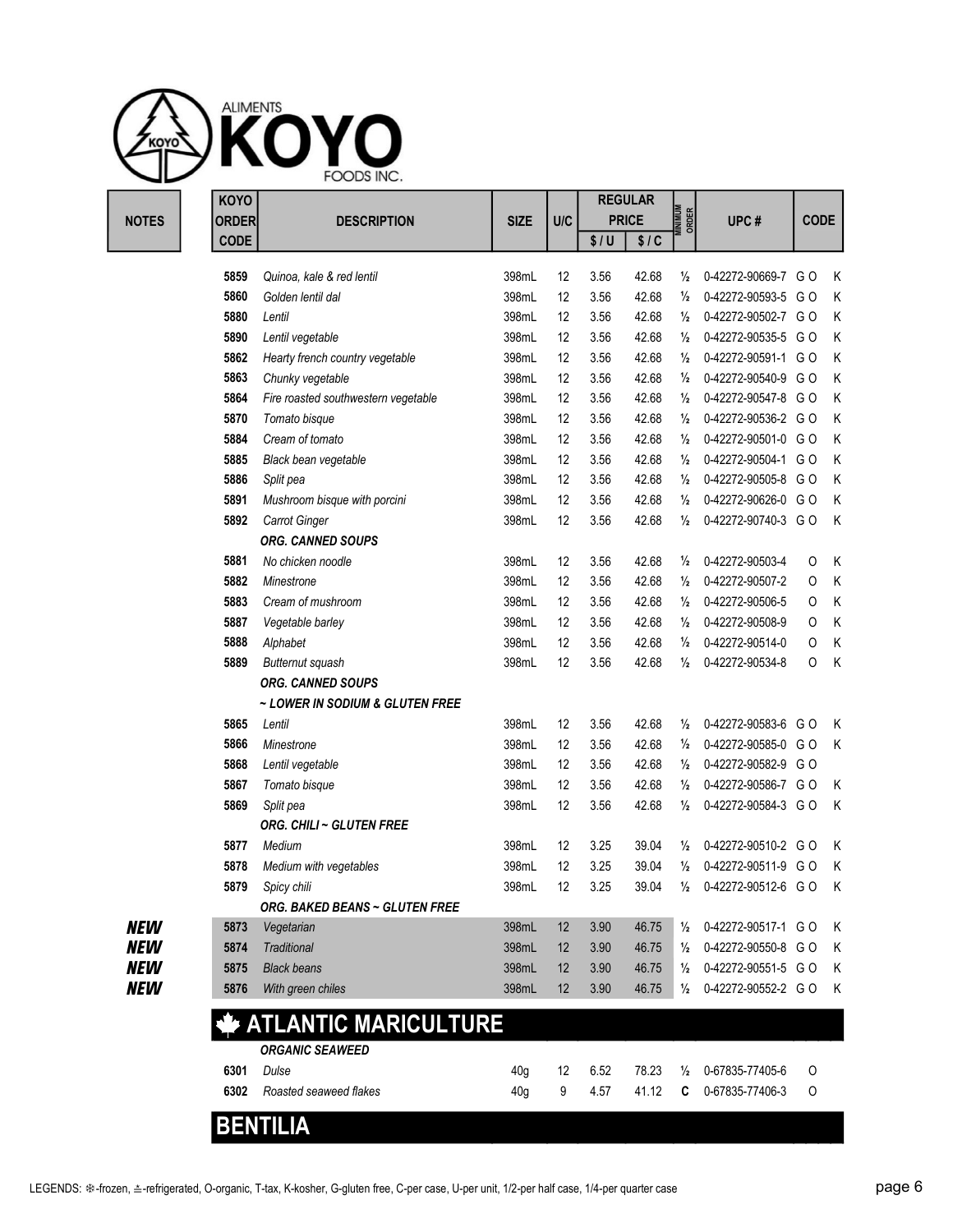ALIMENTS **KOYO** FOODS INC.

| NOTES | KOYO ORDER CODE | DESCRIPTION | SIZE | U/C | REGULAR PRICE $ / U | REGULAR PRICE $ / C | MINIMUM ORDER | UPC # | CODE | |
|---|---|---|---|---|---|---|---|---|---|---|
| | 5859 | *Quinoa, kale & red lentil* | 398mL | 12 | 3.56 | 42.68 | ½ | 0-42272-90669-7 | G O | K |
| | 5860 | *Golden lentil dal* | 398mL | 12 | 3.56 | 42.68 | ½ | 0-42272-90593-5 | G O | K |
| | 5880 | *Lentil* | 398mL | 12 | 3.56 | 42.68 | ½ | 0-42272-90502-7 | G O | K |
| | 5890 | *Lentil vegetable* | 398mL | 12 | 3.56 | 42.68 | ½ | 0-42272-90535-5 | G O | K |
| | 5862 | *Hearty french country vegetable* | 398mL | 12 | 3.56 | 42.68 | ½ | 0-42272-90591-1 | G O | K |
| | 5863 | *Chunky vegetable* | 398mL | 12 | 3.56 | 42.68 | ½ | 0-42272-90540-9 | G O | K |
| | 5864 | *Fire roasted southwestern vegetable* | 398mL | 12 | 3.56 | 42.68 | ½ | 0-42272-90547-8 | G O | K |
| | 5870 | *Tomato bisque* | 398mL | 12 | 3.56 | 42.68 | ½ | 0-42272-90536-2 | G O | K |
| | 5884 | *Cream of tomato* | 398mL | 12 | 3.56 | 42.68 | ½ | 0-42272-90501-0 | G O | K |
| | 5885 | *Black bean vegetable* | 398mL | 12 | 3.56 | 42.68 | ½ | 0-42272-90504-1 | G O | K |
| | 5886 | *Split pea* | 398mL | 12 | 3.56 | 42.68 | ½ | 0-42272-90505-8 | G O | K |
| | 5891 | *Mushroom bisque with porcini* | 398mL | 12 | 3.56 | 42.68 | ½ | 0-42272-90626-0 | G O | K |
| | 5892 | *Carrot Ginger* | 398mL | 12 | 3.56 | 42.68 | ½ | 0-42272-90740-3 | G O | K |
| | | ***ORG. CANNED SOUPS*** | | | | | | | | |
| | 5881 | *No chicken noodle* | 398mL | 12 | 3.56 | 42.68 | ½ | 0-42272-90503-4 | O | K |
| | 5882 | *Minestrone* | 398mL | 12 | 3.56 | 42.68 | ½ | 0-42272-90507-2 | O | K |
| | 5883 | *Cream of mushroom* | 398mL | 12 | 3.56 | 42.68 | ½ | 0-42272-90506-5 | O | K |
| | 5887 | *Vegetable barley* | 398mL | 12 | 3.56 | 42.68 | ½ | 0-42272-90508-9 | O | K |
| | 5888 | *Alphabet* | 398mL | 12 | 3.56 | 42.68 | ½ | 0-42272-90514-0 | O | K |
| | 5889 | *Butternut squash* | 398mL | 12 | 3.56 | 42.68 | ½ | 0-42272-90534-8 | O | K |
| | | ***ORG. CANNED SOUPS ~ LOWER IN SODIUM & GLUTEN FREE*** | | | | | | | | |
| | 5865 | *Lentil* | 398mL | 12 | 3.56 | 42.68 | ½ | 0-42272-90583-6 | G O | K |
| | 5866 | *Minestrone* | 398mL | 12 | 3.56 | 42.68 | ½ | 0-42272-90585-0 | G O | K |
| | 5868 | *Lentil vegetable* | 398mL | 12 | 3.56 | 42.68 | ½ | 0-42272-90582-9 | G O | |
| | 5867 | *Tomato bisque* | 398mL | 12 | 3.56 | 42.68 | ½ | 0-42272-90586-7 | G O | K |
| | 5869 | *Split pea* | 398mL | 12 | 3.56 | 42.68 | ½ | 0-42272-90584-3 | G O | K |
| | | ***ORG. CHILI ~ GLUTEN FREE*** | | | | | | | | |
| | 5877 | *Medium* | 398mL | 12 | 3.25 | 39.04 | ½ | 0-42272-90510-2 | G O | K |
| | 5878 | *Medium with vegetables* | 398mL | 12 | 3.25 | 39.04 | ½ | 0-42272-90511-9 | G O | K |
| | 5879 | *Spicy chili* | 398mL | 12 | 3.25 | 39.04 | ½ | 0-42272-90512-6 | G O | K |
| | | ***ORG. BAKED BEANS ~ GLUTEN FREE*** | | | | | | | | |
| ***NEW*** | 5873 | *Vegetarian* | 398mL | 12 | 3.90 | 46.75 | ½ | 0-42272-90517-1 | G O | K |
| ***NEW*** | 5874 | *Traditional* | 398mL | 12 | 3.90 | 46.75 | ½ | 0-42272-90550-8 | G O | K |
| ***NEW*** | 5875 | *Black beans* | 398mL | 12 | 3.90 | 46.75 | ½ | 0-42272-90551-5 | G O | K |
| ***NEW*** | 5876 | *With green chiles* | 398mL | 12 | 3.90 | 46.75 | ½ | 0-42272-90552-2 | G O | K |

## ATLANTIC MARICULTURE

| NOTES | KOYO ORDER CODE | DESCRIPTION | SIZE | U/C | $ / U | $ / C | MINIMUM ORDER | UPC # | CODE | |
|---|---|---|---|---|---|---|---|---|---|---|
| | | ***ORGANIC SEAWEED*** | | | | | | | | |
| | 6301 | *Dulse* | 40g | 12 | 6.52 | 78.23 | ½ | 0-67835-77405-6 | O | |
| | 6302 | *Roasted seaweed flakes* | 40g | 9 | 4.57 | 41.12 | **C** | 0-67835-77406-3 | O | |

## BENTILIA

LEGENDS: ❄-frozen, ≐-refrigerated, O-organic, T-tax, K-kosher, G-gluten free, C-per case, U-per unit, 1/2-per half case, 1/4-per quarter case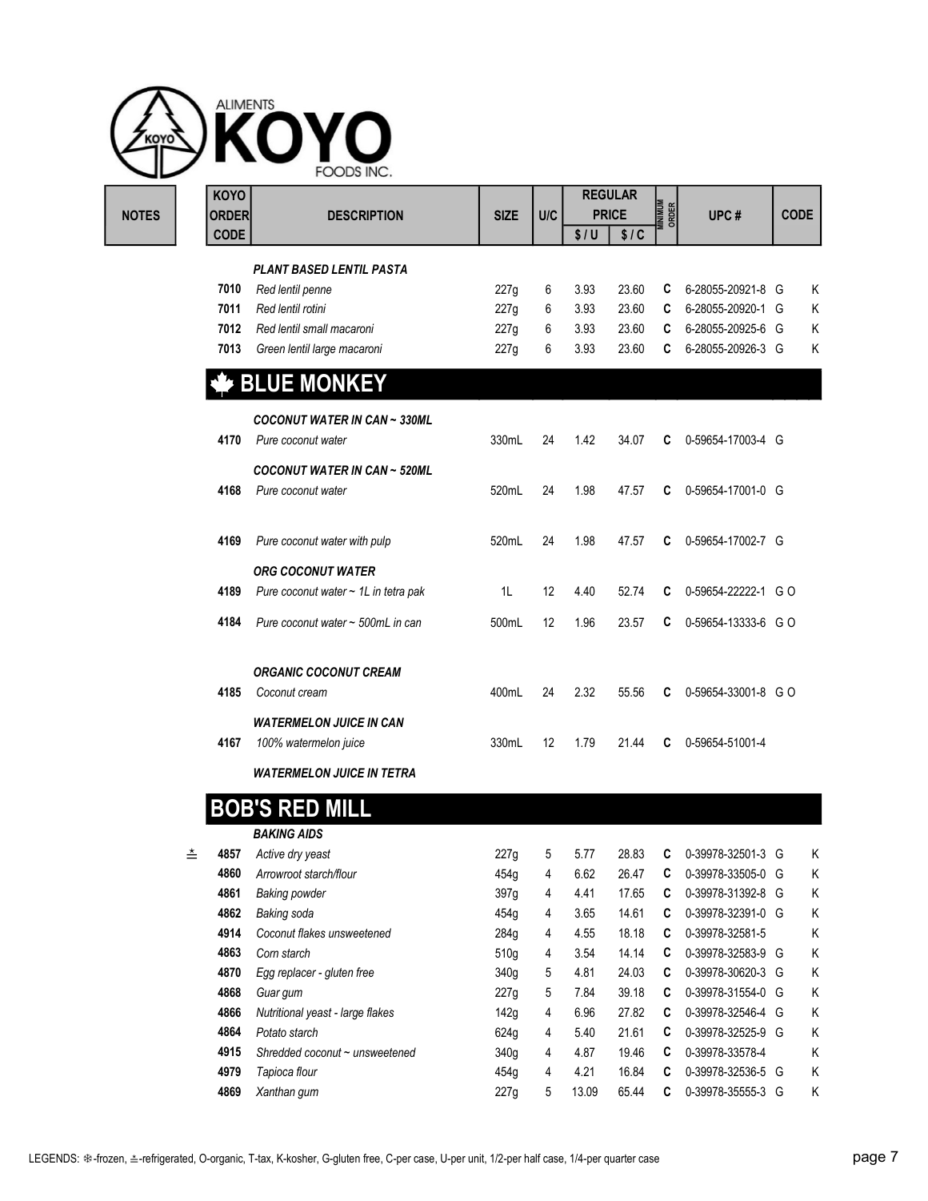ALIMENTS **KOYO** FOODS INC.

| NOTES | KOYO ORDER CODE | DESCRIPTION | SIZE | U/C | REGULAR PRICE $ / U | REGULAR PRICE $ / C | MINIMUM ORDER | UPC # | CODE | |
|---|---|---|---|---|---|---|---|---|---|---|
| | | ***PLANT BASED LENTIL PASTA*** | | | | | | | | |
| | 7010 | *Red lentil penne* | 227g | 6 | 3.93 | 23.60 | C | 6-28055-20921-8 | G | K |
| | 7011 | *Red lentil rotini* | 227g | 6 | 3.93 | 23.60 | C | 6-28055-20920-1 | G | K |
| | 7012 | *Red lentil small macaroni* | 227g | 6 | 3.93 | 23.60 | C | 6-28055-20925-6 | G | K |
| | 7013 | *Green lentil large macaroni* | 227g | 6 | 3.93 | 23.60 | C | 6-28055-20926-3 | G | K |
| | | **BLUE MONKEY** | | | | | | | | |
| | | ***COCONUT WATER IN CAN ~ 330ML*** | | | | | | | | |
| | 4170 | *Pure coconut water* | 330mL | 24 | 1.42 | 34.07 | C | 0-59654-17003-4 | G | |
| | | ***COCONUT WATER IN CAN ~ 520ML*** | | | | | | | | |
| | 4168 | *Pure coconut water* | 520mL | 24 | 1.98 | 47.57 | C | 0-59654-17001-0 | G | |
| | 4169 | *Pure coconut water with pulp* | 520mL | 24 | 1.98 | 47.57 | C | 0-59654-17002-7 | G | |
| | | ***ORG COCONUT WATER*** | | | | | | | | |
| | 4189 | *Pure coconut water ~ 1L in tetra pak* | 1L | 12 | 4.40 | 52.74 | C | 0-59654-22222-1 | G O | |
| | 4184 | *Pure coconut water ~ 500mL in can* | 500mL | 12 | 1.96 | 23.57 | C | 0-59654-13333-6 | G O | |
| | | ***ORGANIC COCONUT CREAM*** | | | | | | | | |
| | 4185 | *Coconut cream* | 400mL | 24 | 2.32 | 55.56 | C | 0-59654-33001-8 | G O | |
| | | ***WATERMELON JUICE IN CAN*** | | | | | | | | |
| | 4167 | *100% watermelon juice* | 330mL | 12 | 1.79 | 21.44 | C | 0-59654-51001-4 | | |
| | | ***WATERMELON JUICE IN TETRA*** | | | | | | | | |
| | | **BOB'S RED MILL** | | | | | | | | |
| | | ***BAKING AIDS*** | | | | | | | | |
| ≛ | 4857 | *Active dry yeast* | 227g | 5 | 5.77 | 28.83 | C | 0-39978-32501-3 | G | K |
| | 4860 | *Arrowroot starch/flour* | 454g | 4 | 6.62 | 26.47 | C | 0-39978-33505-0 | G | K |
| | 4861 | *Baking powder* | 397g | 4 | 4.41 | 17.65 | C | 0-39978-31392-8 | G | K |
| | 4862 | *Baking soda* | 454g | 4 | 3.65 | 14.61 | C | 0-39978-32391-0 | G | K |
| | 4914 | *Coconut flakes unsweetened* | 284g | 4 | 4.55 | 18.18 | C | 0-39978-32581-5 | | K |
| | 4863 | *Corn starch* | 510g | 4 | 3.54 | 14.14 | C | 0-39978-32583-9 | G | K |
| | 4870 | *Egg replacer - gluten free* | 340g | 5 | 4.81 | 24.03 | C | 0-39978-30620-3 | G | K |
| | 4868 | *Guar gum* | 227g | 5 | 7.84 | 39.18 | C | 0-39978-31554-0 | G | K |
| | 4866 | *Nutritional yeast - large flakes* | 142g | 4 | 6.96 | 27.82 | C | 0-39978-32546-4 | G | K |
| | 4864 | *Potato starch* | 624g | 4 | 5.40 | 21.61 | C | 0-39978-32525-9 | G | K |
| | 4915 | *Shredded coconut ~ unsweetened* | 340g | 4 | 4.87 | 19.46 | C | 0-39978-33578-4 | | K |
| | 4979 | *Tapioca flour* | 454g | 4 | 4.21 | 16.84 | C | 0-39978-32536-5 | G | K |
| | 4869 | *Xanthan gum* | 227g | 5 | 13.09 | 65.44 | C | 0-39978-35555-3 | G | K |

LEGENDS: ❄-frozen, ≛-refrigerated, O-organic, T-tax, K-kosher, G-gluten free, C-per case, U-per unit, 1/2-per half case, 1/4-per quarter case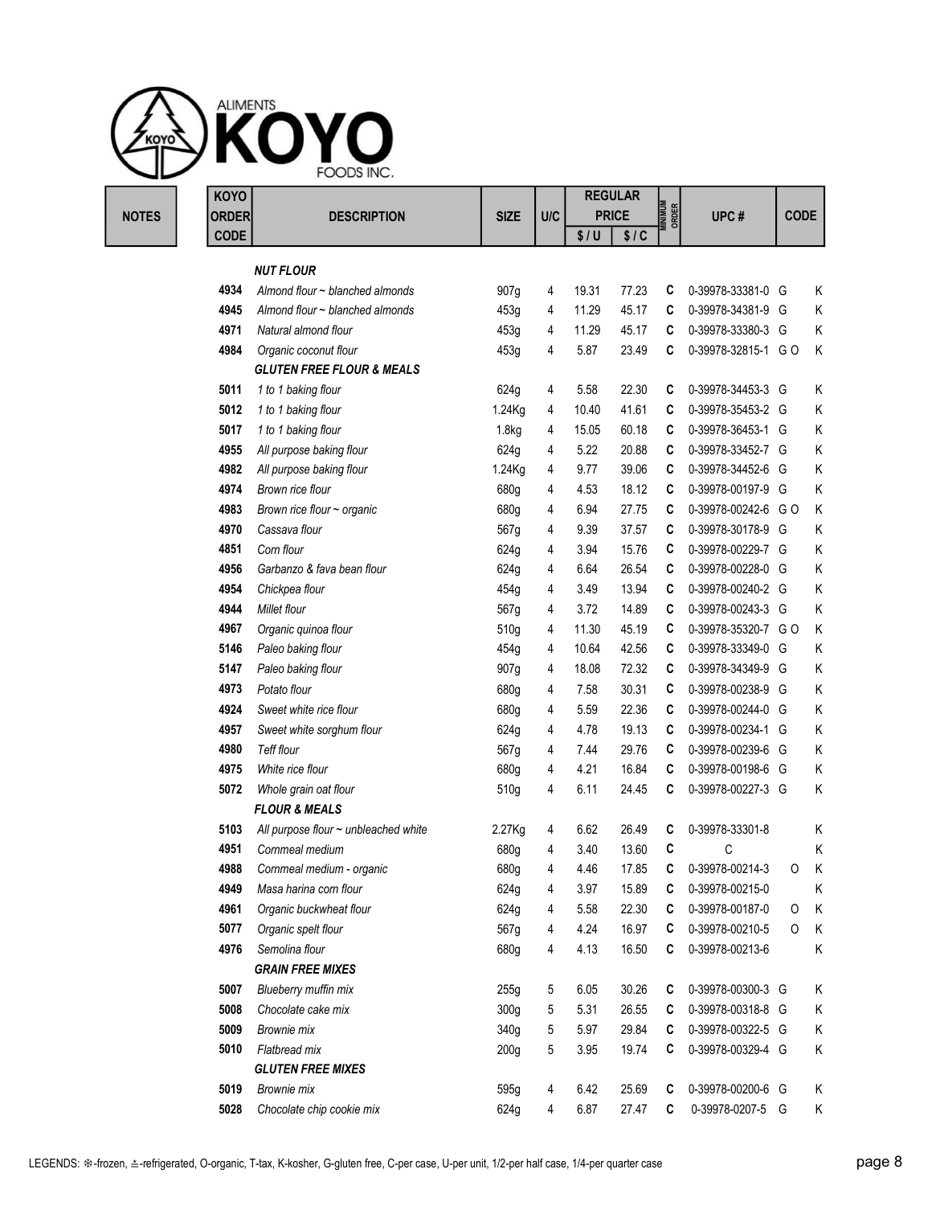ALIMENTS **KOYO** FOODS INC.

| NOTES | KOYO ORDER CODE | DESCRIPTION | SIZE | U/C | REGULAR PRICE $ / U | $ / C | MINIMUM ORDER | UPC # | CODE | |
|---|---|---|---|---|---|---|---|---|---|---|
| | | ***NUT FLOUR*** | | | | | | | | |
| | 4934 | *Almond flour ~ blanched almonds* | 907g | 4 | 19.31 | 77.23 | C | 0-39978-33381-0 | G | K |
| | 4945 | *Almond flour ~ blanched almonds* | 453g | 4 | 11.29 | 45.17 | C | 0-39978-34381-9 | G | K |
| | 4971 | *Natural almond flour* | 453g | 4 | 11.29 | 45.17 | C | 0-39978-33380-3 | G | K |
| | 4984 | *Organic coconut flour* | 453g | 4 | 5.87 | 23.49 | C | 0-39978-32815-1 | G O | K |
| | | ***GLUTEN FREE FLOUR & MEALS*** | | | | | | | | |
| | 5011 | *1 to 1 baking flour* | 624g | 4 | 5.58 | 22.30 | C | 0-39978-34453-3 | G | K |
| | 5012 | *1 to 1 baking flour* | 1.24Kg | 4 | 10.40 | 41.61 | C | 0-39978-35453-2 | G | K |
| | 5017 | *1 to 1 baking flour* | 1.8kg | 4 | 15.05 | 60.18 | C | 0-39978-36453-1 | G | K |
| | 4955 | *All purpose baking flour* | 624g | 4 | 5.22 | 20.88 | C | 0-39978-33452-7 | G | K |
| | 4982 | *All purpose baking flour* | 1.24Kg | 4 | 9.77 | 39.06 | C | 0-39978-34452-6 | G | K |
| | 4974 | *Brown rice flour* | 680g | 4 | 4.53 | 18.12 | C | 0-39978-00197-9 | G | K |
| | 4983 | *Brown rice flour ~ organic* | 680g | 4 | 6.94 | 27.75 | C | 0-39978-00242-6 | G O | K |
| | 4970 | *Cassava flour* | 567g | 4 | 9.39 | 37.57 | C | 0-39978-30178-9 | G | K |
| | 4851 | *Corn flour* | 624g | 4 | 3.94 | 15.76 | C | 0-39978-00229-7 | G | K |
| | 4956 | *Garbanzo & fava bean flour* | 624g | 4 | 6.64 | 26.54 | C | 0-39978-00228-0 | G | K |
| | 4954 | *Chickpea flour* | 454g | 4 | 3.49 | 13.94 | C | 0-39978-00240-2 | G | K |
| | 4944 | *Millet flour* | 567g | 4 | 3.72 | 14.89 | C | 0-39978-00243-3 | G | K |
| | 4967 | *Organic quinoa flour* | 510g | 4 | 11.30 | 45.19 | C | 0-39978-35320-7 | G O | K |
| | 5146 | *Paleo baking flour* | 454g | 4 | 10.64 | 42.56 | C | 0-39978-33349-0 | G | K |
| | 5147 | *Paleo baking flour* | 907g | 4 | 18.08 | 72.32 | C | 0-39978-34349-9 | G | K |
| | 4973 | *Potato flour* | 680g | 4 | 7.58 | 30.31 | C | 0-39978-00238-9 | G | K |
| | 4924 | *Sweet white rice flour* | 680g | 4 | 5.59 | 22.36 | C | 0-39978-00244-0 | G | K |
| | 4957 | *Sweet white sorghum flour* | 624g | 4 | 4.78 | 19.13 | C | 0-39978-00234-1 | G | K |
| | 4980 | *Teff flour* | 567g | 4 | 7.44 | 29.76 | C | 0-39978-00239-6 | G | K |
| | 4975 | *White rice flour* | 680g | 4 | 4.21 | 16.84 | C | 0-39978-00198-6 | G | K |
| | 5072 | *Whole grain oat flour* | 510g | 4 | 6.11 | 24.45 | C | 0-39978-00227-3 | G | K |
| | | ***FLOUR & MEALS*** | | | | | | | | |
| | 5103 | *All purpose flour ~ unbleached white* | 2.27Kg | 4 | 6.62 | 26.49 | C | 0-39978-33301-8 | | K |
| | 4951 | *Cornmeal medium* | 680g | 4 | 3.40 | 13.60 | C | C | | K |
| | 4988 | *Cornmeal medium - organic* | 680g | 4 | 4.46 | 17.85 | C | 0-39978-00214-3 | O | K |
| | 4949 | *Masa harina corn flour* | 624g | 4 | 3.97 | 15.89 | C | 0-39978-00215-0 | | K |
| | 4961 | *Organic buckwheat flour* | 624g | 4 | 5.58 | 22.30 | C | 0-39978-00187-0 | O | K |
| | 5077 | *Organic spelt flour* | 567g | 4 | 4.24 | 16.97 | C | 0-39978-00210-5 | O | K |
| | 4976 | *Semolina flour* | 680g | 4 | 4.13 | 16.50 | C | 0-39978-00213-6 | | K |
| | | ***GRAIN FREE MIXES*** | | | | | | | | |
| | 5007 | *Blueberry muffin mix* | 255g | 5 | 6.05 | 30.26 | C | 0-39978-00300-3 | G | K |
| | 5008 | *Chocolate cake mix* | 300g | 5 | 5.31 | 26.55 | C | 0-39978-00318-8 | G | K |
| | 5009 | *Brownie mix* | 340g | 5 | 5.97 | 29.84 | C | 0-39978-00322-5 | G | K |
| | 5010 | *Flatbread mix* | 200g | 5 | 3.95 | 19.74 | C | 0-39978-00329-4 | G | K |
| | | ***GLUTEN FREE MIXES*** | | | | | | | | |
| | 5019 | *Brownie mix* | 595g | 4 | 6.42 | 25.69 | C | 0-39978-00200-6 | G | K |
| | 5028 | *Chocolate chip cookie mix* | 624g | 4 | 6.87 | 27.47 | C | 0-39978-0207-5 | G | K |

LEGENDS: ❄-frozen, ≜-refrigerated, O-organic, T-tax, K-kosher, G-gluten free, C-per case, U-per unit, 1/2-per half case, 1/4-per quarter case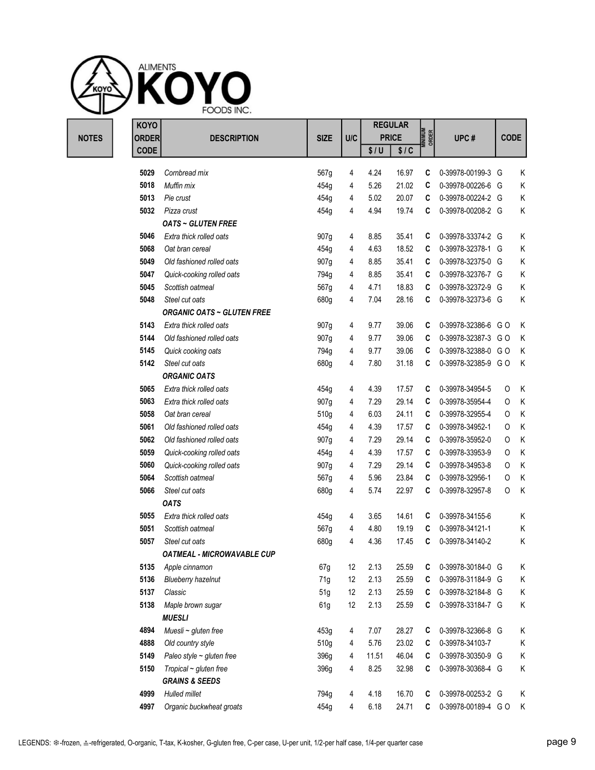ALIMENTS KOYO FOODS INC.

| NOTES | KOYO ORDER CODE | DESCRIPTION | SIZE | U/C | REGULAR PRICE | | MINIMUM ORDER | UPC # | CODE | |
|---|---|---|---|---|---|---|---|---|---|---|
| | | | | | $ / U | $ / C | | | | |
| | 5029 | *Cornbread mix* | 567g | 4 | 4.24 | 16.97 | C | 0-39978-00199-3 | G | K |
| | 5018 | *Muffin mix* | 454g | 4 | 5.26 | 21.02 | C | 0-39978-00226-6 | G | K |
| | 5013 | *Pie crust* | 454g | 4 | 5.02 | 20.07 | C | 0-39978-00224-2 | G | K |
| | 5032 | *Pizza crust* | 454g | 4 | 4.94 | 19.74 | C | 0-39978-00208-2 | G | K |
| | | ***OATS ~ GLUTEN FREE*** | | | | | | | | |
| | 5046 | *Extra thick rolled oats* | 907g | 4 | 8.85 | 35.41 | C | 0-39978-33374-2 | G | K |
| | 5068 | *Oat bran cereal* | 454g | 4 | 4.63 | 18.52 | C | 0-39978-32378-1 | G | K |
| | 5049 | *Old fashioned rolled oats* | 907g | 4 | 8.85 | 35.41 | C | 0-39978-32375-0 | G | K |
| | 5047 | *Quick-cooking rolled oats* | 794g | 4 | 8.85 | 35.41 | C | 0-39978-32376-7 | G | K |
| | 5045 | *Scottish oatmeal* | 567g | 4 | 4.71 | 18.83 | C | 0-39978-32372-9 | G | K |
| | 5048 | *Steel cut oats* | 680g | 4 | 7.04 | 28.16 | C | 0-39978-32373-6 | G | K |
| | | ***ORGANIC OATS ~ GLUTEN FREE*** | | | | | | | | |
| | 5143 | *Extra thick rolled oats* | 907g | 4 | 9.77 | 39.06 | C | 0-39978-32386-6 | G O | K |
| | 5144 | *Old fashioned rolled oats* | 907g | 4 | 9.77 | 39.06 | C | 0-39978-32387-3 | G O | K |
| | 5145 | *Quick cooking oats* | 794g | 4 | 9.77 | 39.06 | C | 0-39978-32388-0 | G O | K |
| | 5142 | *Steel cut oats* | 680g | 4 | 7.80 | 31.18 | C | 0-39978-32385-9 | G O | K |
| | | ***ORGANIC OATS*** | | | | | | | | |
| | 5065 | *Extra thick rolled oats* | 454g | 4 | 4.39 | 17.57 | C | 0-39978-34954-5 | O | K |
| | 5063 | *Extra thick rolled oats* | 907g | 4 | 7.29 | 29.14 | C | 0-39978-35954-4 | O | K |
| | 5058 | *Oat bran cereal* | 510g | 4 | 6.03 | 24.11 | C | 0-39978-32955-4 | O | K |
| | 5061 | *Old fashioned rolled oats* | 454g | 4 | 4.39 | 17.57 | C | 0-39978-34952-1 | O | K |
| | 5062 | *Old fashioned rolled oats* | 907g | 4 | 7.29 | 29.14 | C | 0-39978-35952-0 | O | K |
| | 5059 | *Quick-cooking rolled oats* | 454g | 4 | 4.39 | 17.57 | C | 0-39978-33953-9 | O | K |
| | 5060 | *Quick-cooking rolled oats* | 907g | 4 | 7.29 | 29.14 | C | 0-39978-34953-8 | O | K |
| | 5064 | *Scottish oatmeal* | 567g | 4 | 5.96 | 23.84 | C | 0-39978-32956-1 | O | K |
| | 5066 | *Steel cut oats* | 680g | 4 | 5.74 | 22.97 | C | 0-39978-32957-8 | O | K |
| | | ***OATS*** | | | | | | | | |
| | 5055 | *Extra thick rolled oats* | 454g | 4 | 3.65 | 14.61 | C | 0-39978-34155-6 | | K |
| | 5051 | *Scottish oatmeal* | 567g | 4 | 4.80 | 19.19 | C | 0-39978-34121-1 | | K |
| | 5057 | *Steel cut oats* | 680g | 4 | 4.36 | 17.45 | C | 0-39978-34140-2 | | K |
| | | ***OATMEAL - MICROWAVABLE CUP*** | | | | | | | | |
| | 5135 | *Apple cinnamon* | 67g | 12 | 2.13 | 25.59 | C | 0-39978-30184-0 | G | K |
| | 5136 | *Blueberry hazelnut* | 71g | 12 | 2.13 | 25.59 | C | 0-39978-31184-9 | G | K |
| | 5137 | *Classic* | 51g | 12 | 2.13 | 25.59 | C | 0-39978-32184-8 | G | K |
| | 5138 | *Maple brown sugar* | 61g | 12 | 2.13 | 25.59 | C | 0-39978-33184-7 | G | K |
| | | ***MUESLI*** | | | | | | | | |
| | 4894 | *Muesli ~ gluten free* | 453g | 4 | 7.07 | 28.27 | C | 0-39978-32366-8 | G | K |
| | 4888 | *Old country style* | 510g | 4 | 5.76 | 23.02 | C | 0-39978-34103-7 | | K |
| | 5149 | *Paleo style ~ gluten free* | 396g | 4 | 11.51 | 46.04 | C | 0-39978-30350-9 | G | K |
| | 5150 | *Tropical ~ gluten free* | 396g | 4 | 8.25 | 32.98 | C | 0-39978-30368-4 | G | K |
| | | ***GRAINS & SEEDS*** | | | | | | | | |
| | 4999 | *Hulled millet* | 794g | 4 | 4.18 | 16.70 | C | 0-39978-00253-2 | G | K |
| | 4997 | *Organic buckwheat groats* | 454g | 4 | 6.18 | 24.71 | C | 0-39978-00189-4 | G O | K |

LEGENDS: ❄-frozen, ≞-refrigerated, O-organic, T-tax, K-kosher, G-gluten free, C-per case, U-per unit, 1/2-per half case, 1/4-per quarter case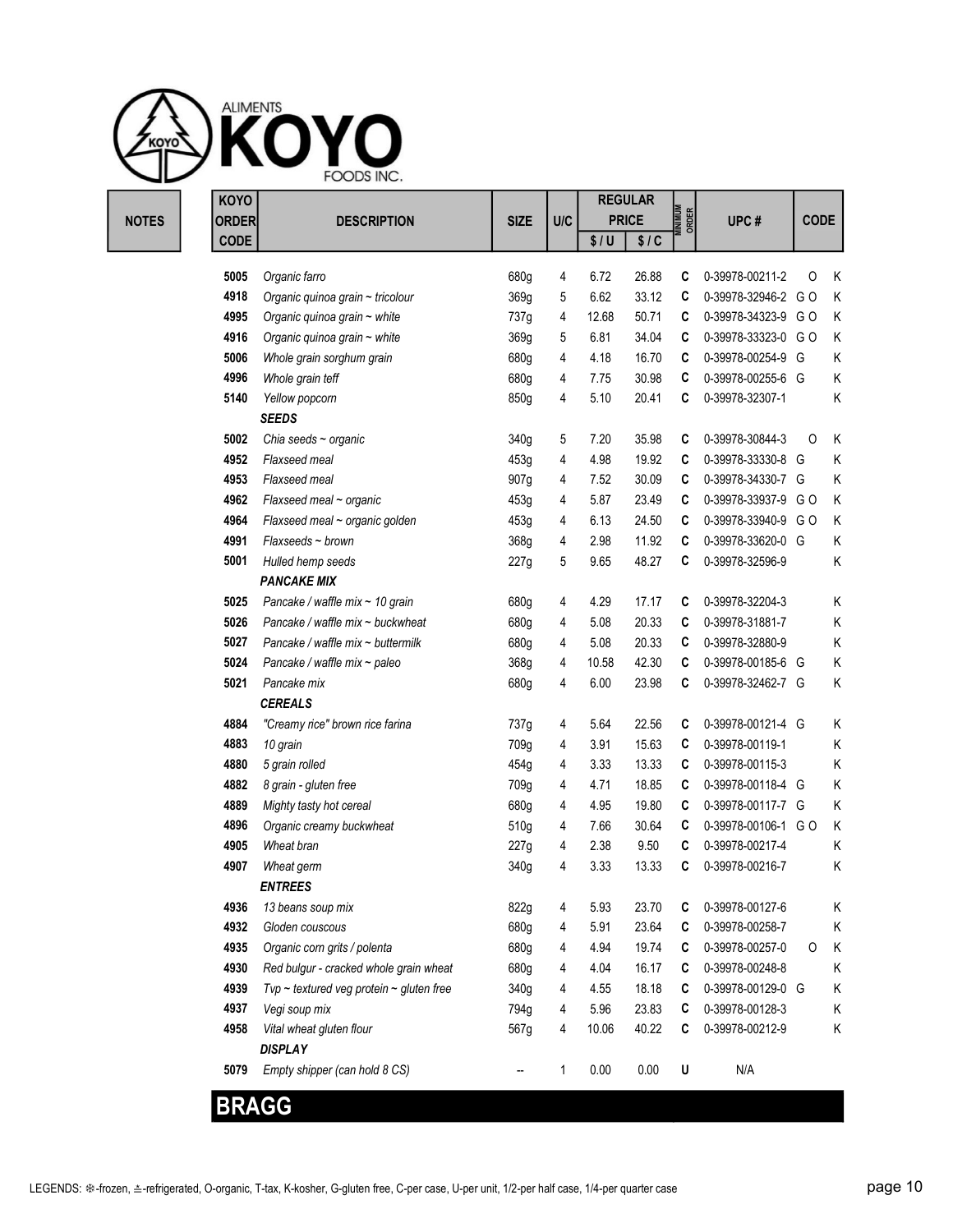ALIMENTS **KOYO** FOODS INC.

| NOTES | KOYO ORDER CODE | DESCRIPTION | SIZE | U/C | REGULAR PRICE $ / U | REGULAR PRICE $ / C | MINIMUM ORDER | UPC # | CODE | |
|---|---|---|---|---|---|---|---|---|---|---|
| | 5005 | *Organic farro* | 680g | 4 | 6.72 | 26.88 | C | 0-39978-00211-2 | O | K |
| | 4918 | *Organic quinoa grain ~ tricolour* | 369g | 5 | 6.62 | 33.12 | C | 0-39978-32946-2 | G O | K |
| | 4995 | *Organic quinoa grain ~ white* | 737g | 4 | 12.68 | 50.71 | C | 0-39978-34323-9 | G O | K |
| | 4916 | *Organic quinoa grain ~ white* | 369g | 5 | 6.81 | 34.04 | C | 0-39978-33323-0 | G O | K |
| | 5006 | *Whole grain sorghum grain* | 680g | 4 | 4.18 | 16.70 | C | 0-39978-00254-9 | G | K |
| | 4996 | *Whole grain teff* | 680g | 4 | 7.75 | 30.98 | C | 0-39978-00255-6 | G | K |
| | 5140 | *Yellow popcorn* | 850g | 4 | 5.10 | 20.41 | C | 0-39978-32307-1 | | K |
| | | ***SEEDS*** | | | | | | | | |
| | 5002 | *Chia seeds ~ organic* | 340g | 5 | 7.20 | 35.98 | C | 0-39978-30844-3 | O | K |
| | 4952 | *Flaxseed meal* | 453g | 4 | 4.98 | 19.92 | C | 0-39978-33330-8 | G | K |
| | 4953 | *Flaxseed meal* | 907g | 4 | 7.52 | 30.09 | C | 0-39978-34330-7 | G | K |
| | 4962 | *Flaxseed meal ~ organic* | 453g | 4 | 5.87 | 23.49 | C | 0-39978-33937-9 | G O | K |
| | 4964 | *Flaxseed meal ~ organic golden* | 453g | 4 | 6.13 | 24.50 | C | 0-39978-33940-9 | G O | K |
| | 4991 | *Flaxseeds ~ brown* | 368g | 4 | 2.98 | 11.92 | C | 0-39978-33620-0 | G | K |
| | 5001 | *Hulled hemp seeds* | 227g | 5 | 9.65 | 48.27 | C | 0-39978-32596-9 | | K |
| | | ***PANCAKE MIX*** | | | | | | | | |
| | 5025 | *Pancake / waffle mix ~ 10 grain* | 680g | 4 | 4.29 | 17.17 | C | 0-39978-32204-3 | | K |
| | 5026 | *Pancake / waffle mix ~ buckwheat* | 680g | 4 | 5.08 | 20.33 | C | 0-39978-31881-7 | | K |
| | 5027 | *Pancake / waffle mix ~ buttermilk* | 680g | 4 | 5.08 | 20.33 | C | 0-39978-32880-9 | | K |
| | 5024 | *Pancake / waffle mix ~ paleo* | 368g | 4 | 10.58 | 42.30 | C | 0-39978-00185-6 | G | K |
| | 5021 | *Pancake mix* | 680g | 4 | 6.00 | 23.98 | C | 0-39978-32462-7 | G | K |
| | | ***CEREALS*** | | | | | | | | |
| | 4884 | *"Creamy rice" brown rice farina* | 737g | 4 | 5.64 | 22.56 | C | 0-39978-00121-4 | G | K |
| | 4883 | *10 grain* | 709g | 4 | 3.91 | 15.63 | C | 0-39978-00119-1 | | K |
| | 4880 | *5 grain rolled* | 454g | 4 | 3.33 | 13.33 | C | 0-39978-00115-3 | | K |
| | 4882 | *8 grain - gluten free* | 709g | 4 | 4.71 | 18.85 | C | 0-39978-00118-4 | G | K |
| | 4889 | *Mighty tasty hot cereal* | 680g | 4 | 4.95 | 19.80 | C | 0-39978-00117-7 | G | K |
| | 4896 | *Organic creamy buckwheat* | 510g | 4 | 7.66 | 30.64 | C | 0-39978-00106-1 | G O | K |
| | 4905 | *Wheat bran* | 227g | 4 | 2.38 | 9.50 | C | 0-39978-00217-4 | | K |
| | 4907 | *Wheat germ* | 340g | 4 | 3.33 | 13.33 | C | 0-39978-00216-7 | | K |
| | | ***ENTREES*** | | | | | | | | |
| | 4936 | *13 beans soup mix* | 822g | 4 | 5.93 | 23.70 | C | 0-39978-00127-6 | | K |
| | 4932 | *Gloden couscous* | 680g | 4 | 5.91 | 23.64 | C | 0-39978-00258-7 | | K |
| | 4935 | *Organic corn grits / polenta* | 680g | 4 | 4.94 | 19.74 | C | 0-39978-00257-0 | O | K |
| | 4930 | *Red bulgur - cracked whole grain wheat* | 680g | 4 | 4.04 | 16.17 | C | 0-39978-00248-8 | | K |
| | 4939 | *Tvp ~ textured veg protein ~ gluten free* | 340g | 4 | 4.55 | 18.18 | C | 0-39978-00129-0 | G | K |
| | 4937 | *Vegi soup mix* | 794g | 4 | 5.96 | 23.83 | C | 0-39978-00128-3 | | K |
| | 4958 | *Vital wheat gluten flour* | 567g | 4 | 10.06 | 40.22 | C | 0-39978-00212-9 | | K |
| | | ***DISPLAY*** | | | | | | | | |
| | 5079 | *Empty shipper (can hold 8 CS)* | -- | 1 | 0.00 | 0.00 | U | N/A | | |

## BRAGG

LEGENDS: ❄-frozen, ≜-refrigerated, O-organic, T-tax, K-kosher, G-gluten free, C-per case, U-per unit, 1/2-per half case, 1/4-per quarter case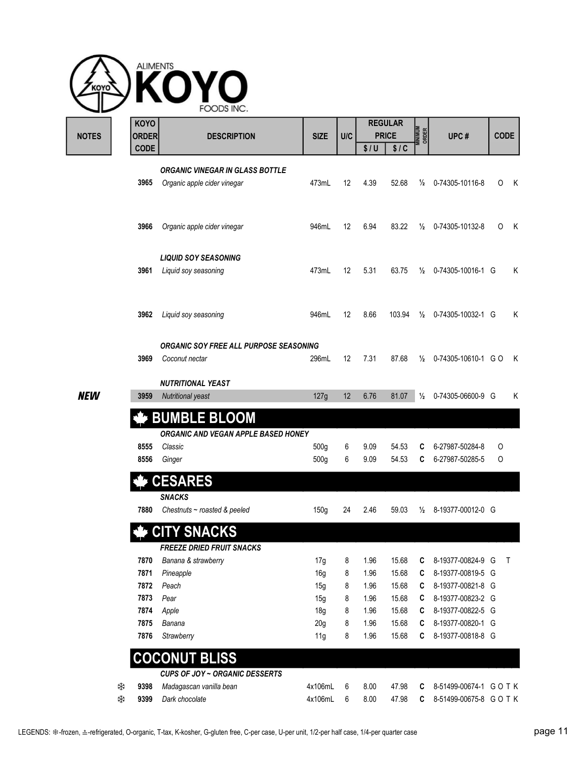ALIMENTS **KOYO** FOODS INC.

| NOTES | KOYO ORDER CODE | DESCRIPTION | SIZE | U/C | REGULAR PRICE $ / U | REGULAR PRICE $ / C | MINIMUM ORDER | UPC # | CODE |
|---|---|---|---|---|---|---|---|---|---|
| | | ***ORGANIC VINEGAR IN GLASS BOTTLE*** | | | | | | | |
| | 3965 | *Organic apple cider vinegar* | 473mL | 12 | 4.39 | 52.68 | ½ | 0-74305-10116-8 | O K |
| | 3966 | *Organic apple cider vinegar* | 946mL | 12 | 6.94 | 83.22 | ½ | 0-74305-10132-8 | O K |
| | | ***LIQUID SOY SEASONING*** | | | | | | | |
| | 3961 | *Liquid soy seasoning* | 473mL | 12 | 5.31 | 63.75 | ½ | 0-74305-10016-1 | G K |
| | 3962 | *Liquid soy seasoning* | 946mL | 12 | 8.66 | 103.94 | ½ | 0-74305-10032-1 | G K |
| | | ***ORGANIC SOY FREE ALL PURPOSE SEASONING*** | | | | | | | |
| | 3969 | *Coconut nectar* | 296mL | 12 | 7.31 | 87.68 | ½ | 0-74305-10610-1 | G O K |
| | | ***NUTRITIONAL YEAST*** | | | | | | | |
| ***NEW*** | 3959 | *Nutritional yeast* | 127g | 12 | 6.76 | 81.07 | ½ | 0-74305-06600-9 | G K |
| | | **BUMBLE BLOOM** | | | | | | | |
| | | ***ORGANIC AND VEGAN APPLE BASED HONEY*** | | | | | | | |
| | 8555 | *Classic* | 500g | 6 | 9.09 | 54.53 | C | 6-27987-50284-8 | O |
| | 8556 | *Ginger* | 500g | 6 | 9.09 | 54.53 | C | 6-27987-50285-5 | O |
| | | **CESARES** | | | | | | | |
| | | ***SNACKS*** | | | | | | | |
| | 7880 | *Chestnuts ~ roasted & peeled* | 150g | 24 | 2.46 | 59.03 | ½ | 8-19377-00012-0 | G |
| | | **CITY SNACKS** | | | | | | | |
| | | ***FREEZE DRIED FRUIT SNACKS*** | | | | | | | |
| | 7870 | *Banana & strawberry* | 17g | 8 | 1.96 | 15.68 | C | 8-19377-00824-9 | G T |
| | 7871 | *Pineapple* | 16g | 8 | 1.96 | 15.68 | C | 8-19377-00819-5 | G |
| | 7872 | *Peach* | 15g | 8 | 1.96 | 15.68 | C | 8-19377-00821-8 | G |
| | 7873 | *Pear* | 15g | 8 | 1.96 | 15.68 | C | 8-19377-00823-2 | G |
| | 7874 | *Apple* | 18g | 8 | 1.96 | 15.68 | C | 8-19377-00822-5 | G |
| | 7875 | *Banana* | 20g | 8 | 1.96 | 15.68 | C | 8-19377-00820-1 | G |
| | 7876 | *Strawberry* | 11g | 8 | 1.96 | 15.68 | C | 8-19377-00818-8 | G |
| | | **COCONUT BLISS** | | | | | | | |
| | | ***CUPS OF JOY ~ ORGANIC DESSERTS*** | | | | | | | |
| ❄ | 9398 | *Madagascan vanilla bean* | 4x106mL | 6 | 8.00 | 47.98 | C | 8-51499-00674-1 | G O T K |
| ❄ | 9399 | *Dark chocolate* | 4x106mL | 6 | 8.00 | 47.98 | C | 8-51499-00675-8 | G O T K |

LEGENDS: ❄-frozen, ≛-refrigerated, O-organic, T-tax, K-kosher, G-gluten free, C-per case, U-per unit, 1/2-per half case, 1/4-per quarter case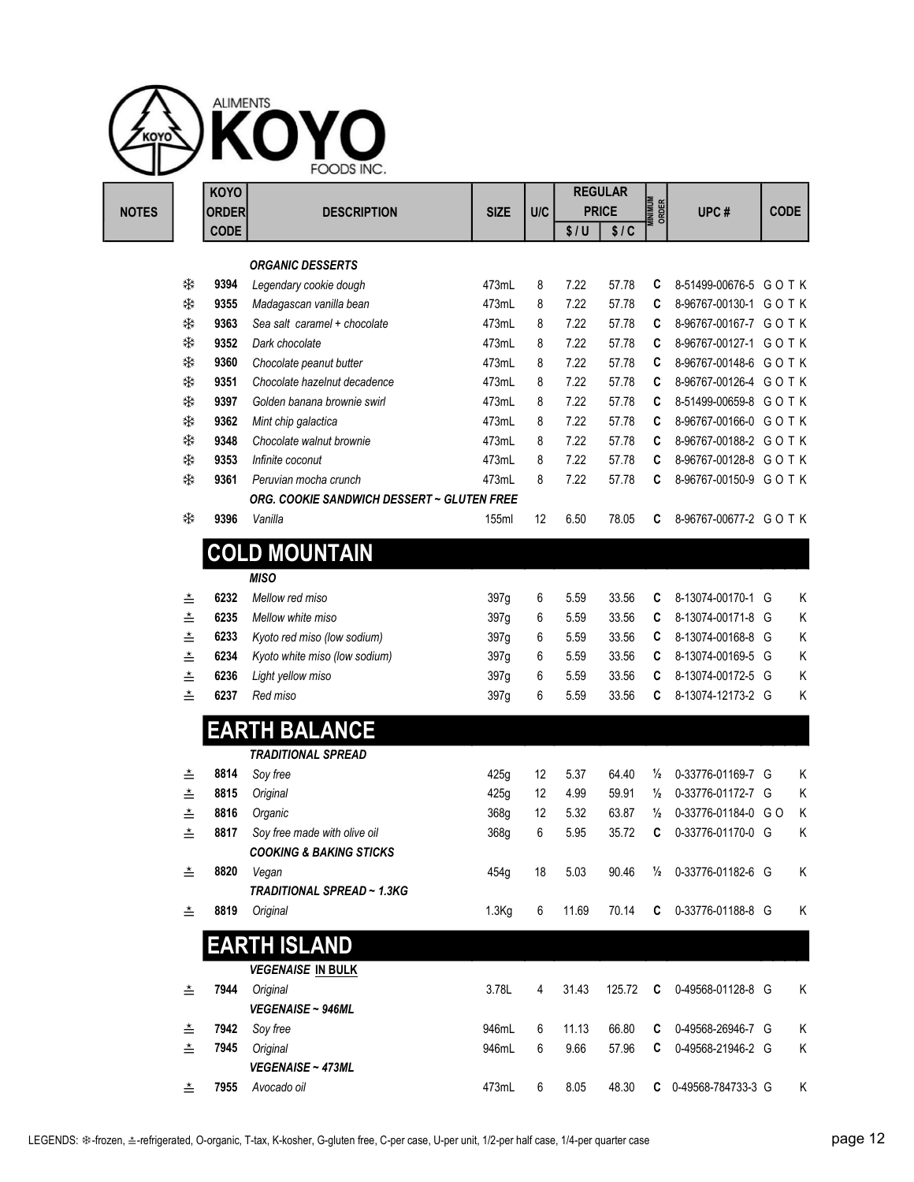ALIMENTS **KOYO** FOODS INC.

| NOTES | | KOYO ORDER CODE | DESCRIPTION | SIZE | U/C | REGULAR PRICE $ / U | $ / C | MINIMUM ORDER | UPC # | CODE |
|---|---|---|---|---|---|---|---|---|---|---|
| | | | ***ORGANIC DESSERTS*** | | | | | | | |
| | ❄ | **9394** | *Legendary cookie dough* | 473mL | 8 | 7.22 | 57.78 | **C** | 8-51499-00676-5 | G O T K |
| | ❄ | **9355** | *Madagascan vanilla bean* | 473mL | 8 | 7.22 | 57.78 | **C** | 8-96767-00130-1 | G O T K |
| | ❄ | **9363** | *Sea salt caramel + chocolate* | 473mL | 8 | 7.22 | 57.78 | **C** | 8-96767-00167-7 | G O T K |
| | ❄ | **9352** | *Dark chocolate* | 473mL | 8 | 7.22 | 57.78 | **C** | 8-96767-00127-1 | G O T K |
| | ❄ | **9360** | *Chocolate peanut butter* | 473mL | 8 | 7.22 | 57.78 | **C** | 8-96767-00148-6 | G O T K |
| | ❄ | **9351** | *Chocolate hazelnut decadence* | 473mL | 8 | 7.22 | 57.78 | **C** | 8-96767-00126-4 | G O T K |
| | ❄ | **9397** | *Golden banana brownie swirl* | 473mL | 8 | 7.22 | 57.78 | **C** | 8-51499-00659-8 | G O T K |
| | ❄ | **9362** | *Mint chip galactica* | 473mL | 8 | 7.22 | 57.78 | **C** | 8-96767-00166-0 | G O T K |
| | ❄ | **9348** | *Chocolate walnut brownie* | 473mL | 8 | 7.22 | 57.78 | **C** | 8-96767-00188-2 | G O T K |
| | ❄ | **9353** | *Infinite coconut* | 473mL | 8 | 7.22 | 57.78 | **C** | 8-96767-00128-8 | G O T K |
| | ❄ | **9361** | *Peruvian mocha crunch* | 473mL | 8 | 7.22 | 57.78 | **C** | 8-96767-00150-9 | G O T K |
| | | | ***ORG. COOKIE SANDWICH DESSERT ~ GLUTEN FREE*** | | | | | | | |
| | ❄ | **9396** | *Vanilla* | 155ml | 12 | 6.50 | 78.05 | **C** | 8-96767-00677-2 | G O T K |
| | | | **COLD MOUNTAIN** | | | | | | | |
| | | | ***MISO*** | | | | | | | |
| | ≛ | **6232** | *Mellow red miso* | 397g | 6 | 5.59 | 33.56 | **C** | 8-13074-00170-1 | G K |
| | ≛ | **6235** | *Mellow white miso* | 397g | 6 | 5.59 | 33.56 | **C** | 8-13074-00171-8 | G K |
| | ≛ | **6233** | *Kyoto red miso (low sodium)* | 397g | 6 | 5.59 | 33.56 | **C** | 8-13074-00168-8 | G K |
| | ≛ | **6234** | *Kyoto white miso (low sodium)* | 397g | 6 | 5.59 | 33.56 | **C** | 8-13074-00169-5 | G K |
| | ≛ | **6236** | *Light yellow miso* | 397g | 6 | 5.59 | 33.56 | **C** | 8-13074-00172-5 | G K |
| | ≛ | **6237** | *Red miso* | 397g | 6 | 5.59 | 33.56 | **C** | 8-13074-12173-2 | G K |
| | | | **EARTH BALANCE** | | | | | | | |
| | | | ***TRADITIONAL SPREAD*** | | | | | | | |
| | ≛ | **8814** | *Soy free* | 425g | 12 | 5.37 | 64.40 | ½ | 0-33776-01169-7 | G K |
| | ≛ | **8815** | *Original* | 425g | 12 | 4.99 | 59.91 | ½ | 0-33776-01172-7 | G K |
| | ≛ | **8816** | *Organic* | 368g | 12 | 5.32 | 63.87 | ½ | 0-33776-01184-0 | G O K |
| | ≛ | **8817** | *Soy free made with olive oil* | 368g | 6 | 5.95 | 35.72 | **C** | 0-33776-01170-0 | G K |
| | | | ***COOKING & BAKING STICKS*** | | | | | | | |
| | ≛ | **8820** | *Vegan* | 454g | 18 | 5.03 | 90.46 | ½ | 0-33776-01182-6 | G K |
| | | | ***TRADITIONAL SPREAD ~ 1.3KG*** | | | | | | | |
| | ≛ | **8819** | *Original* | 1.3Kg | 6 | 11.69 | 70.14 | **C** | 0-33776-01188-8 | G K |
| | | | **EARTH ISLAND** | | | | | | | |
| | | | ***VEGENAISE IN BULK*** | | | | | | | |
| | ≛ | **7944** | *Original* | 3.78L | 4 | 31.43 | 125.72 | **C** | 0-49568-01128-8 | G K |
| | | | ***VEGENAISE ~ 946ML*** | | | | | | | |
| | ≛ | **7942** | *Soy free* | 946mL | 6 | 11.13 | 66.80 | **C** | 0-49568-26946-7 | G K |
| | ≛ | **7945** | *Original* | 946mL | 6 | 9.66 | 57.96 | **C** | 0-49568-21946-2 | G K |
| | | | ***VEGENAISE ~ 473ML*** | | | | | | | |
| | ≛ | **7955** | *Avocado oil* | 473mL | 6 | 8.05 | 48.30 | **C** | 0-49568-784733-3 | G K |

LEGENDS: ❄-frozen, ≛-refrigerated, O-organic, T-tax, K-kosher, G-gluten free, C-per case, U-per unit, 1/2-per half case, 1/4-per quarter case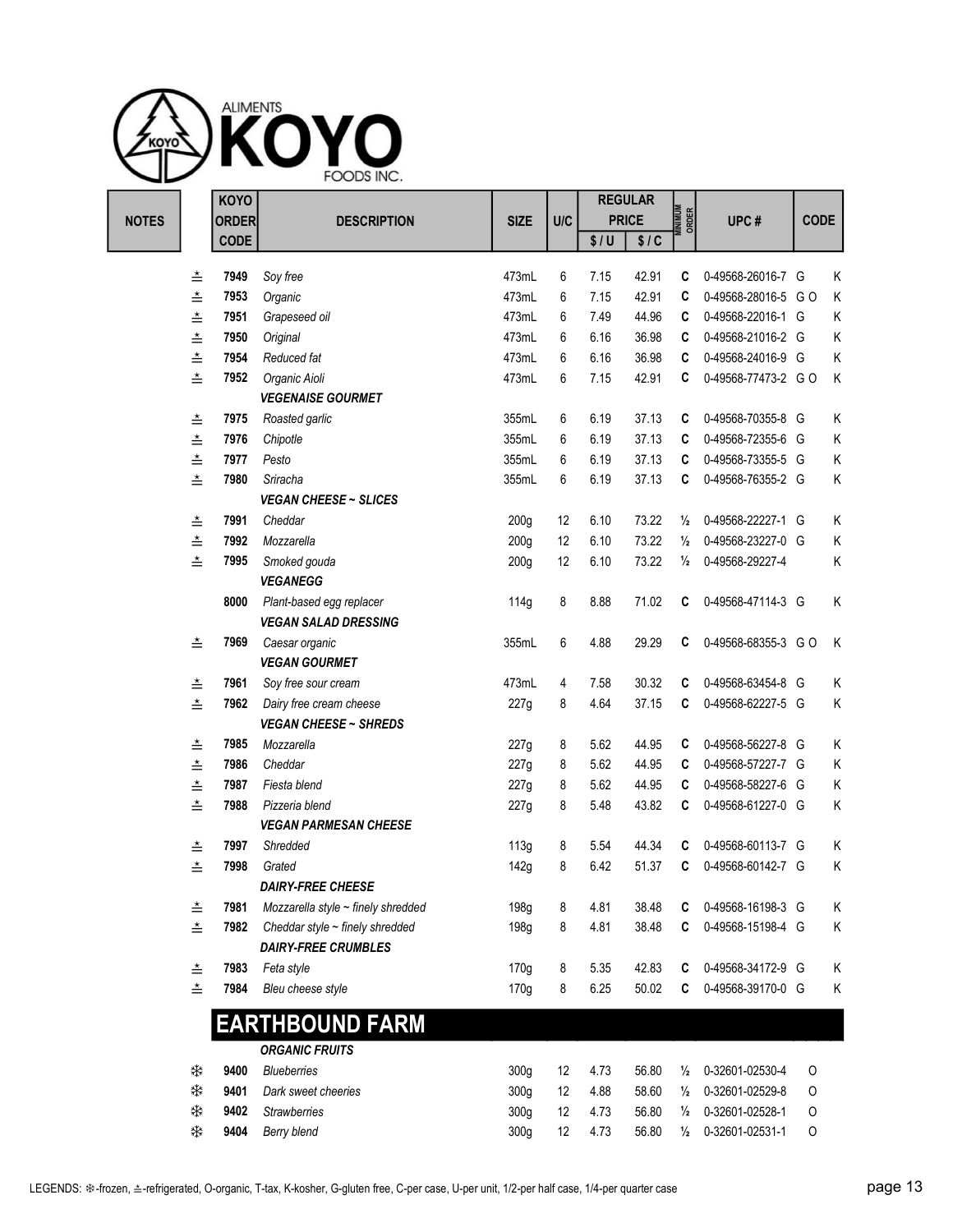ALIMENTS **KOYO** FOODS INC.

| NOTES | | KOYO ORDER CODE | DESCRIPTION | SIZE | U/C | REGULAR PRICE $ / U | REGULAR PRICE $ / C | MINIMUM ORDER | UPC # | CODE | |
|---|---|---|---|---|---|---|---|---|---|---|---|
| | ≛ | 7949 | *Soy free* | 473mL | 6 | 7.15 | 42.91 | C | 0-49568-26016-7 | G | K |
| | ≛ | 7953 | *Organic* | 473mL | 6 | 7.15 | 42.91 | C | 0-49568-28016-5 | G O | K |
| | ≛ | 7951 | *Grapeseed oil* | 473mL | 6 | 7.49 | 44.96 | C | 0-49568-22016-1 | G | K |
| | ≛ | 7950 | *Original* | 473mL | 6 | 6.16 | 36.98 | C | 0-49568-21016-2 | G | K |
| | ≛ | 7954 | *Reduced fat* | 473mL | 6 | 6.16 | 36.98 | C | 0-49568-24016-9 | G | K |
| | ≛ | 7952 | *Organic Aioli* | 473mL | 6 | 7.15 | 42.91 | C | 0-49568-77473-2 | G O | K |
| | | | ***VEGENAISE GOURMET*** | | | | | | | | |
| | ≛ | 7975 | *Roasted garlic* | 355mL | 6 | 6.19 | 37.13 | C | 0-49568-70355-8 | G | K |
| | ≛ | 7976 | *Chipotle* | 355mL | 6 | 6.19 | 37.13 | C | 0-49568-72355-6 | G | K |
| | ≛ | 7977 | *Pesto* | 355mL | 6 | 6.19 | 37.13 | C | 0-49568-73355-5 | G | K |
| | ≛ | 7980 | *Sriracha* | 355mL | 6 | 6.19 | 37.13 | C | 0-49568-76355-2 | G | K |
| | | | ***VEGAN CHEESE ~ SLICES*** | | | | | | | | |
| | ≛ | 7991 | *Cheddar* | 200g | 12 | 6.10 | 73.22 | ½ | 0-49568-22227-1 | G | K |
| | ≛ | 7992 | *Mozzarella* | 200g | 12 | 6.10 | 73.22 | ½ | 0-49568-23227-0 | G | K |
| | ≛ | 7995 | *Smoked gouda* | 200g | 12 | 6.10 | 73.22 | ½ | 0-49568-29227-4 | | K |
| | | | ***VEGANEGG*** | | | | | | | | |
| | | 8000 | *Plant-based egg replacer* | 114g | 8 | 8.88 | 71.02 | C | 0-49568-47114-3 | G | K |
| | | | ***VEGAN SALAD DRESSING*** | | | | | | | | |
| | ≛ | 7969 | *Caesar organic* | 355mL | 6 | 4.88 | 29.29 | C | 0-49568-68355-3 | G O | K |
| | | | ***VEGAN GOURMET*** | | | | | | | | |
| | ≛ | 7961 | *Soy free sour cream* | 473mL | 4 | 7.58 | 30.32 | C | 0-49568-63454-8 | G | K |
| | ≛ | 7962 | *Dairy free cream cheese* | 227g | 8 | 4.64 | 37.15 | C | 0-49568-62227-5 | G | K |
| | | | ***VEGAN CHEESE ~ SHREDS*** | | | | | | | | |
| | ≛ | 7985 | *Mozzarella* | 227g | 8 | 5.62 | 44.95 | C | 0-49568-56227-8 | G | K |
| | ≛ | 7986 | *Cheddar* | 227g | 8 | 5.62 | 44.95 | C | 0-49568-57227-7 | G | K |
| | ≛ | 7987 | *Fiesta blend* | 227g | 8 | 5.62 | 44.95 | C | 0-49568-58227-6 | G | K |
| | ≛ | 7988 | *Pizzeria blend* | 227g | 8 | 5.48 | 43.82 | C | 0-49568-61227-0 | G | K |
| | | | ***VEGAN PARMESAN CHEESE*** | | | | | | | | |
| | ≛ | 7997 | *Shredded* | 113g | 8 | 5.54 | 44.34 | C | 0-49568-60113-7 | G | K |
| | ≛ | 7998 | *Grated* | 142g | 8 | 6.42 | 51.37 | C | 0-49568-60142-7 | G | K |
| | | | ***DAIRY-FREE CHEESE*** | | | | | | | | |
| | ≛ | 7981 | *Mozzarella style ~ finely shredded* | 198g | 8 | 4.81 | 38.48 | C | 0-49568-16198-3 | G | K |
| | ≛ | 7982 | *Cheddar style ~ finely shredded* | 198g | 8 | 4.81 | 38.48 | C | 0-49568-15198-4 | G | K |
| | | | ***DAIRY-FREE CRUMBLES*** | | | | | | | | |
| | ≛ | 7983 | *Feta style* | 170g | 8 | 5.35 | 42.83 | C | 0-49568-34172-9 | G | K |
| | ≛ | 7984 | *Bleu cheese style* | 170g | 8 | 6.25 | 50.02 | C | 0-49568-39170-0 | G | K |
| | | | **EARTHBOUND FARM** | | | | | | | | |
| | | | ***ORGANIC FRUITS*** | | | | | | | | |
| | ❄ | 9400 | *Blueberries* | 300g | 12 | 4.73 | 56.80 | ½ | 0-32601-02530-4 | O | |
| | ❄ | 9401 | *Dark sweet cheeries* | 300g | 12 | 4.88 | 58.60 | ½ | 0-32601-02529-8 | O | |
| | ❄ | 9402 | *Strawberries* | 300g | 12 | 4.73 | 56.80 | ½ | 0-32601-02528-1 | O | |
| | ❄ | 9404 | *Berry blend* | 300g | 12 | 4.73 | 56.80 | ½ | 0-32601-02531-1 | O | |

LEGENDS: ❄-frozen, ≛-refrigerated, O-organic, T-tax, K-kosher, G-gluten free, C-per case, U-per unit, 1/2-per half case, 1/4-per quarter case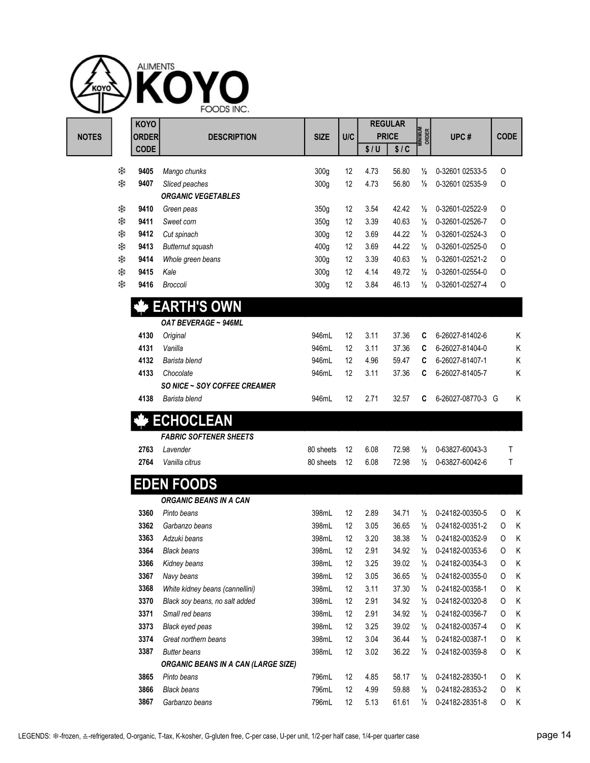ALIMENTS **KOYO** FOODS INC.

| NOTES | | KOYO ORDER CODE | DESCRIPTION | SIZE | U/C | REGULAR PRICE $ / U | $ / C | MINIMUM ORDER | UPC # | CODE | |
|---|---|---|---|---|---|---|---|---|---|---|---|
| | ❄ | 9405 | *Mango chunks* | 300g | 12 | 4.73 | 56.80 | ½ | 0-32601 02533-5 | O | |
| | ❄ | 9407 | *Sliced peaches* | 300g | 12 | 4.73 | 56.80 | ½ | 0-32601 02535-9 | O | |
| | | | ***ORGANIC VEGETABLES*** | | | | | | | | |
| | ❄ | 9410 | *Green peas* | 350g | 12 | 3.54 | 42.42 | ½ | 0-32601-02522-9 | O | |
| | ❄ | 9411 | *Sweet corn* | 350g | 12 | 3.39 | 40.63 | ½ | 0-32601-02526-7 | O | |
| | ❄ | 9412 | *Cut spinach* | 300g | 12 | 3.69 | 44.22 | ½ | 0-32601-02524-3 | O | |
| | ❄ | 9413 | *Butternut squash* | 400g | 12 | 3.69 | 44.22 | ½ | 0-32601-02525-0 | O | |
| | ❄ | 9414 | *Whole green beans* | 300g | 12 | 3.39 | 40.63 | ½ | 0-32601-02521-2 | O | |
| | ❄ | 9415 | *Kale* | 300g | 12 | 4.14 | 49.72 | ½ | 0-32601-02554-0 | O | |
| | ❄ | 9416 | *Broccoli* | 300g | 12 | 3.84 | 46.13 | ½ | 0-32601-02527-4 | O | |
| | | | **EARTH'S OWN** | | | | | | | | |
| | | | ***OAT BEVERAGE ~ 946ML*** | | | | | | | | |
| | | 4130 | *Original* | 946mL | 12 | 3.11 | 37.36 | **C** | 6-26027-81402-6 | | K |
| | | 4131 | *Vanilla* | 946mL | 12 | 3.11 | 37.36 | **C** | 6-26027-81404-0 | | K |
| | | 4132 | *Barista blend* | 946mL | 12 | 4.96 | 59.47 | **C** | 6-26027-81407-1 | | K |
| | | 4133 | *Chocolate* | 946mL | 12 | 3.11 | 37.36 | **C** | 6-26027-81405-7 | | K |
| | | | ***SO NICE ~ SOY COFFEE CREAMER*** | | | | | | | | |
| | | 4138 | *Barista blend* | 946mL | 12 | 2.71 | 32.57 | **C** | 6-26027-08770-3 | G | K |
| | | | **ECHOCLEAN** | | | | | | | | |
| | | | ***FABRIC SOFTENER SHEETS*** | | | | | | | | |
| | | 2763 | *Lavender* | 80 sheets | 12 | 6.08 | 72.98 | ½ | 0-63827-60043-3 | | T |
| | | 2764 | *Vanilla citrus* | 80 sheets | 12 | 6.08 | 72.98 | ½ | 0-63827-60042-6 | | T |
| | | | **EDEN FOODS** | | | | | | | | |
| | | | ***ORGANIC BEANS IN A CAN*** | | | | | | | | |
| | | 3360 | *Pinto beans* | 398mL | 12 | 2.89 | 34.71 | ½ | 0-24182-00350-5 | O | K |
| | | 3362 | *Garbanzo beans* | 398mL | 12 | 3.05 | 36.65 | ½ | 0-24182-00351-2 | O | K |
| | | 3363 | *Adzuki beans* | 398mL | 12 | 3.20 | 38.38 | ½ | 0-24182-00352-9 | O | K |
| | | 3364 | *Black beans* | 398mL | 12 | 2.91 | 34.92 | ½ | 0-24182-00353-6 | O | K |
| | | 3366 | *Kidney beans* | 398mL | 12 | 3.25 | 39.02 | ½ | 0-24182-00354-3 | O | K |
| | | 3367 | *Navy beans* | 398mL | 12 | 3.05 | 36.65 | ½ | 0-24182-00355-0 | O | K |
| | | 3368 | *White kidney beans (cannellini)* | 398mL | 12 | 3.11 | 37.30 | ½ | 0-24182-00358-1 | O | K |
| | | 3370 | *Black soy beans, no salt added* | 398mL | 12 | 2.91 | 34.92 | ½ | 0-24182-00320-8 | O | K |
| | | 3371 | *Small red beans* | 398mL | 12 | 2.91 | 34.92 | ½ | 0-24182-00356-7 | O | K |
| | | 3373 | *Black eyed peas* | 398mL | 12 | 3.25 | 39.02 | ½ | 0-24182-00357-4 | O | K |
| | | 3374 | *Great northern beans* | 398mL | 12 | 3.04 | 36.44 | ½ | 0-24182-00387-1 | O | K |
| | | 3387 | *Butter beans* | 398mL | 12 | 3.02 | 36.22 | ½ | 0-24182-00359-8 | O | K |
| | | | ***ORGANIC BEANS IN A CAN (LARGE SIZE)*** | | | | | | | | |
| | | 3865 | *Pinto beans* | 796mL | 12 | 4.85 | 58.17 | ½ | 0-24182-28350-1 | O | K |
| | | 3866 | *Black beans* | 796mL | 12 | 4.99 | 59.88 | ½ | 0-24182-28353-2 | O | K |
| | | 3867 | *Garbanzo beans* | 796mL | 12 | 5.13 | 61.61 | ½ | 0-24182-28351-8 | O | K |

LEGENDS: ❄-frozen, ≛-refrigerated, O-organic, T-tax, K-kosher, G-gluten free, C-per case, U-per unit, 1/2-per half case, 1/4-per quarter case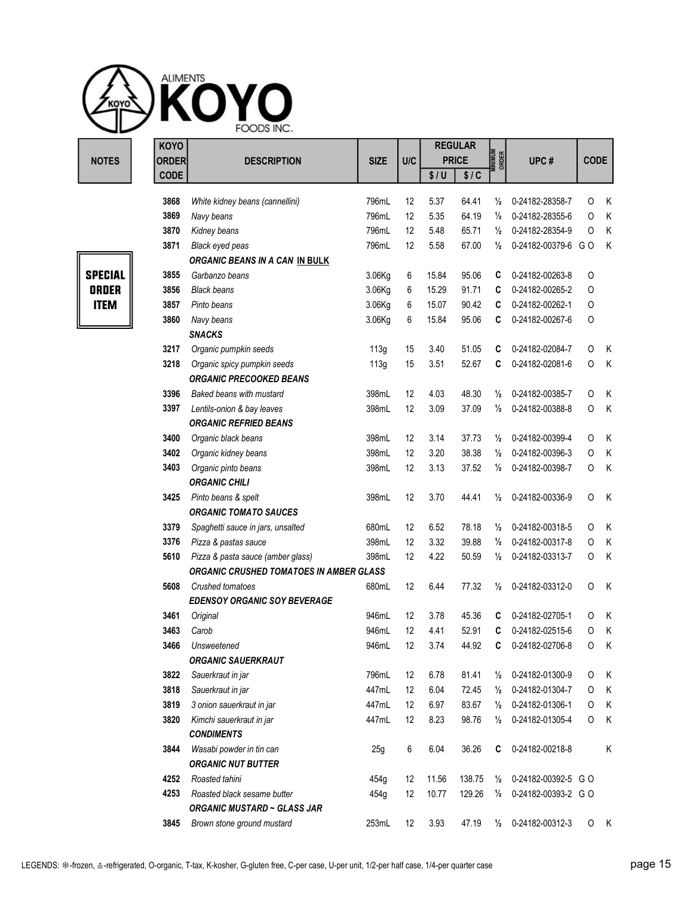ALIMENTS **KOYO** FOODS INC.

| NOTES | KOYO ORDER CODE | DESCRIPTION | SIZE | U/C | REGULAR PRICE $ / U | REGULAR PRICE $ / C | MINIMUM ORDER | UPC # | CODE | |
|---|---|---|---|---|---|---|---|---|---|---|
| | 3868 | *White kidney beans (cannellini)* | 796mL | 12 | 5.37 | 64.41 | ½ | 0-24182-28358-7 | O | K |
| | 3869 | *Navy beans* | 796mL | 12 | 5.35 | 64.19 | ½ | 0-24182-28355-6 | O | K |
| | 3870 | *Kidney beans* | 796mL | 12 | 5.48 | 65.71 | ½ | 0-24182-28354-9 | O | K |
| | 3871 | *Black eyed peas* | 796mL | 12 | 5.58 | 67.00 | ½ | 0-24182-00379-6 | G O | K |
| | | ***ORGANIC BEANS IN A CAN IN BULK*** | | | | | | | | |
| **SPECIAL ORDER ITEM** | 3855 | *Garbanzo beans* | 3.06Kg | 6 | 15.84 | 95.06 | C | 0-24182-00263-8 | O | |
| | 3856 | *Black beans* | 3.06Kg | 6 | 15.29 | 91.71 | C | 0-24182-00265-2 | O | |
| | 3857 | *Pinto beans* | 3.06Kg | 6 | 15.07 | 90.42 | C | 0-24182-00262-1 | O | |
| | 3860 | *Navy beans* | 3.06Kg | 6 | 15.84 | 95.06 | C | 0-24182-00267-6 | O | |
| | | ***SNACKS*** | | | | | | | | |
| | 3217 | *Organic pumpkin seeds* | 113g | 15 | 3.40 | 51.05 | C | 0-24182-02084-7 | O | K |
| | 3218 | *Organic spicy pumpkin seeds* | 113g | 15 | 3.51 | 52.67 | C | 0-24182-02081-6 | O | K |
| | | ***ORGANIC PRECOOKED BEANS*** | | | | | | | | |
| | 3396 | *Baked beans with mustard* | 398mL | 12 | 4.03 | 48.30 | ½ | 0-24182-00385-7 | O | K |
| | 3397 | *Lentils-onion & bay leaves* | 398mL | 12 | 3.09 | 37.09 | ½ | 0-24182-00388-8 | O | K |
| | | ***ORGANIC REFRIED BEANS*** | | | | | | | | |
| | 3400 | *Organic black beans* | 398mL | 12 | 3.14 | 37.73 | ½ | 0-24182-00399-4 | O | K |
| | 3402 | *Organic kidney beans* | 398mL | 12 | 3.20 | 38.38 | ½ | 0-24182-00396-3 | O | K |
| | 3403 | *Organic pinto beans* | 398mL | 12 | 3.13 | 37.52 | ½ | 0-24182-00398-7 | O | K |
| | | ***ORGANIC CHILI*** | | | | | | | | |
| | 3425 | *Pinto beans & spelt* | 398mL | 12 | 3.70 | 44.41 | ½ | 0-24182-00336-9 | O | K |
| | | ***ORGANIC TOMATO SAUCES*** | | | | | | | | |
| | 3379 | *Spaghetti sauce in jars, unsalted* | 680mL | 12 | 6.52 | 78.18 | ½ | 0-24182-00318-5 | O | K |
| | 3376 | *Pizza & pastas sauce* | 398mL | 12 | 3.32 | 39.88 | ½ | 0-24182-00317-8 | O | K |
| | 5610 | *Pizza & pasta sauce (amber glass)* | 398mL | 12 | 4.22 | 50.59 | ½ | 0-24182-03313-7 | O | K |
| | | ***ORGANIC CRUSHED TOMATOES IN AMBER GLASS*** | | | | | | | | |
| | 5608 | *Crushed tomatoes* | 680mL | 12 | 6.44 | 77.32 | ½ | 0-24182-03312-0 | O | K |
| | | ***EDENSOY ORGANIC SOY BEVERAGE*** | | | | | | | | |
| | 3461 | *Original* | 946mL | 12 | 3.78 | 45.36 | C | 0-24182-02705-1 | O | K |
| | 3463 | *Carob* | 946mL | 12 | 4.41 | 52.91 | C | 0-24182-02515-6 | O | K |
| | 3466 | *Unsweetened* | 946mL | 12 | 3.74 | 44.92 | C | 0-24182-02706-8 | O | K |
| | | ***ORGANIC SAUERKRAUT*** | | | | | | | | |
| | 3822 | *Sauerkraut in jar* | 796mL | 12 | 6.78 | 81.41 | ½ | 0-24182-01300-9 | O | K |
| | 3818 | *Sauerkraut in jar* | 447mL | 12 | 6.04 | 72.45 | ½ | 0-24182-01304-7 | O | K |
| | 3819 | *3 onion sauerkraut in jar* | 447mL | 12 | 6.97 | 83.67 | ½ | 0-24182-01306-1 | O | K |
| | 3820 | *Kimchi sauerkraut in jar* | 447mL | 12 | 8.23 | 98.76 | ½ | 0-24182-01305-4 | O | K |
| | | ***CONDIMENTS*** | | | | | | | | |
| | 3844 | *Wasabi powder in tin can* | 25g | 6 | 6.04 | 36.26 | C | 0-24182-00218-8 | | K |
| | | ***ORGANIC NUT BUTTER*** | | | | | | | | |
| | 4252 | *Roasted tahini* | 454g | 12 | 11.56 | 138.75 | ½ | 0-24182-00392-5 | G O | |
| | 4253 | *Roasted black sesame butter* | 454g | 12 | 10.77 | 129.26 | ½ | 0-24182-00393-2 | G O | |
| | | ***ORGANIC MUSTARD ~ GLASS JAR*** | | | | | | | | |
| | 3845 | *Brown stone ground mustard* | 253mL | 12 | 3.93 | 47.19 | ½ | 0-24182-00312-3 | O | K |

LEGENDS: ❄-frozen, ≛-refrigerated, O-organic, T-tax, K-kosher, G-gluten free, C-per case, U-per unit, 1/2-per half case, 1/4-per quarter case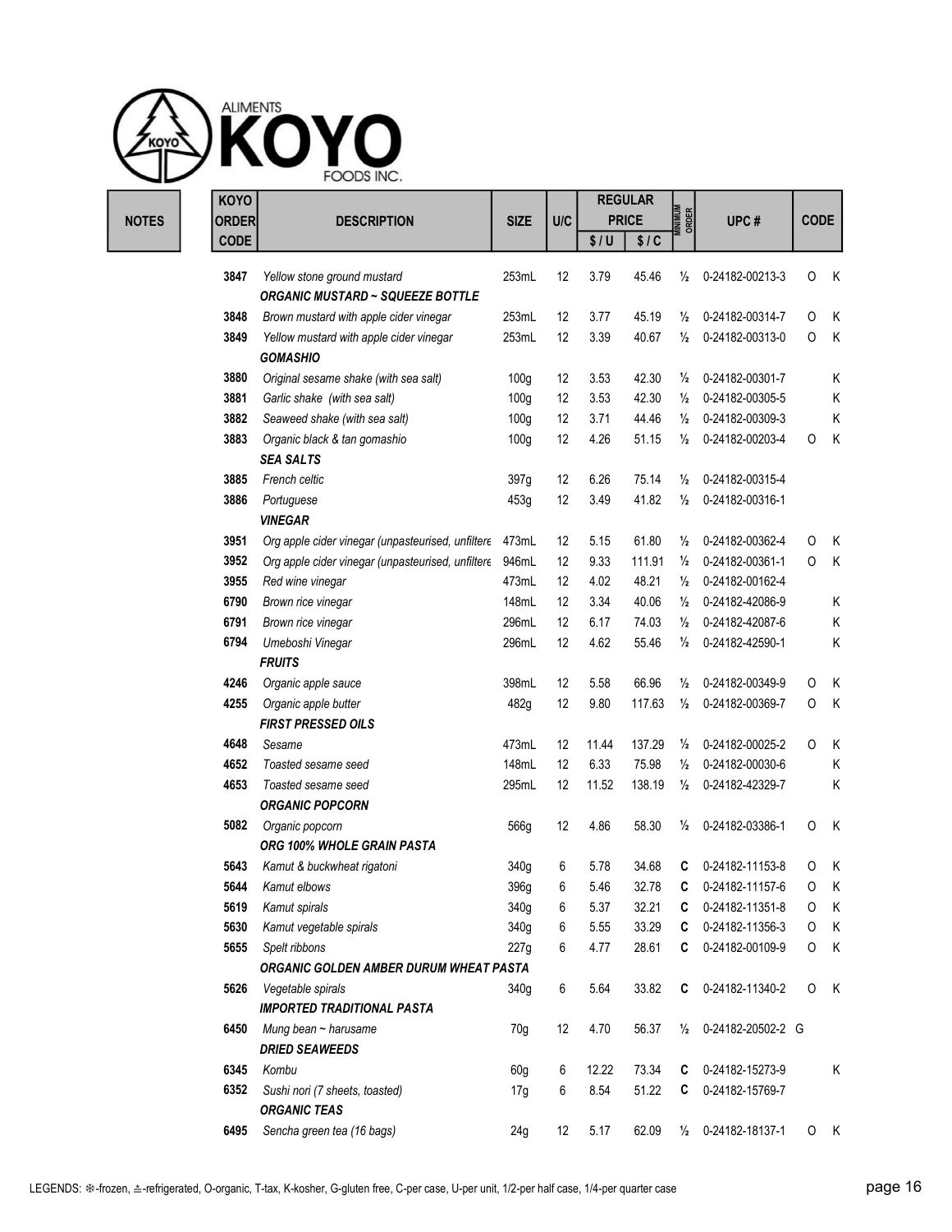ALIMENTS **KOYO** FOODS INC.

| NOTES | KOYO ORDER CODE | DESCRIPTION | SIZE | U/C | REGULAR PRICE $ / U | REGULAR PRICE $ / C | MINIMUM ORDER | UPC # | CODE | |
|---|---|---|---|---|---|---|---|---|---|---|
| | 3847 | *Yellow stone ground mustard* | 253mL | 12 | 3.79 | 45.46 | ½ | 0-24182-00213-3 | O | K |
| | | ***ORGANIC MUSTARD ~ SQUEEZE BOTTLE*** | | | | | | | | |
| | 3848 | *Brown mustard with apple cider vinegar* | 253mL | 12 | 3.77 | 45.19 | ½ | 0-24182-00314-7 | O | K |
| | 3849 | *Yellow mustard with apple cider vinegar* | 253mL | 12 | 3.39 | 40.67 | ½ | 0-24182-00313-0 | O | K |
| | | ***GOMASHIO*** | | | | | | | | |
| | 3880 | *Original sesame shake (with sea salt)* | 100g | 12 | 3.53 | 42.30 | ½ | 0-24182-00301-7 | | K |
| | 3881 | *Garlic shake (with sea salt)* | 100g | 12 | 3.53 | 42.30 | ½ | 0-24182-00305-5 | | K |
| | 3882 | *Seaweed shake (with sea salt)* | 100g | 12 | 3.71 | 44.46 | ½ | 0-24182-00309-3 | | K |
| | 3883 | *Organic black & tan gomashio* | 100g | 12 | 4.26 | 51.15 | ½ | 0-24182-00203-4 | O | K |
| | | ***SEA SALTS*** | | | | | | | | |
| | 3885 | *French celtic* | 397g | 12 | 6.26 | 75.14 | ½ | 0-24182-00315-4 | | |
| | 3886 | *Portuguese* | 453g | 12 | 3.49 | 41.82 | ½ | 0-24182-00316-1 | | |
| | | ***VINEGAR*** | | | | | | | | |
| | 3951 | *Org apple cider vinegar (unpasteurised, unfiltere* | 473mL | 12 | 5.15 | 61.80 | ½ | 0-24182-00362-4 | O | K |
| | 3952 | *Org apple cider vinegar (unpasteurised, unfiltere* | 946mL | 12 | 9.33 | 111.91 | ½ | 0-24182-00361-1 | O | K |
| | 3955 | *Red wine vinegar* | 473mL | 12 | 4.02 | 48.21 | ½ | 0-24182-00162-4 | | |
| | 6790 | *Brown rice vinegar* | 148mL | 12 | 3.34 | 40.06 | ½ | 0-24182-42086-9 | | K |
| | 6791 | *Brown rice vinegar* | 296mL | 12 | 6.17 | 74.03 | ½ | 0-24182-42087-6 | | K |
| | 6794 | *Umeboshi Vinegar* | 296mL | 12 | 4.62 | 55.46 | ½ | 0-24182-42590-1 | | K |
| | | ***FRUITS*** | | | | | | | | |
| | 4246 | *Organic apple sauce* | 398mL | 12 | 5.58 | 66.96 | ½ | 0-24182-00349-9 | O | K |
| | 4255 | *Organic apple butter* | 482g | 12 | 9.80 | 117.63 | ½ | 0-24182-00369-7 | O | K |
| | | ***FIRST PRESSED OILS*** | | | | | | | | |
| | 4648 | *Sesame* | 473mL | 12 | 11.44 | 137.29 | ½ | 0-24182-00025-2 | O | K |
| | 4652 | *Toasted sesame seed* | 148mL | 12 | 6.33 | 75.98 | ½ | 0-24182-00030-6 | | K |
| | 4653 | *Toasted sesame seed* | 295mL | 12 | 11.52 | 138.19 | ½ | 0-24182-42329-7 | | K |
| | | ***ORGANIC POPCORN*** | | | | | | | | |
| | 5082 | *Organic popcorn* | 566g | 12 | 4.86 | 58.30 | ½ | 0-24182-03386-1 | O | K |
| | | ***ORG 100% WHOLE GRAIN PASTA*** | | | | | | | | |
| | 5643 | *Kamut & buckwheat rigatoni* | 340g | 6 | 5.78 | 34.68 | C | 0-24182-11153-8 | O | K |
| | 5644 | *Kamut elbows* | 396g | 6 | 5.46 | 32.78 | C | 0-24182-11157-6 | O | K |
| | 5619 | *Kamut spirals* | 340g | 6 | 5.37 | 32.21 | C | 0-24182-11351-8 | O | K |
| | 5630 | *Kamut vegetable spirals* | 340g | 6 | 5.55 | 33.29 | C | 0-24182-11356-3 | O | K |
| | 5655 | *Spelt ribbons* | 227g | 6 | 4.77 | 28.61 | C | 0-24182-00109-9 | O | K |
| | | ***ORGANIC GOLDEN AMBER DURUM WHEAT PASTA*** | | | | | | | | |
| | 5626 | *Vegetable spirals* | 340g | 6 | 5.64 | 33.82 | C | 0-24182-11340-2 | O | K |
| | | ***IMPORTED TRADITIONAL PASTA*** | | | | | | | | |
| | 6450 | *Mung bean ~ harusame* | 70g | 12 | 4.70 | 56.37 | ½ | 0-24182-20502-2 | G | |
| | | ***DRIED SEAWEEDS*** | | | | | | | | |
| | 6345 | *Kombu* | 60g | 6 | 12.22 | 73.34 | C | 0-24182-15273-9 | | K |
| | 6352 | *Sushi nori (7 sheets, toasted)* | 17g | 6 | 8.54 | 51.22 | C | 0-24182-15769-7 | | |
| | | ***ORGANIC TEAS*** | | | | | | | | |
| | 6495 | *Sencha green tea (16 bags)* | 24g | 12 | 5.17 | 62.09 | ½ | 0-24182-18137-1 | O | K |

LEGENDS: ❄-frozen, ≐-refrigerated, O-organic, T-tax, K-kosher, G-gluten free, C-per case, U-per unit, 1/2-per half case, 1/4-per quarter case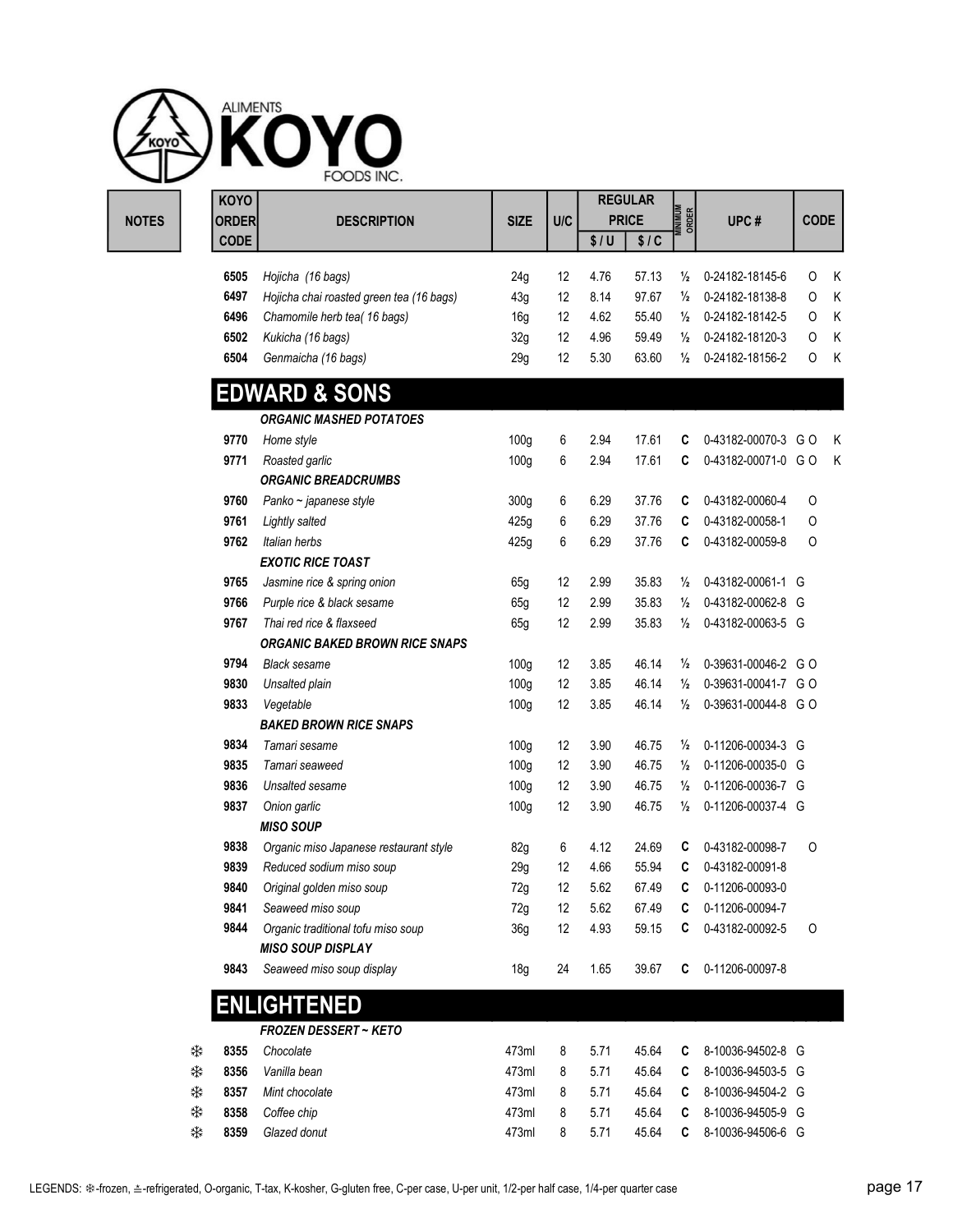ALIMENTS KOYO FOODS INC.

| NOTES | KOYO ORDER CODE | DESCRIPTION | SIZE | U/C | REGULAR PRICE $ / U | $ / C | MINIMUM ORDER | UPC # | CODE | |
|---|---|---|---|---|---|---|---|---|---|---|
| | 6505 | *Hojicha (16 bags)* | 24g | 12 | 4.76 | 57.13 | ½ | 0-24182-18145-6 | O | K |
| | 6497 | *Hojicha chai roasted green tea (16 bags)* | 43g | 12 | 8.14 | 97.67 | ½ | 0-24182-18138-8 | O | K |
| | 6496 | *Chamomile herb tea( 16 bags)* | 16g | 12 | 4.62 | 55.40 | ½ | 0-24182-18142-5 | O | K |
| | 6502 | *Kukicha (16 bags)* | 32g | 12 | 4.96 | 59.49 | ½ | 0-24182-18120-3 | O | K |
| | 6504 | *Genmaicha (16 bags)* | 29g | 12 | 5.30 | 63.60 | ½ | 0-24182-18156-2 | O | K |
| | | **EDWARD & SONS** | | | | | | | | |
| | | ***ORGANIC MASHED POTATOES*** | | | | | | | | |
| | 9770 | *Home style* | 100g | 6 | 2.94 | 17.61 | C | 0-43182-00070-3 | G O | K |
| | 9771 | *Roasted garlic* | 100g | 6 | 2.94 | 17.61 | C | 0-43182-00071-0 | G O | K |
| | | ***ORGANIC BREADCRUMBS*** | | | | | | | | |
| | 9760 | *Panko ~ japanese style* | 300g | 6 | 6.29 | 37.76 | C | 0-43182-00060-4 | O | |
| | 9761 | *Lightly salted* | 425g | 6 | 6.29 | 37.76 | C | 0-43182-00058-1 | O | |
| | 9762 | *Italian herbs* | 425g | 6 | 6.29 | 37.76 | C | 0-43182-00059-8 | O | |
| | | ***EXOTIC RICE TOAST*** | | | | | | | | |
| | 9765 | *Jasmine rice & spring onion* | 65g | 12 | 2.99 | 35.83 | ½ | 0-43182-00061-1 | G | |
| | 9766 | *Purple rice & black sesame* | 65g | 12 | 2.99 | 35.83 | ½ | 0-43182-00062-8 | G | |
| | 9767 | *Thai red rice & flaxseed* | 65g | 12 | 2.99 | 35.83 | ½ | 0-43182-00063-5 | G | |
| | | ***ORGANIC BAKED BROWN RICE SNAPS*** | | | | | | | | |
| | 9794 | *Black sesame* | 100g | 12 | 3.85 | 46.14 | ½ | 0-39631-00046-2 | G O | |
| | 9830 | *Unsalted plain* | 100g | 12 | 3.85 | 46.14 | ½ | 0-39631-00041-7 | G O | |
| | 9833 | *Vegetable* | 100g | 12 | 3.85 | 46.14 | ½ | 0-39631-00044-8 | G O | |
| | | ***BAKED BROWN RICE SNAPS*** | | | | | | | | |
| | 9834 | *Tamari sesame* | 100g | 12 | 3.90 | 46.75 | ½ | 0-11206-00034-3 | G | |
| | 9835 | *Tamari seaweed* | 100g | 12 | 3.90 | 46.75 | ½ | 0-11206-00035-0 | G | |
| | 9836 | *Unsalted sesame* | 100g | 12 | 3.90 | 46.75 | ½ | 0-11206-00036-7 | G | |
| | 9837 | *Onion garlic* | 100g | 12 | 3.90 | 46.75 | ½ | 0-11206-00037-4 | G | |
| | | ***MISO SOUP*** | | | | | | | | |
| | 9838 | *Organic miso Japanese restaurant style* | 82g | 6 | 4.12 | 24.69 | C | 0-43182-00098-7 | O | |
| | 9839 | *Reduced sodium miso soup* | 29g | 12 | 4.66 | 55.94 | C | 0-43182-00091-8 | | |
| | 9840 | *Original golden miso soup* | 72g | 12 | 5.62 | 67.49 | C | 0-11206-00093-0 | | |
| | 9841 | *Seaweed miso soup* | 72g | 12 | 5.62 | 67.49 | C | 0-11206-00094-7 | | |
| | 9844 | *Organic traditional tofu miso soup* | 36g | 12 | 4.93 | 59.15 | C | 0-43182-00092-5 | O | |
| | | ***MISO SOUP DISPLAY*** | | | | | | | | |
| | 9843 | *Seaweed miso soup display* | 18g | 24 | 1.65 | 39.67 | C | 0-11206-00097-8 | | |
| | | **ENLIGHTENED** | | | | | | | | |
| | | ***FROZEN DESSERT ~ KETO*** | | | | | | | | |
| ❄ | 8355 | *Chocolate* | 473ml | 8 | 5.71 | 45.64 | C | 8-10036-94502-8 | G | |
| ❄ | 8356 | *Vanilla bean* | 473ml | 8 | 5.71 | 45.64 | C | 8-10036-94503-5 | G | |
| ❄ | 8357 | *Mint chocolate* | 473ml | 8 | 5.71 | 45.64 | C | 8-10036-94504-2 | G | |
| ❄ | 8358 | *Coffee chip* | 473ml | 8 | 5.71 | 45.64 | C | 8-10036-94505-9 | G | |
| ❄ | 8359 | *Glazed donut* | 473ml | 8 | 5.71 | 45.64 | C | 8-10036-94506-6 | G | |

LEGENDS: ❄-frozen, ≛-refrigerated, O-organic, T-tax, K-kosher, G-gluten free, C-per case, U-per unit, 1/2-per half case, 1/4-per quarter case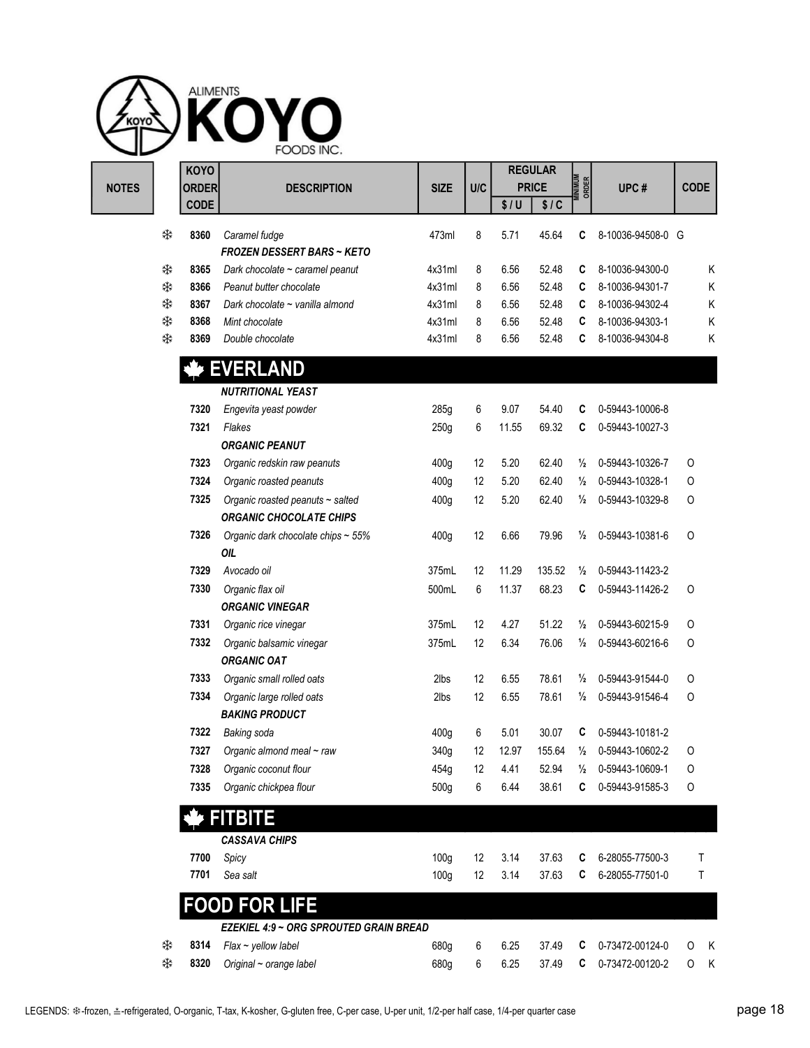ALIMENTS KOYO FOODS INC.

| NOTES | | KOYO ORDER CODE | DESCRIPTION | SIZE | U/C | REGULAR PRICE $ / U | $ / C | MINIMUM ORDER | UPC # | CODE | |
|---|---|---|---|---|---|---|---|---|---|---|---|
| | ❄ | 8360 | *Caramel fudge* | 473ml | 8 | 5.71 | 45.64 | C | 8-10036-94508-0 | G | |
| | | | ***FROZEN DESSERT BARS ~ KETO*** | | | | | | | | |
| | ❄ | 8365 | *Dark chocolate ~ caramel peanut* | 4x31ml | 8 | 6.56 | 52.48 | C | 8-10036-94300-0 | | K |
| | ❄ | 8366 | *Peanut butter chocolate* | 4x31ml | 8 | 6.56 | 52.48 | C | 8-10036-94301-7 | | K |
| | ❄ | 8367 | *Dark chocolate ~ vanilla almond* | 4x31ml | 8 | 6.56 | 52.48 | C | 8-10036-94302-4 | | K |
| | ❄ | 8368 | *Mint chocolate* | 4x31ml | 8 | 6.56 | 52.48 | C | 8-10036-94303-1 | | K |
| | ❄ | 8369 | *Double chocolate* | 4x31ml | 8 | 6.56 | 52.48 | C | 8-10036-94304-8 | | K |
| | | | **EVERLAND** | | | | | | | | |
| | | | ***NUTRITIONAL YEAST*** | | | | | | | | |
| | | 7320 | *Engevita yeast powder* | 285g | 6 | 9.07 | 54.40 | C | 0-59443-10006-8 | | |
| | | 7321 | *Flakes* | 250g | 6 | 11.55 | 69.32 | C | 0-59443-10027-3 | | |
| | | | ***ORGANIC PEANUT*** | | | | | | | | |
| | | 7323 | *Organic redskin raw peanuts* | 400g | 12 | 5.20 | 62.40 | ½ | 0-59443-10326-7 | O | |
| | | 7324 | *Organic roasted peanuts* | 400g | 12 | 5.20 | 62.40 | ½ | 0-59443-10328-1 | O | |
| | | 7325 | *Organic roasted peanuts ~ salted* | 400g | 12 | 5.20 | 62.40 | ½ | 0-59443-10329-8 | O | |
| | | | ***ORGANIC CHOCOLATE CHIPS*** | | | | | | | | |
| | | 7326 | *Organic dark chocolate chips ~ 55%* | 400g | 12 | 6.66 | 79.96 | ½ | 0-59443-10381-6 | O | |
| | | | ***OIL*** | | | | | | | | |
| | | 7329 | *Avocado oil* | 375mL | 12 | 11.29 | 135.52 | ½ | 0-59443-11423-2 | | |
| | | 7330 | *Organic flax oil* | 500mL | 6 | 11.37 | 68.23 | C | 0-59443-11426-2 | O | |
| | | | ***ORGANIC VINEGAR*** | | | | | | | | |
| | | 7331 | *Organic rice vinegar* | 375mL | 12 | 4.27 | 51.22 | ½ | 0-59443-60215-9 | O | |
| | | 7332 | *Organic balsamic vinegar* | 375mL | 12 | 6.34 | 76.06 | ½ | 0-59443-60216-6 | O | |
| | | | ***ORGANIC OAT*** | | | | | | | | |
| | | 7333 | *Organic small rolled oats* | 2lbs | 12 | 6.55 | 78.61 | ½ | 0-59443-91544-0 | O | |
| | | 7334 | *Organic large rolled oats* | 2lbs | 12 | 6.55 | 78.61 | ½ | 0-59443-91546-4 | O | |
| | | | ***BAKING PRODUCT*** | | | | | | | | |
| | | 7322 | *Baking soda* | 400g | 6 | 5.01 | 30.07 | C | 0-59443-10181-2 | | |
| | | 7327 | *Organic almond meal ~ raw* | 340g | 12 | 12.97 | 155.64 | ½ | 0-59443-10602-2 | O | |
| | | 7328 | *Organic coconut flour* | 454g | 12 | 4.41 | 52.94 | ½ | 0-59443-10609-1 | O | |
| | | 7335 | *Organic chickpea flour* | 500g | 6 | 6.44 | 38.61 | C | 0-59443-91585-3 | O | |
| | | | **FITBITE** | | | | | | | | |
| | | | ***CASSAVA CHIPS*** | | | | | | | | |
| | | 7700 | *Spicy* | 100g | 12 | 3.14 | 37.63 | C | 6-28055-77500-3 | | T |
| | | 7701 | *Sea salt* | 100g | 12 | 3.14 | 37.63 | C | 6-28055-77501-0 | | T |
| | | | **FOOD FOR LIFE** | | | | | | | | |
| | | | ***EZEKIEL 4:9 ~ ORG SPROUTED GRAIN BREAD*** | | | | | | | | |
| | ❄ | 8314 | *Flax ~ yellow label* | 680g | 6 | 6.25 | 37.49 | C | 0-73472-00124-0 | O | K |
| | ❄ | 8320 | *Original ~ orange label* | 680g | 6 | 6.25 | 37.49 | C | 0-73472-00120-2 | O | K |

LEGENDS: ❄-frozen, ≜-refrigerated, O-organic, T-tax, K-kosher, G-gluten free, C-per case, U-per unit, 1/2-per half case, 1/4-per quarter case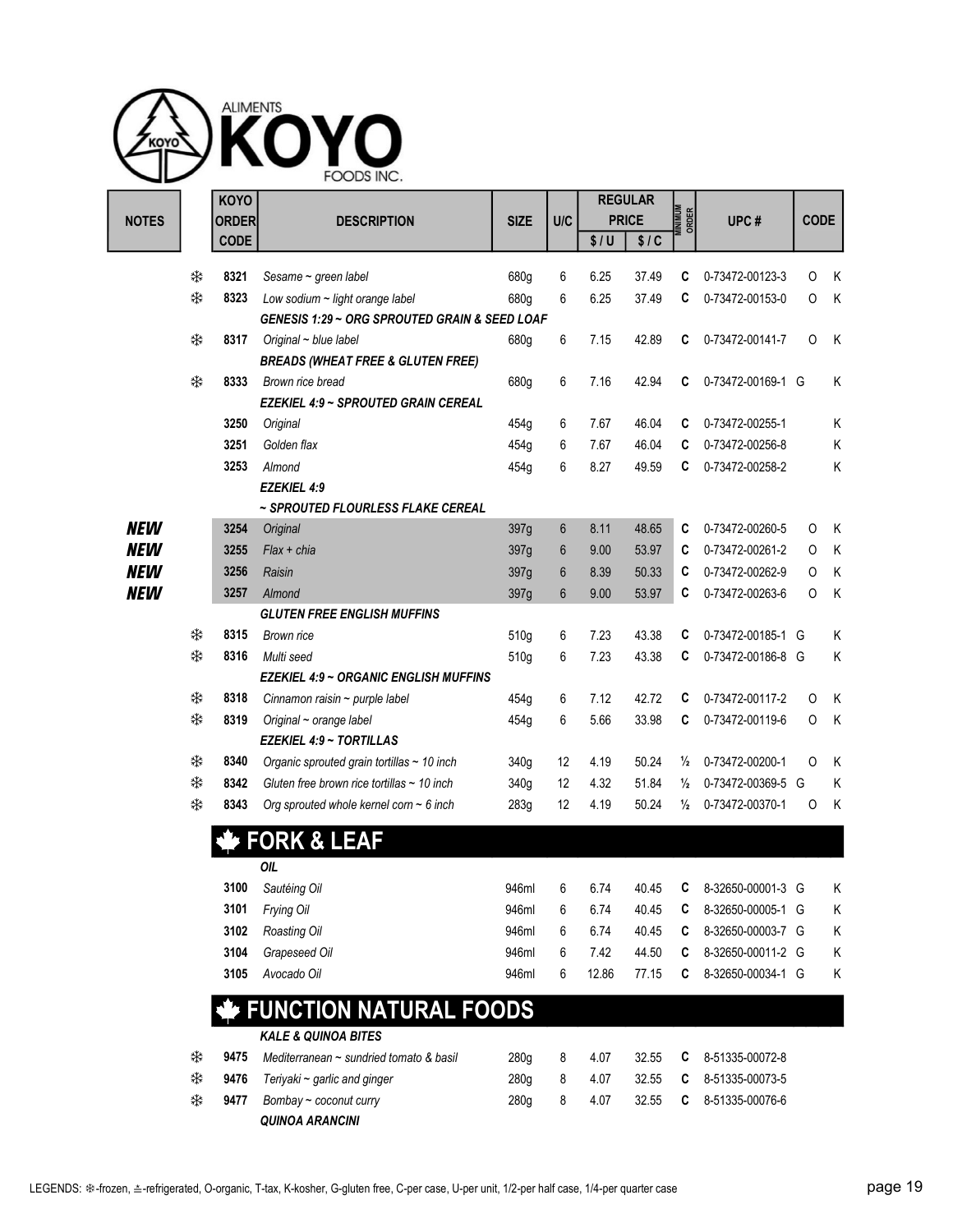# ALIMENTS KOYO FOODS INC.

| NOTES | | KOYO ORDER CODE | DESCRIPTION | SIZE | U/C | REGULAR PRICE $ / U | REGULAR PRICE $ / C | MINIMUM ORDER | UPC # | CODE | |
|---|---|---|---|---|---|---|---|---|---|---|---|
| | ❄ | 8321 | *Sesame ~ green label* | 680g | 6 | 6.25 | 37.49 | C | 0-73472-00123-3 | O | K |
| | ❄ | 8323 | *Low sodium ~ light orange label* | 680g | 6 | 6.25 | 37.49 | C | 0-73472-00153-0 | O | K |
| | | | ***GENESIS 1:29 ~ ORG SPROUTED GRAIN & SEED LOAF*** | | | | | | | | |
| | ❄ | 8317 | *Original ~ blue label* | 680g | 6 | 7.15 | 42.89 | C | 0-73472-00141-7 | O | K |
| | | | ***BREADS (WHEAT FREE & GLUTEN FREE)*** | | | | | | | | |
| | ❄ | 8333 | *Brown rice bread* | 680g | 6 | 7.16 | 42.94 | C | 0-73472-00169-1 | G | K |
| | | | ***EZEKIEL 4:9 ~ SPROUTED GRAIN CEREAL*** | | | | | | | | |
| | | 3250 | *Original* | 454g | 6 | 7.67 | 46.04 | C | 0-73472-00255-1 | | K |
| | | 3251 | *Golden flax* | 454g | 6 | 7.67 | 46.04 | C | 0-73472-00256-8 | | K |
| | | 3253 | *Almond* | 454g | 6 | 8.27 | 49.59 | C | 0-73472-00258-2 | | K |
| | | | ***EZEKIEL 4:9 ~ SPROUTED FLOURLESS FLAKE CEREAL*** | | | | | | | | |
| ***NEW*** | | 3254 | *Original* | 397g | 6 | 8.11 | 48.65 | C | 0-73472-00260-5 | O | K |
| ***NEW*** | | 3255 | *Flax + chia* | 397g | 6 | 9.00 | 53.97 | C | 0-73472-00261-2 | O | K |
| ***NEW*** | | 3256 | *Raisin* | 397g | 6 | 8.39 | 50.33 | C | 0-73472-00262-9 | O | K |
| ***NEW*** | | 3257 | *Almond* | 397g | 6 | 9.00 | 53.97 | C | 0-73472-00263-6 | O | K |
| | | | ***GLUTEN FREE ENGLISH MUFFINS*** | | | | | | | | |
| | ❄ | 8315 | *Brown rice* | 510g | 6 | 7.23 | 43.38 | C | 0-73472-00185-1 | G | K |
| | ❄ | 8316 | *Multi seed* | 510g | 6 | 7.23 | 43.38 | C | 0-73472-00186-8 | G | K |
| | | | ***EZEKIEL 4:9 ~ ORGANIC ENGLISH MUFFINS*** | | | | | | | | |
| | ❄ | 8318 | *Cinnamon raisin ~ purple label* | 454g | 6 | 7.12 | 42.72 | C | 0-73472-00117-2 | O | K |
| | ❄ | 8319 | *Original ~ orange label* | 454g | 6 | 5.66 | 33.98 | C | 0-73472-00119-6 | O | K |
| | | | ***EZEKIEL 4:9 ~ TORTILLAS*** | | | | | | | | |
| | ❄ | 8340 | *Organic sprouted grain tortillas ~ 10 inch* | 340g | 12 | 4.19 | 50.24 | ½ | 0-73472-00200-1 | O | K |
| | ❄ | 8342 | *Gluten free brown rice tortillas ~ 10 inch* | 340g | 12 | 4.32 | 51.84 | ½ | 0-73472-00369-5 | G | K |
| | ❄ | 8343 | *Org sprouted whole kernel corn ~ 6 inch* | 283g | 12 | 4.19 | 50.24 | ½ | 0-73472-00370-1 | O | K |

## FORK & LEAF

| NOTES | | KOYO ORDER CODE | DESCRIPTION | SIZE | U/C | $ / U | $ / C | MINIMUM ORDER | UPC # | CODE | |
|---|---|---|---|---|---|---|---|---|---|---|---|
| | | | ***OIL*** | | | | | | | | |
| | | 3100 | *Sautéing Oil* | 946ml | 6 | 6.74 | 40.45 | C | 8-32650-00001-3 | G | K |
| | | 3101 | *Frying Oil* | 946ml | 6 | 6.74 | 40.45 | C | 8-32650-00005-1 | G | K |
| | | 3102 | *Roasting Oil* | 946ml | 6 | 6.74 | 40.45 | C | 8-32650-00003-7 | G | K |
| | | 3104 | *Grapeseed Oil* | 946ml | 6 | 7.42 | 44.50 | C | 8-32650-00011-2 | G | K |
| | | 3105 | *Avocado Oil* | 946ml | 6 | 12.86 | 77.15 | C | 8-32650-00034-1 | G | K |

## FUNCTION NATURAL FOODS

| NOTES | | KOYO ORDER CODE | DESCRIPTION | SIZE | U/C | $ / U | $ / C | MINIMUM ORDER | UPC # | CODE | |
|---|---|---|---|---|---|---|---|---|---|---|---|
| | | | ***KALE & QUINOA BITES*** | | | | | | | | |
| | ❄ | 9475 | *Mediterranean ~ sundried tomato & basil* | 280g | 8 | 4.07 | 32.55 | C | 8-51335-00072-8 | | |
| | ❄ | 9476 | *Teriyaki ~ garlic and ginger* | 280g | 8 | 4.07 | 32.55 | C | 8-51335-00073-5 | | |
| | ❄ | 9477 | *Bombay ~ coconut curry* | 280g | 8 | 4.07 | 32.55 | C | 8-51335-00076-6 | | |
| | | | ***QUINOA ARANCINI*** | | | | | | | | |

LEGENDS: ❄-frozen, ≜-refrigerated, O-organic, T-tax, K-kosher, G-gluten free, C-per case, U-per unit, 1/2-per half case, 1/4-per quarter case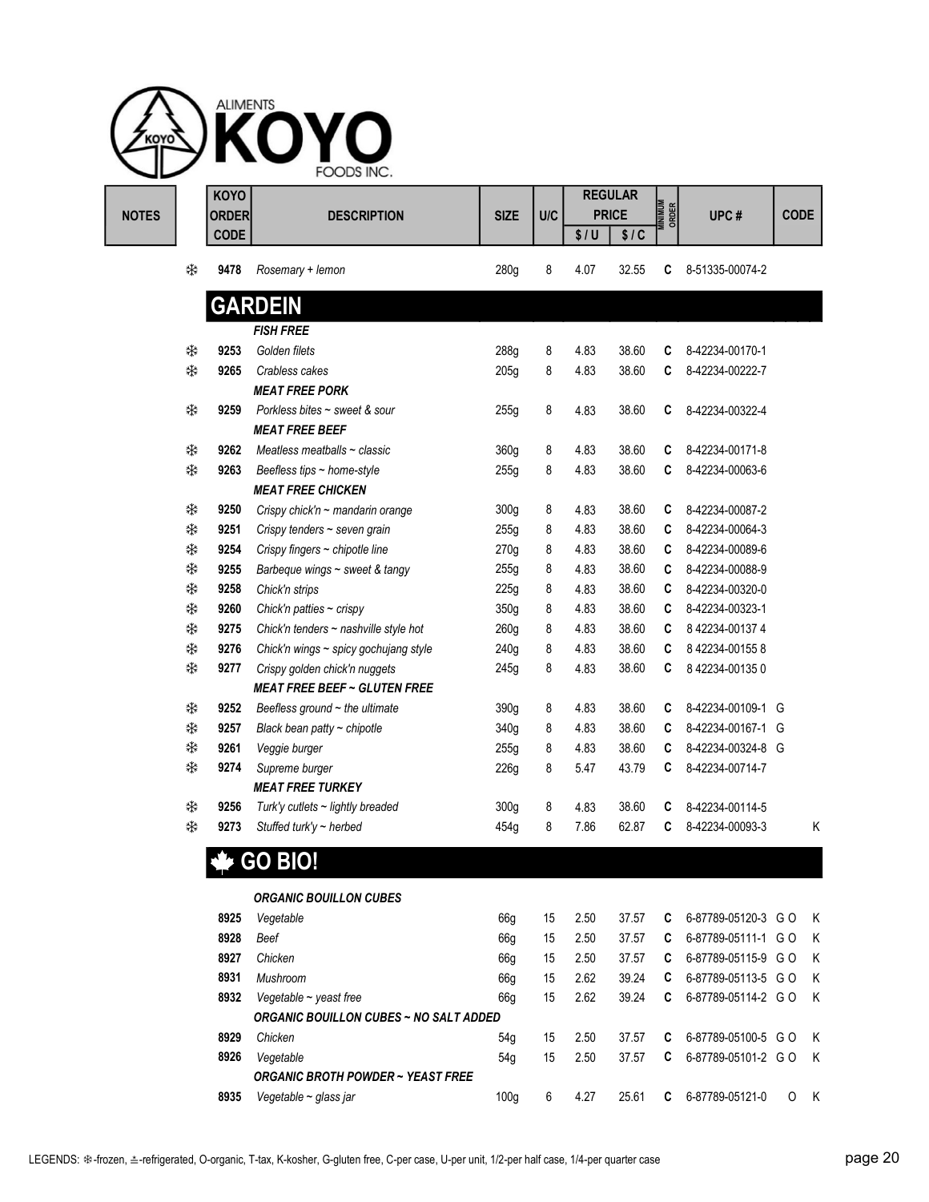ALIMENTS **KOYO** FOODS INC.

| NOTES | | KOYO ORDER CODE | DESCRIPTION | SIZE | U/C | REGULAR PRICE $ / U | $ / C | MINIMUM ORDER | UPC # | | CODE |
|---|---|---|---|---|---|---|---|---|---|---|---|
| | ❄ | 9478 | *Rosemary + lemon* | 280g | 8 | 4.07 | 32.55 | C | 8-51335-00074-2 | | |
| | | | **GARDEIN** | | | | | | | | |
| | | | ***FISH FREE*** | | | | | | | | |
| | ❄ | 9253 | *Golden filets* | 288g | 8 | 4.83 | 38.60 | C | 8-42234-00170-1 | | |
| | ❄ | 9265 | *Crabless cakes* | 205g | 8 | 4.83 | 38.60 | C | 8-42234-00222-7 | | |
| | | | ***MEAT FREE PORK*** | | | | | | | | |
| | ❄ | 9259 | *Porkless bites ~ sweet & sour* | 255g | 8 | 4.83 | 38.60 | C | 8-42234-00322-4 | | |
| | | | ***MEAT FREE BEEF*** | | | | | | | | |
| | ❄ | 9262 | *Meatless meatballs ~ classic* | 360g | 8 | 4.83 | 38.60 | C | 8-42234-00171-8 | | |
| | ❄ | 9263 | *Beefless tips ~ home-style* | 255g | 8 | 4.83 | 38.60 | C | 8-42234-00063-6 | | |
| | | | ***MEAT FREE CHICKEN*** | | | | | | | | |
| | ❄ | 9250 | *Crispy chick'n ~ mandarin orange* | 300g | 8 | 4.83 | 38.60 | C | 8-42234-00087-2 | | |
| | ❄ | 9251 | *Crispy tenders ~ seven grain* | 255g | 8 | 4.83 | 38.60 | C | 8-42234-00064-3 | | |
| | ❄ | 9254 | *Crispy fingers ~ chipotle line* | 270g | 8 | 4.83 | 38.60 | C | 8-42234-00089-6 | | |
| | ❄ | 9255 | *Barbeque wings ~ sweet & tangy* | 255g | 8 | 4.83 | 38.60 | C | 8-42234-00088-9 | | |
| | ❄ | 9258 | *Chick'n strips* | 225g | 8 | 4.83 | 38.60 | C | 8-42234-00320-0 | | |
| | ❄ | 9260 | *Chick'n patties ~ crispy* | 350g | 8 | 4.83 | 38.60 | C | 8-42234-00323-1 | | |
| | ❄ | 9275 | *Chick'n tenders ~ nashville style hot* | 260g | 8 | 4.83 | 38.60 | C | 8 42234-00137 4 | | |
| | ❄ | 9276 | *Chick'n wings ~ spicy gochujang style* | 240g | 8 | 4.83 | 38.60 | C | 8 42234-00155 8 | | |
| | ❄ | 9277 | *Crispy golden chick'n nuggets* | 245g | 8 | 4.83 | 38.60 | C | 8 42234-00135 0 | | |
| | | | ***MEAT FREE BEEF ~ GLUTEN FREE*** | | | | | | | | |
| | ❄ | 9252 | *Beefless ground ~ the ultimate* | 390g | 8 | 4.83 | 38.60 | C | 8-42234-00109-1 | G | |
| | ❄ | 9257 | *Black bean patty ~ chipotle* | 340g | 8 | 4.83 | 38.60 | C | 8-42234-00167-1 | G | |
| | ❄ | 9261 | *Veggie burger* | 255g | 8 | 4.83 | 38.60 | C | 8-42234-00324-8 | G | |
| | ❄ | 9274 | *Supreme burger* | 226g | 8 | 5.47 | 43.79 | C | 8-42234-00714-7 | | |
| | | | ***MEAT FREE TURKEY*** | | | | | | | | |
| | ❄ | 9256 | *Turk'y cutlets ~ lightly breaded* | 300g | 8 | 4.83 | 38.60 | C | 8-42234-00114-5 | | |
| | ❄ | 9273 | *Stuffed turk'y ~ herbed* | 454g | 8 | 7.86 | 62.87 | C | 8-42234-00093-3 | | K |
| | | | **GO BIO!** | | | | | | | | |
| | | | ***ORGANIC BOUILLON CUBES*** | | | | | | | | |
| | | 8925 | *Vegetable* | 66g | 15 | 2.50 | 37.57 | C | 6-87789-05120-3 | G O | K |
| | | 8928 | *Beef* | 66g | 15 | 2.50 | 37.57 | C | 6-87789-05111-1 | G O | K |
| | | 8927 | *Chicken* | 66g | 15 | 2.50 | 37.57 | C | 6-87789-05115-9 | G O | K |
| | | 8931 | *Mushroom* | 66g | 15 | 2.62 | 39.24 | C | 6-87789-05113-5 | G O | K |
| | | 8932 | *Vegetable ~ yeast free* | 66g | 15 | 2.62 | 39.24 | C | 6-87789-05114-2 | G O | K |
| | | | ***ORGANIC BOUILLON CUBES ~ NO SALT ADDED*** | | | | | | | | |
| | | 8929 | *Chicken* | 54g | 15 | 2.50 | 37.57 | C | 6-87789-05100-5 | G O | K |
| | | 8926 | *Vegetable* | 54g | 15 | 2.50 | 37.57 | C | 6-87789-05101-2 | G O | K |
| | | | ***ORGANIC BROTH POWDER ~ YEAST FREE*** | | | | | | | | |
| | | 8935 | *Vegetable ~ glass jar* | 100g | 6 | 4.27 | 25.61 | C | 6-87789-05121-0 | O | K |

LEGENDS: ❄-frozen, ≐-refrigerated, O-organic, T-tax, K-kosher, G-gluten free, C-per case, U-per unit, 1/2-per half case, 1/4-per quarter case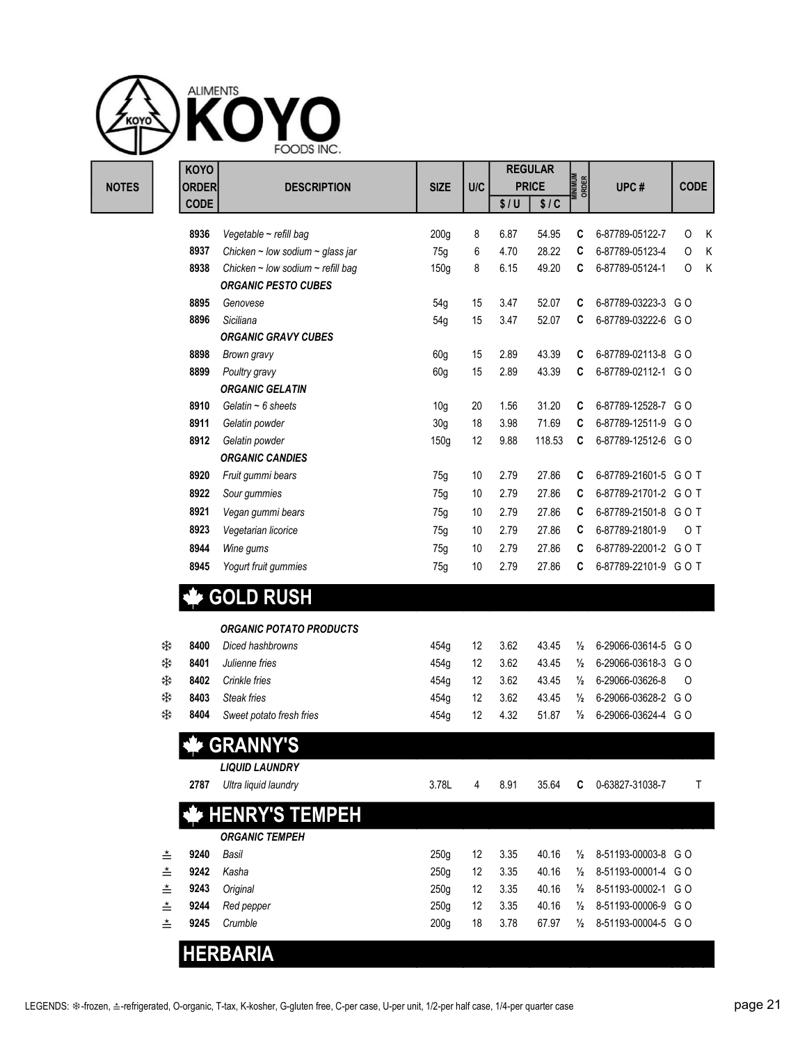ALIMENTS **KOYO** FOODS INC.

| NOTES | KOYO ORDER CODE | DESCRIPTION | SIZE | U/C | REGULAR PRICE $ / U | REGULAR PRICE $ / C | MINIMUM ORDER | UPC # | CODE |
|---|---|---|---|---|---|---|---|---|---|
| | 8936 | *Vegetable ~ refill bag* | 200g | 8 | 6.87 | 54.95 | C | 6-87789-05122-7 | O K |
| | 8937 | *Chicken ~ low sodium ~ glass jar* | 75g | 6 | 4.70 | 28.22 | C | 6-87789-05123-4 | O K |
| | 8938 | *Chicken ~ low sodium ~ refill bag* | 150g | 8 | 6.15 | 49.20 | C | 6-87789-05124-1 | O K |
| | | ***ORGANIC PESTO CUBES*** | | | | | | | |
| | 8895 | *Genovese* | 54g | 15 | 3.47 | 52.07 | C | 6-87789-03223-3 | G O |
| | 8896 | *Siciliana* | 54g | 15 | 3.47 | 52.07 | C | 6-87789-03222-6 | G O |
| | | ***ORGANIC GRAVY CUBES*** | | | | | | | |
| | 8898 | *Brown gravy* | 60g | 15 | 2.89 | 43.39 | C | 6-87789-02113-8 | G O |
| | 8899 | *Poultry gravy* | 60g | 15 | 2.89 | 43.39 | C | 6-87789-02112-1 | G O |
| | | ***ORGANIC GELATIN*** | | | | | | | |
| | 8910 | *Gelatin ~ 6 sheets* | 10g | 20 | 1.56 | 31.20 | C | 6-87789-12528-7 | G O |
| | 8911 | *Gelatin powder* | 30g | 18 | 3.98 | 71.69 | C | 6-87789-12511-9 | G O |
| | 8912 | *Gelatin powder* | 150g | 12 | 9.88 | 118.53 | C | 6-87789-12512-6 | G O |
| | | ***ORGANIC CANDIES*** | | | | | | | |
| | 8920 | *Fruit gummi bears* | 75g | 10 | 2.79 | 27.86 | C | 6-87789-21601-5 | G O T |
| | 8922 | *Sour gummies* | 75g | 10 | 2.79 | 27.86 | C | 6-87789-21701-2 | G O T |
| | 8921 | *Vegan gummi bears* | 75g | 10 | 2.79 | 27.86 | C | 6-87789-21501-8 | G O T |
| | 8923 | *Vegetarian licorice* | 75g | 10 | 2.79 | 27.86 | C | 6-87789-21801-9 | O T |
| | 8944 | *Wine gums* | 75g | 10 | 2.79 | 27.86 | C | 6-87789-22001-2 | G O T |
| | 8945 | *Yogurt fruit gummies* | 75g | 10 | 2.79 | 27.86 | C | 6-87789-22101-9 | G O T |

## GOLD RUSH

| NOTES | KOYO ORDER CODE | DESCRIPTION | SIZE | U/C | $ / U | $ / C | MINIMUM ORDER | UPC # | CODE |
|---|---|---|---|---|---|---|---|---|---|
| | | ***ORGANIC POTATO PRODUCTS*** | | | | | | | |
| ❄ | 8400 | *Diced hashbrowns* | 454g | 12 | 3.62 | 43.45 | ½ | 6-29066-03614-5 | G O |
| ❄ | 8401 | *Julienne fries* | 454g | 12 | 3.62 | 43.45 | ½ | 6-29066-03618-3 | G O |
| ❄ | 8402 | *Crinkle fries* | 454g | 12 | 3.62 | 43.45 | ½ | 6-29066-03626-8 | O |
| ❄ | 8403 | *Steak fries* | 454g | 12 | 3.62 | 43.45 | ½ | 6-29066-03628-2 | G O |
| ❄ | 8404 | *Sweet potato fresh fries* | 454g | 12 | 4.32 | 51.87 | ½ | 6-29066-03624-4 | G O |

## GRANNY'S

| NOTES | KOYO ORDER CODE | DESCRIPTION | SIZE | U/C | $ / U | $ / C | MINIMUM ORDER | UPC # | CODE |
|---|---|---|---|---|---|---|---|---|---|
| | | ***LIQUID LAUNDRY*** | | | | | | | |
| | 2787 | *Ultra liquid laundry* | 3.78L | 4 | 8.91 | 35.64 | C | 0-63827-31038-7 | T |

## HENRY'S TEMPEH

| NOTES | KOYO ORDER CODE | DESCRIPTION | SIZE | U/C | $ / U | $ / C | MINIMUM ORDER | UPC # | CODE |
|---|---|---|---|---|---|---|---|---|---|
| | | ***ORGANIC TEMPEH*** | | | | | | | |
| ≛ | 9240 | *Basil* | 250g | 12 | 3.35 | 40.16 | ½ | 8-51193-00003-8 | G O |
| ≛ | 9242 | *Kasha* | 250g | 12 | 3.35 | 40.16 | ½ | 8-51193-00001-4 | G O |
| ≛ | 9243 | *Original* | 250g | 12 | 3.35 | 40.16 | ½ | 8-51193-00002-1 | G O |
| ≛ | 9244 | *Red pepper* | 250g | 12 | 3.35 | 40.16 | ½ | 8-51193-00006-9 | G O |
| ≛ | 9245 | *Crumble* | 200g | 18 | 3.78 | 67.97 | ½ | 8-51193-00004-5 | G O |

## HERBARIA

LEGENDS: ❄-frozen, ≛-refrigerated, O-organic, T-tax, K-kosher, G-gluten free, C-per case, U-per unit, 1/2-per half case, 1/4-per quarter case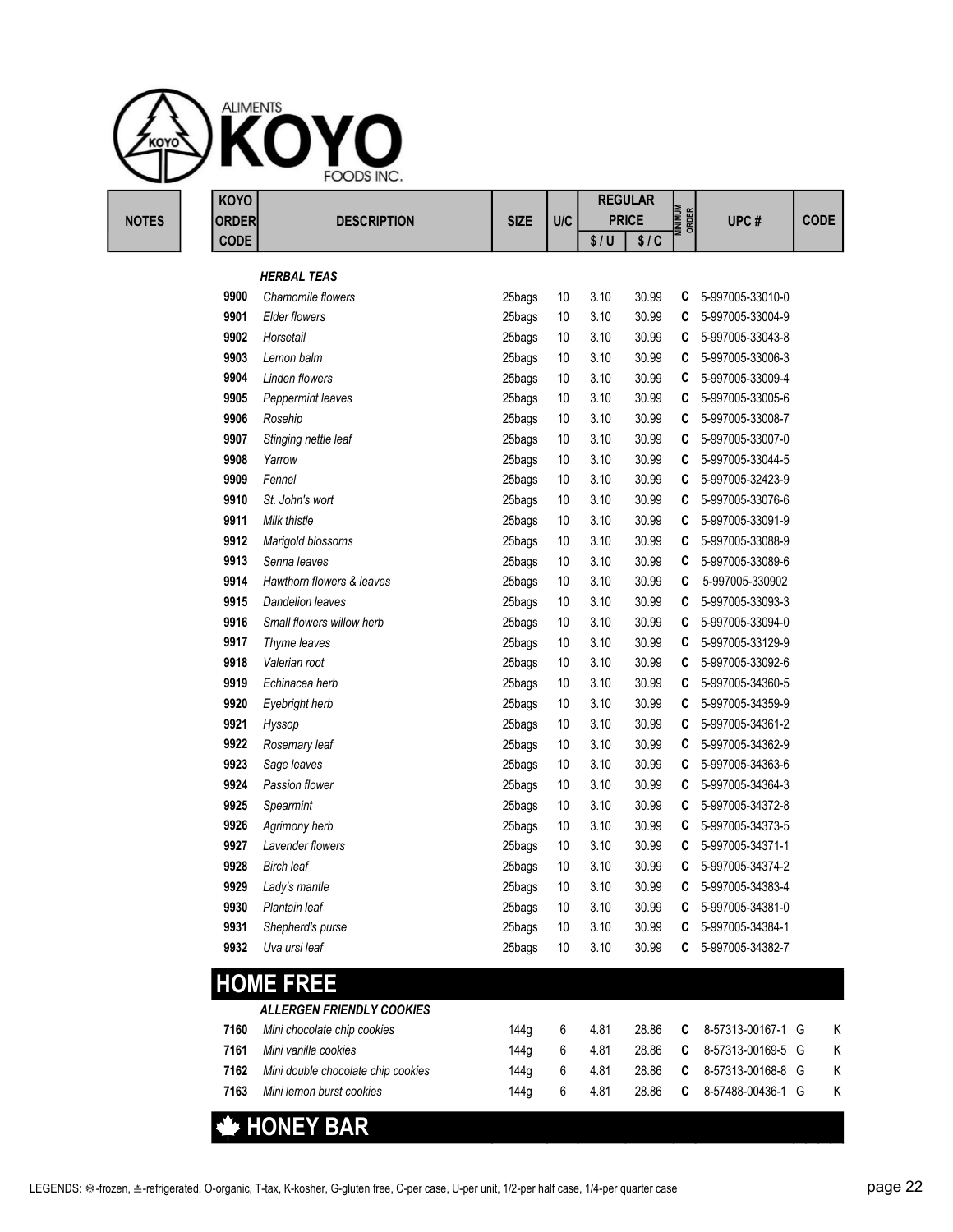ALIMENTS **KOYO** FOODS INC.

| NOTES | KOYO ORDER CODE | DESCRIPTION | SIZE | U/C | REGULAR PRICE $ / U | REGULAR PRICE $ / C | MINIMUM ORDER | UPC # | | CODE |
|---|---|---|---|---|---|---|---|---|---|---|
| | | ***HERBAL TEAS*** | | | | | | | | |
| | 9900 | *Chamomile flowers* | 25bags | 10 | 3.10 | 30.99 | C | 5-997005-33010-0 | | |
| | 9901 | *Elder flowers* | 25bags | 10 | 3.10 | 30.99 | C | 5-997005-33004-9 | | |
| | 9902 | *Horsetail* | 25bags | 10 | 3.10 | 30.99 | C | 5-997005-33043-8 | | |
| | 9903 | *Lemon balm* | 25bags | 10 | 3.10 | 30.99 | C | 5-997005-33006-3 | | |
| | 9904 | *Linden flowers* | 25bags | 10 | 3.10 | 30.99 | C | 5-997005-33009-4 | | |
| | 9905 | *Peppermint leaves* | 25bags | 10 | 3.10 | 30.99 | C | 5-997005-33005-6 | | |
| | 9906 | *Rosehip* | 25bags | 10 | 3.10 | 30.99 | C | 5-997005-33008-7 | | |
| | 9907 | *Stinging nettle leaf* | 25bags | 10 | 3.10 | 30.99 | C | 5-997005-33007-0 | | |
| | 9908 | *Yarrow* | 25bags | 10 | 3.10 | 30.99 | C | 5-997005-33044-5 | | |
| | 9909 | *Fennel* | 25bags | 10 | 3.10 | 30.99 | C | 5-997005-32423-9 | | |
| | 9910 | *St. John's wort* | 25bags | 10 | 3.10 | 30.99 | C | 5-997005-33076-6 | | |
| | 9911 | *Milk thistle* | 25bags | 10 | 3.10 | 30.99 | C | 5-997005-33091-9 | | |
| | 9912 | *Marigold blossoms* | 25bags | 10 | 3.10 | 30.99 | C | 5-997005-33088-9 | | |
| | 9913 | *Senna leaves* | 25bags | 10 | 3.10 | 30.99 | C | 5-997005-33089-6 | | |
| | 9914 | *Hawthorn flowers & leaves* | 25bags | 10 | 3.10 | 30.99 | C | 5-997005-330902 | | |
| | 9915 | *Dandelion leaves* | 25bags | 10 | 3.10 | 30.99 | C | 5-997005-33093-3 | | |
| | 9916 | *Small flowers willow herb* | 25bags | 10 | 3.10 | 30.99 | C | 5-997005-33094-0 | | |
| | 9917 | *Thyme leaves* | 25bags | 10 | 3.10 | 30.99 | C | 5-997005-33129-9 | | |
| | 9918 | *Valerian root* | 25bags | 10 | 3.10 | 30.99 | C | 5-997005-33092-6 | | |
| | 9919 | *Echinacea herb* | 25bags | 10 | 3.10 | 30.99 | C | 5-997005-34360-5 | | |
| | 9920 | *Eyebright herb* | 25bags | 10 | 3.10 | 30.99 | C | 5-997005-34359-9 | | |
| | 9921 | *Hyssop* | 25bags | 10 | 3.10 | 30.99 | C | 5-997005-34361-2 | | |
| | 9922 | *Rosemary leaf* | 25bags | 10 | 3.10 | 30.99 | C | 5-997005-34362-9 | | |
| | 9923 | *Sage leaves* | 25bags | 10 | 3.10 | 30.99 | C | 5-997005-34363-6 | | |
| | 9924 | *Passion flower* | 25bags | 10 | 3.10 | 30.99 | C | 5-997005-34364-3 | | |
| | 9925 | *Spearmint* | 25bags | 10 | 3.10 | 30.99 | C | 5-997005-34372-8 | | |
| | 9926 | *Agrimony herb* | 25bags | 10 | 3.10 | 30.99 | C | 5-997005-34373-5 | | |
| | 9927 | *Lavender flowers* | 25bags | 10 | 3.10 | 30.99 | C | 5-997005-34371-1 | | |
| | 9928 | *Birch leaf* | 25bags | 10 | 3.10 | 30.99 | C | 5-997005-34374-2 | | |
| | 9929 | *Lady's mantle* | 25bags | 10 | 3.10 | 30.99 | C | 5-997005-34383-4 | | |
| | 9930 | *Plantain leaf* | 25bags | 10 | 3.10 | 30.99 | C | 5-997005-34381-0 | | |
| | 9931 | *Shepherd's purse* | 25bags | 10 | 3.10 | 30.99 | C | 5-997005-34384-1 | | |
| | 9932 | *Uva ursi leaf* | 25bags | 10 | 3.10 | 30.99 | C | 5-997005-34382-7 | | |
| | | **HOME FREE** | | | | | | | | |
| | | ***ALLERGEN FRIENDLY COOKIES*** | | | | | | | | |
| | 7160 | *Mini chocolate chip cookies* | 144g | 6 | 4.81 | 28.86 | C | 8-57313-00167-1 | G | K |
| | 7161 | *Mini vanilla cookies* | 144g | 6 | 4.81 | 28.86 | C | 8-57313-00169-5 | G | K |
| | 7162 | *Mini double chocolate chip cookies* | 144g | 6 | 4.81 | 28.86 | C | 8-57313-00168-8 | G | K |
| | 7163 | *Mini lemon burst cookies* | 144g | 6 | 4.81 | 28.86 | C | 8-57488-00436-1 | G | K |
| | | **HONEY BAR** | | | | | | | | |

LEGENDS: ❄-frozen, ≛-refrigerated, O-organic, T-tax, K-kosher, G-gluten free, C-per case, U-per unit, 1/2-per half case, 1/4-per quarter case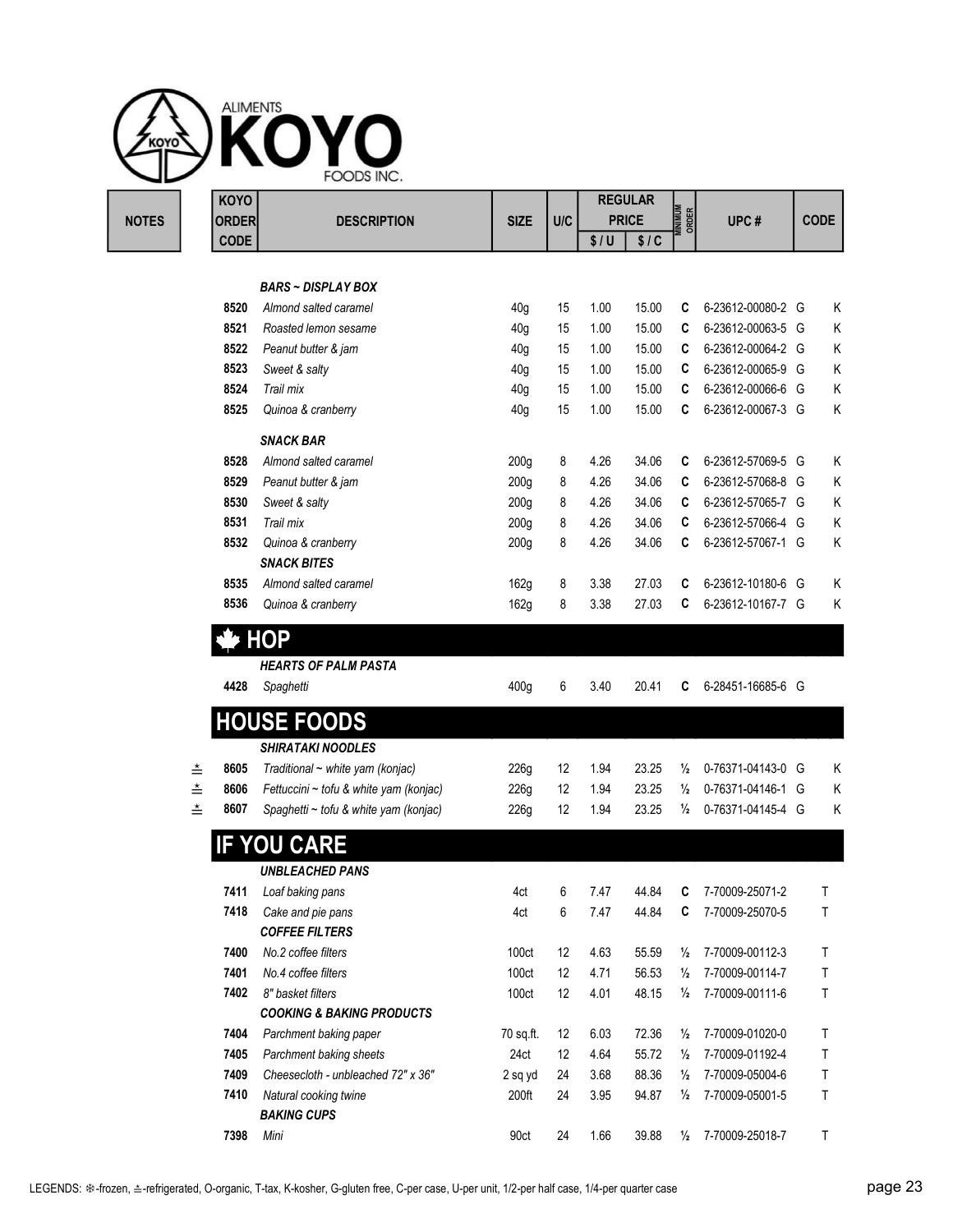ALIMENTS **KOYO** FOODS INC.

| NOTES | KOYO ORDER CODE | DESCRIPTION | SIZE | U/C | REGULAR PRICE $ / U | REGULAR PRICE $ / C | MINIMUM ORDER | UPC # | CODE | |
|---|---|---|---|---|---|---|---|---|---|---|
| | | ***BARS ~ DISPLAY BOX*** | | | | | | | | |
| | 8520 | *Almond salted caramel* | 40g | 15 | 1.00 | 15.00 | C | 6-23612-00080-2 | G | K |
| | 8521 | *Roasted lemon sesame* | 40g | 15 | 1.00 | 15.00 | C | 6-23612-00063-5 | G | K |
| | 8522 | *Peanut butter & jam* | 40g | 15 | 1.00 | 15.00 | C | 6-23612-00064-2 | G | K |
| | 8523 | *Sweet & salty* | 40g | 15 | 1.00 | 15.00 | C | 6-23612-00065-9 | G | K |
| | 8524 | *Trail mix* | 40g | 15 | 1.00 | 15.00 | C | 6-23612-00066-6 | G | K |
| | 8525 | *Quinoa & cranberry* | 40g | 15 | 1.00 | 15.00 | C | 6-23612-00067-3 | G | K |
| | | ***SNACK BAR*** | | | | | | | | |
| | 8528 | *Almond salted caramel* | 200g | 8 | 4.26 | 34.06 | C | 6-23612-57069-5 | G | K |
| | 8529 | *Peanut butter & jam* | 200g | 8 | 4.26 | 34.06 | C | 6-23612-57068-8 | G | K |
| | 8530 | *Sweet & salty* | 200g | 8 | 4.26 | 34.06 | C | 6-23612-57065-7 | G | K |
| | 8531 | *Trail mix* | 200g | 8 | 4.26 | 34.06 | C | 6-23612-57066-4 | G | K |
| | 8532 | *Quinoa & cranberry* | 200g | 8 | 4.26 | 34.06 | C | 6-23612-57067-1 | G | K |
| | | ***SNACK BITES*** | | | | | | | | |
| | 8535 | *Almond salted caramel* | 162g | 8 | 3.38 | 27.03 | C | 6-23612-10180-6 | G | K |
| | 8536 | *Quinoa & cranberry* | 162g | 8 | 3.38 | 27.03 | C | 6-23612-10167-7 | G | K |
| | | **HOP** | | | | | | | | |
| | | ***HEARTS OF PALM PASTA*** | | | | | | | | |
| | 4428 | *Spaghetti* | 400g | 6 | 3.40 | 20.41 | C | 6-28451-16685-6 | G | |
| | | **HOUSE FOODS** | | | | | | | | |
| | | ***SHIRATAKI NOODLES*** | | | | | | | | |
| ≛ | 8605 | *Traditional ~ white yam (konjac)* | 226g | 12 | 1.94 | 23.25 | ½ | 0-76371-04143-0 | G | K |
| ≛ | 8606 | *Fettuccini ~ tofu & white yam (konjac)* | 226g | 12 | 1.94 | 23.25 | ½ | 0-76371-04146-1 | G | K |
| ≛ | 8607 | *Spaghetti ~ tofu & white yam (konjac)* | 226g | 12 | 1.94 | 23.25 | ½ | 0-76371-04145-4 | G | K |
| | | **IF YOU CARE** | | | | | | | | |
| | | ***UNBLEACHED PANS*** | | | | | | | | |
| | 7411 | *Loaf baking pans* | 4ct | 6 | 7.47 | 44.84 | C | 7-70009-25071-2 | | T |
| | 7418 | *Cake and pie pans* | 4ct | 6 | 7.47 | 44.84 | C | 7-70009-25070-5 | | T |
| | | ***COFFEE FILTERS*** | | | | | | | | |
| | 7400 | *No.2 coffee filters* | 100ct | 12 | 4.63 | 55.59 | ½ | 7-70009-00112-3 | | T |
| | 7401 | *No.4 coffee filters* | 100ct | 12 | 4.71 | 56.53 | ½ | 7-70009-00114-7 | | T |
| | 7402 | *8" basket filters* | 100ct | 12 | 4.01 | 48.15 | ½ | 7-70009-00111-6 | | T |
| | | ***COOKING & BAKING PRODUCTS*** | | | | | | | | |
| | 7404 | *Parchment baking paper* | 70 sq.ft. | 12 | 6.03 | 72.36 | ½ | 7-70009-01020-0 | | T |
| | 7405 | *Parchment baking sheets* | 24ct | 12 | 4.64 | 55.72 | ½ | 7-70009-01192-4 | | T |
| | 7409 | *Cheesecloth - unbleached 72" x 36"* | 2 sq yd | 24 | 3.68 | 88.36 | ½ | 7-70009-05004-6 | | T |
| | 7410 | *Natural cooking twine* | 200ft | 24 | 3.95 | 94.87 | ½ | 7-70009-05001-5 | | T |
| | | ***BAKING CUPS*** | | | | | | | | |
| | 7398 | *Mini* | 90ct | 24 | 1.66 | 39.88 | ½ | 7-70009-25018-7 | | T |

LEGENDS: ❄-frozen, ≛-refrigerated, O-organic, T-tax, K-kosher, G-gluten free, C-per case, U-per unit, 1/2-per half case, 1/4-per quarter case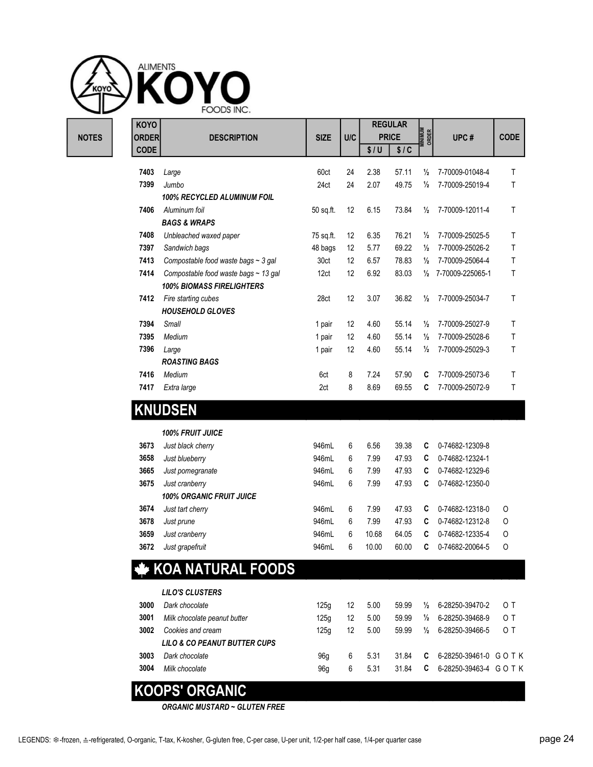ALIMENTS **KOYO** FOODS INC.

| NOTES | KOYO ORDER CODE | DESCRIPTION | SIZE | U/C | REGULAR PRICE $ / U | REGULAR PRICE $ / C | MINIMUM ORDER | UPC # | CODE |
|---|---|---|---|---|---|---|---|---|---|
| | 7403 | *Large* | 60ct | 24 | 2.38 | 57.11 | ½ | 7-70009-01048-4 | T |
| | 7399 | *Jumbo* | 24ct | 24 | 2.07 | 49.75 | ½ | 7-70009-25019-4 | T |
| | | ***100% RECYCLED ALUMINUM FOIL*** | | | | | | | |
| | 7406 | *Aluminum foil* | 50 sq.ft. | 12 | 6.15 | 73.84 | ½ | 7-70009-12011-4 | T |
| | | ***BAGS & WRAPS*** | | | | | | | |
| | 7408 | *Unbleached waxed paper* | 75 sq.ft. | 12 | 6.35 | 76.21 | ½ | 7-70009-25025-5 | T |
| | 7397 | *Sandwich bags* | 48 bags | 12 | 5.77 | 69.22 | ½ | 7-70009-25026-2 | T |
| | 7413 | *Compostable food waste bags ~ 3 gal* | 30ct | 12 | 6.57 | 78.83 | ½ | 7-70009-25064-4 | T |
| | 7414 | *Compostable food waste bags ~ 13 gal* | 12ct | 12 | 6.92 | 83.03 | ½ | 7-70009-225065-1 | T |
| | | ***100% BIOMASS FIRELIGHTERS*** | | | | | | | |
| | 7412 | *Fire starting cubes* | 28ct | 12 | 3.07 | 36.82 | ½ | 7-70009-25034-7 | T |
| | | ***HOUSEHOLD GLOVES*** | | | | | | | |
| | 7394 | *Small* | 1 pair | 12 | 4.60 | 55.14 | ½ | 7-70009-25027-9 | T |
| | 7395 | *Medium* | 1 pair | 12 | 4.60 | 55.14 | ½ | 7-70009-25028-6 | T |
| | 7396 | *Large* | 1 pair | 12 | 4.60 | 55.14 | ½ | 7-70009-25029-3 | T |
| | | ***ROASTING BAGS*** | | | | | | | |
| | 7416 | *Medium* | 6ct | 8 | 7.24 | 57.90 | **C** | 7-70009-25073-6 | T |
| | 7417 | *Extra large* | 2ct | 8 | 8.69 | 69.55 | **C** | 7-70009-25072-9 | T |

## KNUDSEN

| KOYO ORDER CODE | DESCRIPTION | SIZE | U/C | $ / U | $ / C | MINIMUM ORDER | UPC # | CODE |
|---|---|---|---|---|---|---|---|---|
| | ***100% FRUIT JUICE*** | | | | | | | |
| 3673 | *Just black cherry* | 946mL | 6 | 6.56 | 39.38 | **C** | 0-74682-12309-8 | |
| 3658 | *Just blueberry* | 946mL | 6 | 7.99 | 47.93 | **C** | 0-74682-12324-1 | |
| 3665 | *Just pomegranate* | 946mL | 6 | 7.99 | 47.93 | **C** | 0-74682-12329-6 | |
| 3675 | *Just cranberry* | 946mL | 6 | 7.99 | 47.93 | **C** | 0-74682-12350-0 | |
| | ***100% ORGANIC FRUIT JUICE*** | | | | | | | |
| 3674 | *Just tart cherry* | 946mL | 6 | 7.99 | 47.93 | **C** | 0-74682-12318-0 | O |
| 3678 | *Just prune* | 946mL | 6 | 7.99 | 47.93 | **C** | 0-74682-12312-8 | O |
| 3659 | *Just cranberry* | 946mL | 6 | 10.68 | 64.05 | **C** | 0-74682-12335-4 | O |
| 3672 | *Just grapefruit* | 946mL | 6 | 10.00 | 60.00 | **C** | 0-74682-20064-5 | O |

## KOA NATURAL FOODS

| KOYO ORDER CODE | DESCRIPTION | SIZE | U/C | $ / U | $ / C | MINIMUM ORDER | UPC # | CODE |
|---|---|---|---|---|---|---|---|---|
| | ***LILO'S CLUSTERS*** | | | | | | | |
| 3000 | *Dark chocolate* | 125g | 12 | 5.00 | 59.99 | ½ | 6-28250-39470-2 | O T |
| 3001 | *Milk chocolate peanut butter* | 125g | 12 | 5.00 | 59.99 | ½ | 6-28250-39468-9 | O T |
| 3002 | *Cookies and cream* | 125g | 12 | 5.00 | 59.99 | ½ | 6-28250-39466-5 | O T |
| | ***LILO & CO PEANUT BUTTER CUPS*** | | | | | | | |
| 3003 | *Dark chocolate* | 96g | 6 | 5.31 | 31.84 | **C** | 6-28250-39461-0 | G O T K |
| 3004 | *Milk chocolate* | 96g | 6 | 5.31 | 31.84 | **C** | 6-28250-39463-4 | G O T K |

## KOOPS' ORGANIC

***ORGANIC MUSTARD ~ GLUTEN FREE***

LEGENDS: ❄-frozen, ≐-refrigerated, O-organic, T-tax, K-kosher, G-gluten free, C-per case, U-per unit, 1/2-per half case, 1/4-per quarter case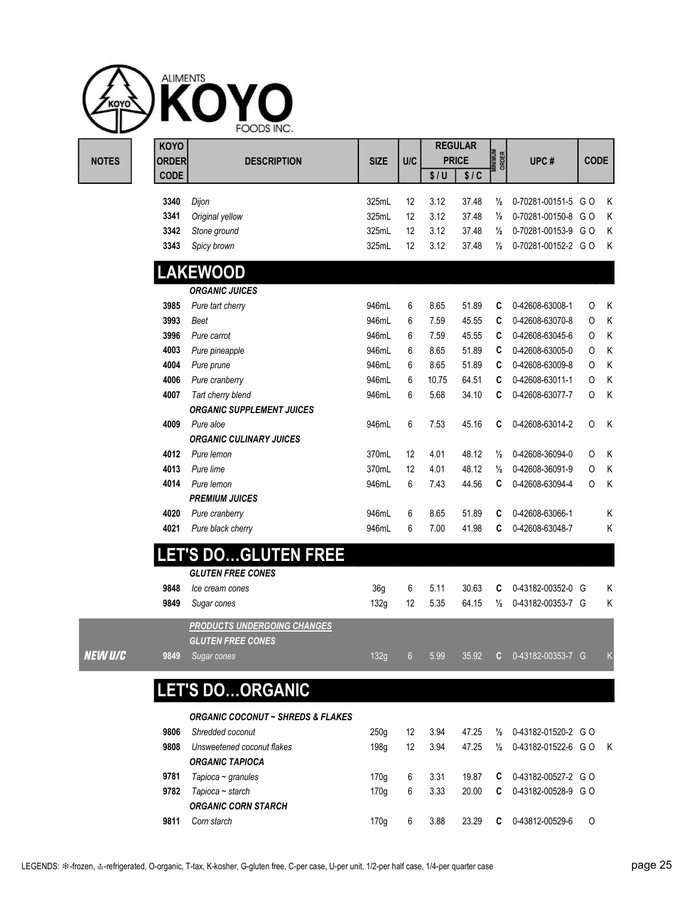ALIMENTS KOYO FOODS INC.

| NOTES | KOYO ORDER CODE | DESCRIPTION | SIZE | U/C | REGULAR PRICE $ / U | REGULAR PRICE $ / C | MINIMUM ORDER | UPC # | CODE | |
|---|---|---|---|---|---|---|---|---|---|---|
| | 3340 | *Dijon* | 325mL | 12 | 3.12 | 37.48 | ½ | 0-70281-00151-5 | G O | K |
| | 3341 | *Original yellow* | 325mL | 12 | 3.12 | 37.48 | ½ | 0-70281-00150-8 | G O | K |
| | 3342 | *Stone ground* | 325mL | 12 | 3.12 | 37.48 | ½ | 0-70281-00153-9 | G O | K |
| | 3343 | *Spicy brown* | 325mL | 12 | 3.12 | 37.48 | ½ | 0-70281-00152-2 | G O | K |
| | | **LAKEWOOD** | | | | | | | | |
| | | ***ORGANIC JUICES*** | | | | | | | | |
| | 3985 | *Pure tart cherry* | 946mL | 6 | 8.65 | 51.89 | C | 0-42608-63008-1 | O | K |
| | 3993 | *Beet* | 946mL | 6 | 7.59 | 45.55 | C | 0-42608-63070-8 | O | K |
| | 3996 | *Pure carrot* | 946mL | 6 | 7.59 | 45.55 | C | 0-42608-63045-6 | O | K |
| | 4003 | *Pure pineapple* | 946mL | 6 | 8.65 | 51.89 | C | 0-42608-63005-0 | O | K |
| | 4004 | *Pure prune* | 946mL | 6 | 8.65 | 51.89 | C | 0-42608-63009-8 | O | K |
| | 4006 | *Pure cranberry* | 946mL | 6 | 10.75 | 64.51 | C | 0-42608-63011-1 | O | K |
| | 4007 | *Tart cherry blend* | 946mL | 6 | 5.68 | 34.10 | C | 0-42608-63077-7 | O | K |
| | | ***ORGANIC SUPPLEMENT JUICES*** | | | | | | | | |
| | 4009 | *Pure aloe* | 946mL | 6 | 7.53 | 45.16 | C | 0-42608-63014-2 | O | K |
| | | ***ORGANIC CULINARY JUICES*** | | | | | | | | |
| | 4012 | *Pure lemon* | 370mL | 12 | 4.01 | 48.12 | ½ | 0-42608-36094-0 | O | K |
| | 4013 | *Pure lime* | 370mL | 12 | 4.01 | 48.12 | ½ | 0-42608-36091-9 | O | K |
| | 4014 | *Pure lemon* | 946mL | 6 | 7.43 | 44.56 | C | 0-42608-63094-4 | O | K |
| | | ***PREMIUM JUICES*** | | | | | | | | |
| | 4020 | *Pure cranberry* | 946mL | 6 | 8.65 | 51.89 | C | 0-42608-63066-1 | | K |
| | 4021 | *Pure black cherry* | 946mL | 6 | 7.00 | 41.98 | C | 0-42608-63048-7 | | K |
| | | **LET'S DO…GLUTEN FREE** | | | | | | | | |
| | | ***GLUTEN FREE CONES*** | | | | | | | | |
| | 9848 | *Ice cream cones* | 36g | 6 | 5.11 | 30.63 | C | 0-43182-00352-0 | G | K |
| | 9849 | *Sugar cones* | 132g | 12 | 5.35 | 64.15 | ½ | 0-43182-00353-7 | G | K |
| | | ***PRODUCTS UNDERGOING CHANGES*** | | | | | | | | |
| | | ***GLUTEN FREE CONES*** | | | | | | | | |
| ***NEW U/C*** | 9849 | *Sugar cones* | 132g | 6 | 5.99 | 35.92 | C | 0-43182-00353-7 | G | K |
| | | **LET'S DO…ORGANIC** | | | | | | | | |
| | | ***ORGANIC COCONUT ~ SHREDS & FLAKES*** | | | | | | | | |
| | 9806 | *Shredded coconut* | 250g | 12 | 3.94 | 47.25 | ½ | 0-43182-01520-2 | G O | |
| | 9808 | *Unsweetened coconut flakes* | 198g | 12 | 3.94 | 47.25 | ½ | 0-43182-01522-6 | G O | K |
| | | ***ORGANIC TAPIOCA*** | | | | | | | | |
| | 9781 | *Tapioca ~ granules* | 170g | 6 | 3.31 | 19.87 | C | 0-43182-00527-2 | G O | |
| | 9782 | *Tapioca ~ starch* | 170g | 6 | 3.33 | 20.00 | C | 0-43182-00528-9 | G O | |
| | | ***ORGANIC CORN STARCH*** | | | | | | | | |
| | 9811 | *Corn starch* | 170g | 6 | 3.88 | 23.29 | C | 0-43812-00529-6 | O | |

LEGENDS: ❄-frozen, ≛-refrigerated, O-organic, T-tax, K-kosher, G-gluten free, C-per case, U-per unit, 1/2-per half case, 1/4-per quarter case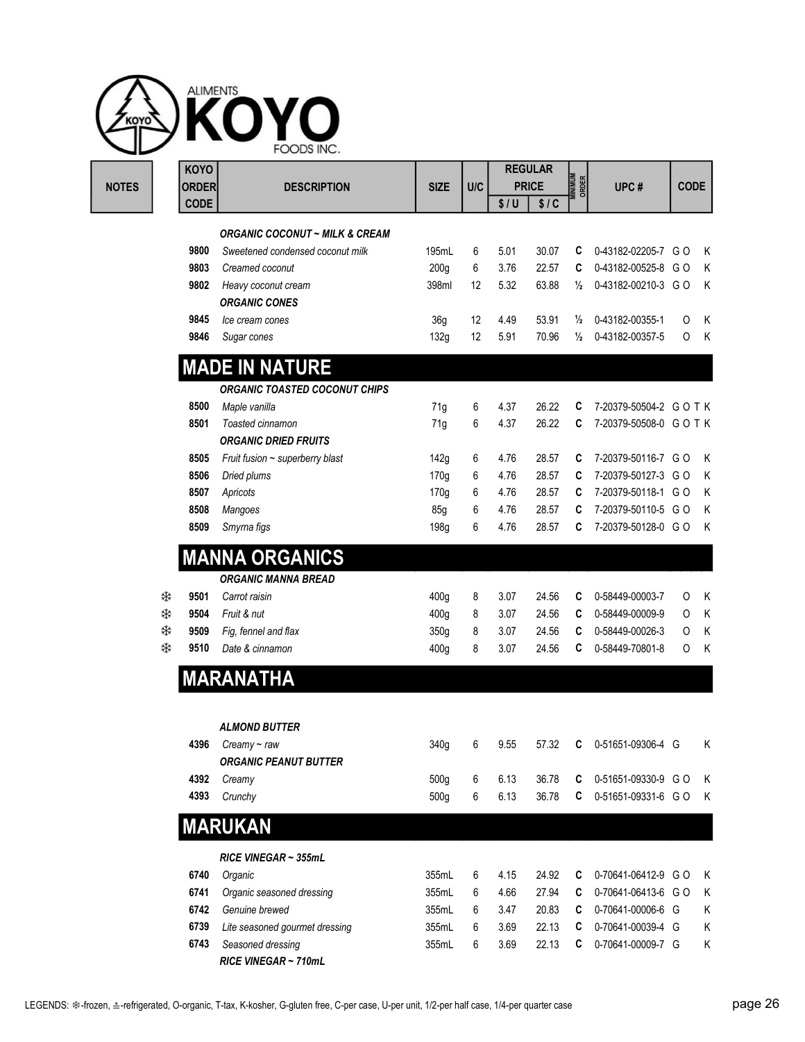ALIMENTS **KOYO** FOODS INC.

| NOTES | KOYO ORDER CODE | DESCRIPTION | SIZE | U/C | REGULAR PRICE $ / U | REGULAR PRICE $ / C | MINIMUM ORDER | UPC # | CODE |
|---|---|---|---|---|---|---|---|---|---|
| | | ***ORGANIC COCONUT ~ MILK & CREAM*** | | | | | | | |
| | 9800 | *Sweetened condensed coconut milk* | 195mL | 6 | 5.01 | 30.07 | C | 0-43182-02205-7 | G O K |
| | 9803 | *Creamed coconut* | 200g | 6 | 3.76 | 22.57 | C | 0-43182-00525-8 | G O K |
| | 9802 | *Heavy coconut cream* | 398ml | 12 | 5.32 | 63.88 | ½ | 0-43182-00210-3 | G O K |
| | | ***ORGANIC CONES*** | | | | | | | |
| | 9845 | *Ice cream cones* | 36g | 12 | 4.49 | 53.91 | ½ | 0-43182-00355-1 | O K |
| | 9846 | *Sugar cones* | 132g | 12 | 5.91 | 70.96 | ½ | 0-43182-00357-5 | O K |
| | | **MADE IN NATURE** | | | | | | | |
| | | ***ORGANIC TOASTED COCONUT CHIPS*** | | | | | | | |
| | 8500 | *Maple vanilla* | 71g | 6 | 4.37 | 26.22 | C | 7-20379-50504-2 | G O T K |
| | 8501 | *Toasted cinnamon* | 71g | 6 | 4.37 | 26.22 | C | 7-20379-50508-0 | G O T K |
| | | ***ORGANIC DRIED FRUITS*** | | | | | | | |
| | 8505 | *Fruit fusion ~ superberry blast* | 142g | 6 | 4.76 | 28.57 | C | 7-20379-50116-7 | G O K |
| | 8506 | *Dried plums* | 170g | 6 | 4.76 | 28.57 | C | 7-20379-50127-3 | G O K |
| | 8507 | *Apricots* | 170g | 6 | 4.76 | 28.57 | C | 7-20379-50118-1 | G O K |
| | 8508 | *Mangoes* | 85g | 6 | 4.76 | 28.57 | C | 7-20379-50110-5 | G O K |
| | 8509 | *Smyrna figs* | 198g | 6 | 4.76 | 28.57 | C | 7-20379-50128-0 | G O K |
| | | **MANNA ORGANICS** | | | | | | | |
| | | ***ORGANIC MANNA BREAD*** | | | | | | | |
| ❄ | 9501 | *Carrot raisin* | 400g | 8 | 3.07 | 24.56 | C | 0-58449-00003-7 | O K |
| ❄ | 9504 | *Fruit & nut* | 400g | 8 | 3.07 | 24.56 | C | 0-58449-00009-9 | O K |
| ❄ | 9509 | *Fig, fennel and flax* | 350g | 8 | 3.07 | 24.56 | C | 0-58449-00026-3 | O K |
| ❄ | 9510 | *Date & cinnamon* | 400g | 8 | 3.07 | 24.56 | C | 0-58449-70801-8 | O K |
| | | **MARANATHA** | | | | | | | |
| | | ***ALMOND BUTTER*** | | | | | | | |
| | 4396 | *Creamy ~ raw* | 340g | 6 | 9.55 | 57.32 | C | 0-51651-09306-4 | G K |
| | | ***ORGANIC PEANUT BUTTER*** | | | | | | | |
| | 4392 | *Creamy* | 500g | 6 | 6.13 | 36.78 | C | 0-51651-09330-9 | G O K |
| | 4393 | *Crunchy* | 500g | 6 | 6.13 | 36.78 | C | 0-51651-09331-6 | G O K |
| | | **MARUKAN** | | | | | | | |
| | | ***RICE VINEGAR ~ 355mL*** | | | | | | | |
| | 6740 | *Organic* | 355mL | 6 | 4.15 | 24.92 | C | 0-70641-06412-9 | G O K |
| | 6741 | *Organic seasoned dressing* | 355mL | 6 | 4.66 | 27.94 | C | 0-70641-06413-6 | G O K |
| | 6742 | *Genuine brewed* | 355mL | 6 | 3.47 | 20.83 | C | 0-70641-00006-6 | G K |
| | 6739 | *Lite seasoned gourmet dressing* | 355mL | 6 | 3.69 | 22.13 | C | 0-70641-00039-4 | G K |
| | 6743 | *Seasoned dressing* | 355mL | 6 | 3.69 | 22.13 | C | 0-70641-00009-7 | G K |
| | | ***RICE VINEGAR ~ 710mL*** | | | | | | | |

LEGENDS: ❄-frozen, ≛-refrigerated, O-organic, T-tax, K-kosher, G-gluten free, C-per case, U-per unit, 1/2-per half case, 1/4-per quarter case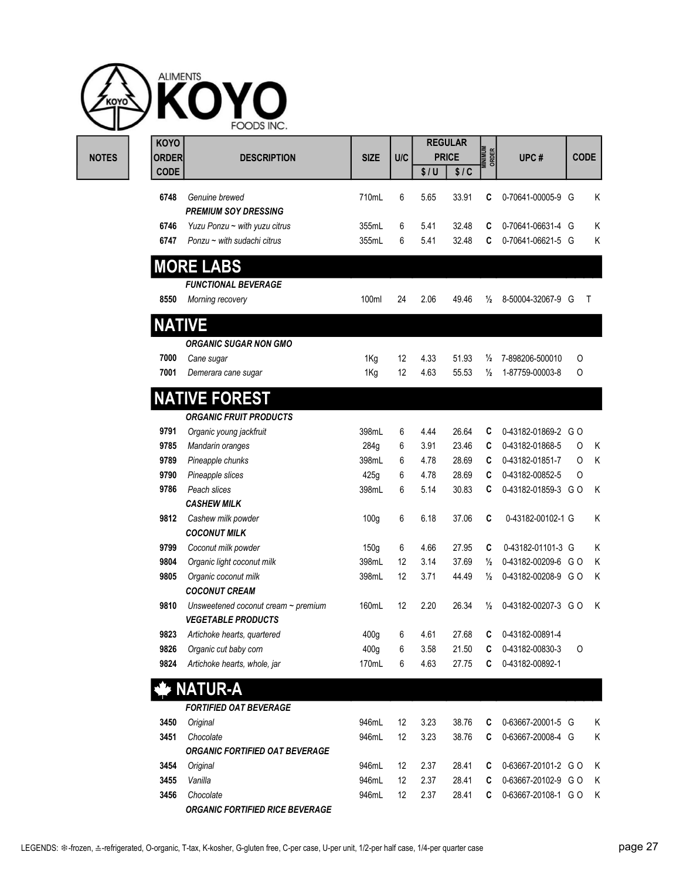ALIMENTS **KOYO** FOODS INC.

| NOTES | KOYO ORDER CODE | DESCRIPTION | SIZE | U/C | REGULAR PRICE $ / U | $ / C | MINIMUM ORDER | UPC # | CODE | |
|---|---|---|---|---|---|---|---|---|---|---|
| | 6748 | *Genuine brewed* | 710mL | 6 | 5.65 | 33.91 | C | 0-70641-00005-9 | G | K |
| | | ***PREMIUM SOY DRESSING*** | | | | | | | | |
| | 6746 | *Yuzu Ponzu ~ with yuzu citrus* | 355mL | 6 | 5.41 | 32.48 | C | 0-70641-06631-4 | G | K |
| | 6747 | *Ponzu ~ with sudachi citrus* | 355mL | 6 | 5.41 | 32.48 | C | 0-70641-06621-5 | G | K |
| | | **MORE LABS** | | | | | | | | |
| | | ***FUNCTIONAL BEVERAGE*** | | | | | | | | |
| | 8550 | *Morning recovery* | 100ml | 24 | 2.06 | 49.46 | ½ | 8-50004-32067-9 | G | T |
| | | **NATIVE** | | | | | | | | |
| | | ***ORGANIC SUGAR NON GMO*** | | | | | | | | |
| | 7000 | *Cane sugar* | 1Kg | 12 | 4.33 | 51.93 | ½ | 7-898206-500010 | O | |
| | 7001 | *Demerara cane sugar* | 1Kg | 12 | 4.63 | 55.53 | ½ | 1-87759-00003-8 | O | |
| | | **NATIVE FOREST** | | | | | | | | |
| | | ***ORGANIC FRUIT PRODUCTS*** | | | | | | | | |
| | 9791 | *Organic young jackfruit* | 398mL | 6 | 4.44 | 26.64 | C | 0-43182-01869-2 | G O | |
| | 9785 | *Mandarin oranges* | 284g | 6 | 3.91 | 23.46 | C | 0-43182-01868-5 | O | K |
| | 9789 | *Pineapple chunks* | 398mL | 6 | 4.78 | 28.69 | C | 0-43182-01851-7 | O | K |
| | 9790 | *Pineapple slices* | 425g | 6 | 4.78 | 28.69 | C | 0-43182-00852-5 | O | |
| | 9786 | *Peach slices* | 398mL | 6 | 5.14 | 30.83 | C | 0-43182-01859-3 | G O | K |
| | | ***CASHEW MILK*** | | | | | | | | |
| | 9812 | *Cashew milk powder* | 100g | 6 | 6.18 | 37.06 | C | 0-43182-00102-1 | G | K |
| | | ***COCONUT MILK*** | | | | | | | | |
| | 9799 | *Coconut milk powder* | 150g | 6 | 4.66 | 27.95 | C | 0-43182-01101-3 | G | K |
| | 9804 | *Organic light coconut milk* | 398mL | 12 | 3.14 | 37.69 | ½ | 0-43182-00209-6 | G O | K |
| | 9805 | *Organic coconut milk* | 398mL | 12 | 3.71 | 44.49 | ½ | 0-43182-00208-9 | G O | K |
| | | ***COCONUT CREAM*** | | | | | | | | |
| | 9810 | *Unsweetened coconut cream ~ premium* | 160mL | 12 | 2.20 | 26.34 | ½ | 0-43182-00207-3 | G O | K |
| | | ***VEGETABLE PRODUCTS*** | | | | | | | | |
| | 9823 | *Artichoke hearts, quartered* | 400g | 6 | 4.61 | 27.68 | C | 0-43182-00891-4 | | |
| | 9826 | *Organic cut baby corn* | 400g | 6 | 3.58 | 21.50 | C | 0-43182-00830-3 | O | |
| | 9824 | *Artichoke hearts, whole, jar* | 170mL | 6 | 4.63 | 27.75 | C | 0-43182-00892-1 | | |
| | | **NATUR-A** | | | | | | | | |
| | | ***FORTIFIED OAT BEVERAGE*** | | | | | | | | |
| | 3450 | *Original* | 946mL | 12 | 3.23 | 38.76 | C | 0-63667-20001-5 | G | K |
| | 3451 | *Chocolate* | 946mL | 12 | 3.23 | 38.76 | C | 0-63667-20008-4 | G | K |
| | | ***ORGANIC FORTIFIED OAT BEVERAGE*** | | | | | | | | |
| | 3454 | *Original* | 946mL | 12 | 2.37 | 28.41 | C | 0-63667-20101-2 | G O | K |
| | 3455 | *Vanilla* | 946mL | 12 | 2.37 | 28.41 | C | 0-63667-20102-9 | G O | K |
| | 3456 | *Chocolate* | 946mL | 12 | 2.37 | 28.41 | C | 0-63667-20108-1 | G O | K |
| | | ***ORGANIC FORTIFIED RICE BEVERAGE*** | | | | | | | | |

LEGENDS: ❄-frozen, ≙-refrigerated, O-organic, T-tax, K-kosher, G-gluten free, C-per case, U-per unit, 1/2-per half case, 1/4-per quarter case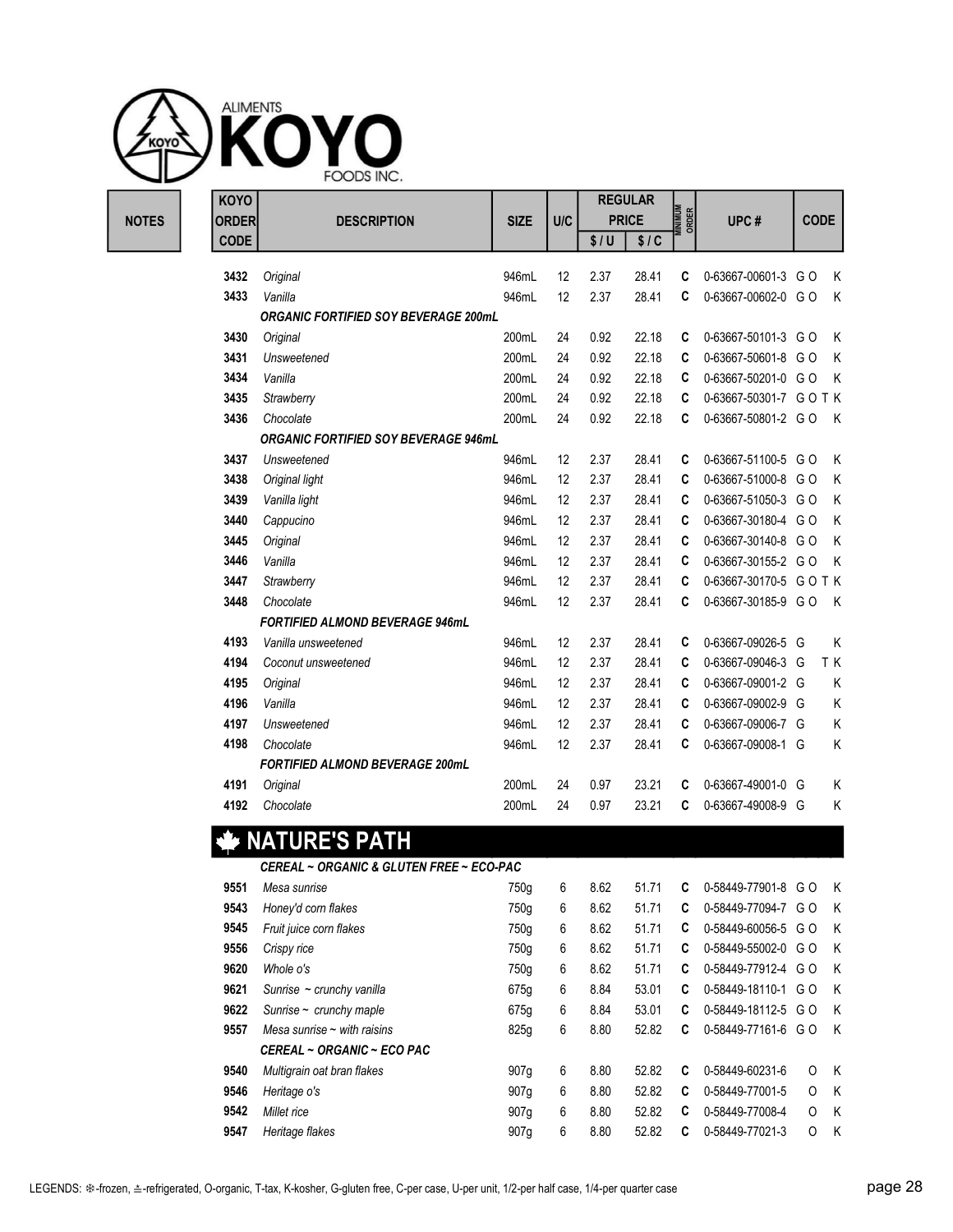ALIMENTS **KOYO** FOODS INC.

| NOTES | KOYO ORDER CODE | DESCRIPTION | SIZE | U/C | REGULAR PRICE $ / U | $ / C | MINIMUM ORDER | UPC # | CODE |
|---|---|---|---|---|---|---|---|---|---|
| | 3432 | *Original* | 946mL | 12 | 2.37 | 28.41 | C | 0-63667-00601-3 | G O K |
| | 3433 | *Vanilla* | 946mL | 12 | 2.37 | 28.41 | C | 0-63667-00602-0 | G O K |
| | | ***ORGANIC FORTIFIED SOY BEVERAGE 200mL*** | | | | | | | |
| | 3430 | *Original* | 200mL | 24 | 0.92 | 22.18 | C | 0-63667-50101-3 | G O K |
| | 3431 | *Unsweetened* | 200mL | 24 | 0.92 | 22.18 | C | 0-63667-50601-8 | G O K |
| | 3434 | *Vanilla* | 200mL | 24 | 0.92 | 22.18 | C | 0-63667-50201-0 | G O K |
| | 3435 | *Strawberry* | 200mL | 24 | 0.92 | 22.18 | C | 0-63667-50301-7 | G O T K |
| | 3436 | *Chocolate* | 200mL | 24 | 0.92 | 22.18 | C | 0-63667-50801-2 | G O K |
| | | ***ORGANIC FORTIFIED SOY BEVERAGE 946mL*** | | | | | | | |
| | 3437 | *Unsweetened* | 946mL | 12 | 2.37 | 28.41 | C | 0-63667-51100-5 | G O K |
| | 3438 | *Original light* | 946mL | 12 | 2.37 | 28.41 | C | 0-63667-51000-8 | G O K |
| | 3439 | *Vanilla light* | 946mL | 12 | 2.37 | 28.41 | C | 0-63667-51050-3 | G O K |
| | 3440 | *Cappucino* | 946mL | 12 | 2.37 | 28.41 | C | 0-63667-30180-4 | G O K |
| | 3445 | *Original* | 946mL | 12 | 2.37 | 28.41 | C | 0-63667-30140-8 | G O K |
| | 3446 | *Vanilla* | 946mL | 12 | 2.37 | 28.41 | C | 0-63667-30155-2 | G O K |
| | 3447 | *Strawberry* | 946mL | 12 | 2.37 | 28.41 | C | 0-63667-30170-5 | G O T K |
| | 3448 | *Chocolate* | 946mL | 12 | 2.37 | 28.41 | C | 0-63667-30185-9 | G O K |
| | | ***FORTIFIED ALMOND BEVERAGE 946mL*** | | | | | | | |
| | 4193 | *Vanilla unsweetened* | 946mL | 12 | 2.37 | 28.41 | C | 0-63667-09026-5 | G K |
| | 4194 | *Coconut unsweetened* | 946mL | 12 | 2.37 | 28.41 | C | 0-63667-09046-3 | G T K |
| | 4195 | *Original* | 946mL | 12 | 2.37 | 28.41 | C | 0-63667-09001-2 | G K |
| | 4196 | *Vanilla* | 946mL | 12 | 2.37 | 28.41 | C | 0-63667-09002-9 | G K |
| | 4197 | *Unsweetened* | 946mL | 12 | 2.37 | 28.41 | C | 0-63667-09006-7 | G K |
| | 4198 | *Chocolate* | 946mL | 12 | 2.37 | 28.41 | C | 0-63667-09008-1 | G K |
| | | ***FORTIFIED ALMOND BEVERAGE 200mL*** | | | | | | | |
| | 4191 | *Original* | 200mL | 24 | 0.97 | 23.21 | C | 0-63667-49001-0 | G K |
| | 4192 | *Chocolate* | 200mL | 24 | 0.97 | 23.21 | C | 0-63667-49008-9 | G K |
| | | **NATURE'S PATH** | | | | | | | |
| | | ***CEREAL ~ ORGANIC & GLUTEN FREE ~ ECO-PAC*** | | | | | | | |
| | 9551 | *Mesa sunrise* | 750g | 6 | 8.62 | 51.71 | C | 0-58449-77901-8 | G O K |
| | 9543 | *Honey'd corn flakes* | 750g | 6 | 8.62 | 51.71 | C | 0-58449-77094-7 | G O K |
| | 9545 | *Fruit juice corn flakes* | 750g | 6 | 8.62 | 51.71 | C | 0-58449-60056-5 | G O K |
| | 9556 | *Crispy rice* | 750g | 6 | 8.62 | 51.71 | C | 0-58449-55002-0 | G O K |
| | 9620 | *Whole o's* | 750g | 6 | 8.62 | 51.71 | C | 0-58449-77912-4 | G O K |
| | 9621 | *Sunrise ~ crunchy vanilla* | 675g | 6 | 8.84 | 53.01 | C | 0-58449-18110-1 | G O K |
| | 9622 | *Sunrise ~ crunchy maple* | 675g | 6 | 8.84 | 53.01 | C | 0-58449-18112-5 | G O K |
| | 9557 | *Mesa sunrise ~ with raisins* | 825g | 6 | 8.80 | 52.82 | C | 0-58449-77161-6 | G O K |
| | | ***CEREAL ~ ORGANIC ~ ECO PAC*** | | | | | | | |
| | 9540 | *Multigrain oat bran flakes* | 907g | 6 | 8.80 | 52.82 | C | 0-58449-60231-6 | O K |
| | 9546 | *Heritage o's* | 907g | 6 | 8.80 | 52.82 | C | 0-58449-77001-5 | O K |
| | 9542 | *Millet rice* | 907g | 6 | 8.80 | 52.82 | C | 0-58449-77008-4 | O K |
| | 9547 | *Heritage flakes* | 907g | 6 | 8.80 | 52.82 | C | 0-58449-77021-3 | O K |

LEGENDS: ❄-frozen, ≙-refrigerated, O-organic, T-tax, K-kosher, G-gluten free, C-per case, U-per unit, 1/2-per half case, 1/4-per quarter case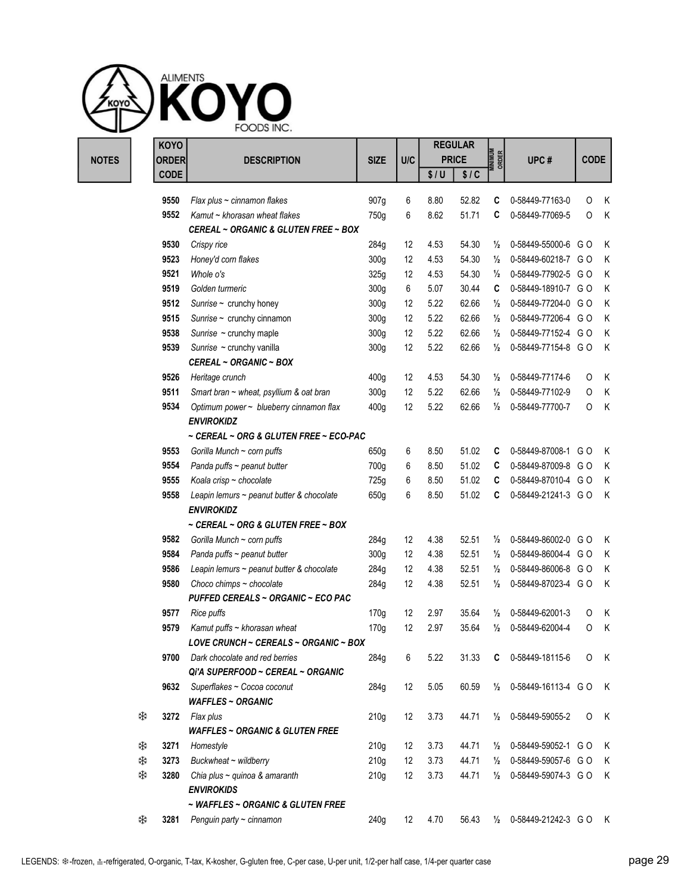ALIMENTS KOYO FOODS INC.

| NOTES | KOYO ORDER CODE | DESCRIPTION | SIZE | U/C | REGULAR PRICE $ / U | REGULAR PRICE $ / C | MINIMUM ORDER | UPC # | CODE | |
|---|---|---|---|---|---|---|---|---|---|---|
| | 9550 | *Flax plus ~ cinnamon flakes* | 907g | 6 | 8.80 | 52.82 | C | 0-58449-77163-0 | O | K |
| | 9552 | *Kamut ~ khorasan wheat flakes* | 750g | 6 | 8.62 | 51.71 | C | 0-58449-77069-5 | O | K |
| | | ***CEREAL ~ ORGANIC & GLUTEN FREE ~ BOX*** | | | | | | | | |
| | 9530 | *Crispy rice* | 284g | 12 | 4.53 | 54.30 | ½ | 0-58449-55000-6 | G O | K |
| | 9523 | *Honey'd corn flakes* | 300g | 12 | 4.53 | 54.30 | ½ | 0-58449-60218-7 | G O | K |
| | 9521 | *Whole o's* | 325g | 12 | 4.53 | 54.30 | ½ | 0-58449-77902-5 | G O | K |
| | 9519 | *Golden turmeric* | 300g | 6 | 5.07 | 30.44 | C | 0-58449-18910-7 | G O | K |
| | 9512 | *Sunrise ~* crunchy honey | 300g | 12 | 5.22 | 62.66 | ½ | 0-58449-77204-0 | G O | K |
| | 9515 | *Sunrise ~* crunchy cinnamon | 300g | 12 | 5.22 | 62.66 | ½ | 0-58449-77206-4 | G O | K |
| | 9538 | *Sunrise ~* crunchy maple | 300g | 12 | 5.22 | 62.66 | ½ | 0-58449-77152-4 | G O | K |
| | 9539 | *Sunrise ~* crunchy vanilla | 300g | 12 | 5.22 | 62.66 | ½ | 0-58449-77154-8 | G O | K |
| | | ***CEREAL ~ ORGANIC ~ BOX*** | | | | | | | | |
| | 9526 | *Heritage crunch* | 400g | 12 | 4.53 | 54.30 | ½ | 0-58449-77174-6 | O | K |
| | 9511 | *Smart bran ~ wheat, psyllium & oat bran* | 300g | 12 | 5.22 | 62.66 | ½ | 0-58449-77102-9 | O | K |
| | 9534 | *Optimum power ~ blueberry cinnamon flax* | 400g | 12 | 5.22 | 62.66 | ½ | 0-58449-77700-7 | O | K |
| | | ***ENVIROKIDZ*** | | | | | | | | |
| | | ***~ CEREAL ~ ORG & GLUTEN FREE ~ ECO-PAC*** | | | | | | | | |
| | 9553 | *Gorilla Munch ~ corn puffs* | 650g | 6 | 8.50 | 51.02 | C | 0-58449-87008-1 | G O | K |
| | 9554 | *Panda puffs ~ peanut butter* | 700g | 6 | 8.50 | 51.02 | C | 0-58449-87009-8 | G O | K |
| | 9555 | *Koala crisp ~ chocolate* | 725g | 6 | 8.50 | 51.02 | C | 0-58449-87010-4 | G O | K |
| | 9558 | *Leapin lemurs ~ peanut butter & chocolate* | 650g | 6 | 8.50 | 51.02 | C | 0-58449-21241-3 | G O | K |
| | | ***ENVIROKIDZ*** | | | | | | | | |
| | | ***~ CEREAL ~ ORG & GLUTEN FREE ~ BOX*** | | | | | | | | |
| | 9582 | *Gorilla Munch ~ corn puffs* | 284g | 12 | 4.38 | 52.51 | ½ | 0-58449-86002-0 | G O | K |
| | 9584 | *Panda puffs ~ peanut butter* | 300g | 12 | 4.38 | 52.51 | ½ | 0-58449-86004-4 | G O | K |
| | 9586 | *Leapin lemurs ~ peanut butter & chocolate* | 284g | 12 | 4.38 | 52.51 | ½ | 0-58449-86006-8 | G O | K |
| | 9580 | *Choco chimps ~ chocolate* | 284g | 12 | 4.38 | 52.51 | ½ | 0-58449-87023-4 | G O | K |
| | | ***PUFFED CEREALS ~ ORGANIC ~ ECO PAC*** | | | | | | | | |
| | 9577 | *Rice puffs* | 170g | 12 | 2.97 | 35.64 | ½ | 0-58449-62001-3 | O | K |
| | 9579 | *Kamut puffs ~ khorasan wheat* | 170g | 12 | 2.97 | 35.64 | ½ | 0-58449-62004-4 | O | K |
| | | ***LOVE CRUNCH ~ CEREALS ~ ORGANIC ~ BOX*** | | | | | | | | |
| | 9700 | *Dark chocolate and red berries* | 284g | 6 | 5.22 | 31.33 | C | 0-58449-18115-6 | O | K |
| | | ***Qi'A SUPERFOOD ~ CEREAL ~ ORGANIC*** | | | | | | | | |
| | 9632 | *Superflakes ~ Cocoa coconut* | 284g | 12 | 5.05 | 60.59 | ½ | 0-58449-16113-4 | G O | K |
| | | ***WAFFLES ~ ORGANIC*** | | | | | | | | |
| ❄ | 3272 | *Flax plus* | 210g | 12 | 3.73 | 44.71 | ½ | 0-58449-59055-2 | O | K |
| | | ***WAFFLES ~ ORGANIC & GLUTEN FREE*** | | | | | | | | |
| ❄ | 3271 | *Homestyle* | 210g | 12 | 3.73 | 44.71 | ½ | 0-58449-59052-1 | G O | K |
| ❄ | 3273 | *Buckwheat ~ wildberry* | 210g | 12 | 3.73 | 44.71 | ½ | 0-58449-59057-6 | G O | K |
| ❄ | 3280 | *Chia plus ~ quinoa & amaranth* | 210g | 12 | 3.73 | 44.71 | ½ | 0-58449-59074-3 | G O | K |
| | | ***ENVIROKIDS*** | | | | | | | | |
| | | ***~ WAFFLES ~ ORGANIC & GLUTEN FREE*** | | | | | | | | |
| ❄ | 3281 | *Penguin party ~ cinnamon* | 240g | 12 | 4.70 | 56.43 | ½ | 0-58449-21242-3 | G O | K |

LEGENDS: ❄-frozen, ≜-refrigerated, O-organic, T-tax, K-kosher, G-gluten free, C-per case, U-per unit, 1/2-per half case, 1/4-per quarter case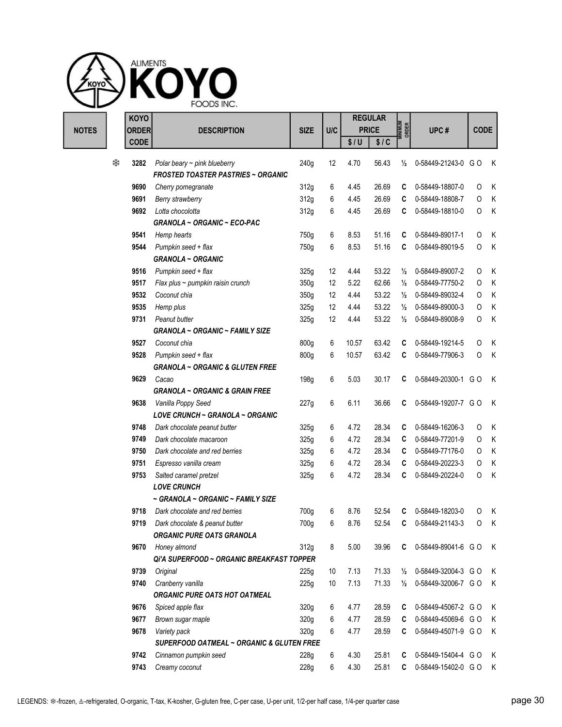ALIMENTS **KOYO** FOODS INC.

| NOTES | KOYO ORDER CODE | DESCRIPTION | SIZE | U/C | REGULAR PRICE $ / U | $ / C | MINIMUM ORDER | UPC # | CODE | |
|---|---|---|---|---|---|---|---|---|---|---|
| ❄ | 3282 | *Polar beary ~ pink blueberry* | 240g | 12 | 4.70 | 56.43 | ½ | 0-58449-21243-0 | G O | K |
| | | ***FROSTED TOASTER PASTRIES ~ ORGANIC*** | | | | | | | | |
| | 9690 | *Cherry pomegranate* | 312g | 6 | 4.45 | 26.69 | **C** | 0-58449-18807-0 | O | K |
| | 9691 | *Berry strawberry* | 312g | 6 | 4.45 | 26.69 | **C** | 0-58449-18808-7 | O | K |
| | 9692 | *Lotta chocolotta* | 312g | 6 | 4.45 | 26.69 | **C** | 0-58449-18810-0 | O | K |
| | | ***GRANOLA ~ ORGANIC ~ ECO-PAC*** | | | | | | | | |
| | 9541 | *Hemp hearts* | 750g | 6 | 8.53 | 51.16 | **C** | 0-58449-89017-1 | O | K |
| | 9544 | *Pumpkin seed + flax* | 750g | 6 | 8.53 | 51.16 | **C** | 0-58449-89019-5 | O | K |
| | | ***GRANOLA ~ ORGANIC*** | | | | | | | | |
| | 9516 | *Pumpkin seed + flax* | 325g | 12 | 4.44 | 53.22 | ½ | 0-58449-89007-2 | O | K |
| | 9517 | *Flax plus ~ pumpkin raisin crunch* | 350g | 12 | 5.22 | 62.66 | ½ | 0-58449-77750-2 | O | K |
| | 9532 | *Coconut chia* | 350g | 12 | 4.44 | 53.22 | ½ | 0-58449-89032-4 | O | K |
| | 9535 | *Hemp plus* | 325g | 12 | 4.44 | 53.22 | ½ | 0-58449-89000-3 | O | K |
| | 9731 | *Peanut butter* | 325g | 12 | 4.44 | 53.22 | ½ | 0-58449-89008-9 | O | K |
| | | ***GRANOLA ~ ORGANIC ~ FAMILY SIZE*** | | | | | | | | |
| | 9527 | *Coconut chia* | 800g | 6 | 10.57 | 63.42 | **C** | 0-58449-19214-5 | O | K |
| | 9528 | *Pumpkin seed + flax* | 800g | 6 | 10.57 | 63.42 | **C** | 0-58449-77906-3 | O | K |
| | | ***GRANOLA ~ ORGANIC & GLUTEN FREE*** | | | | | | | | |
| | 9629 | *Cacao* | 198g | 6 | 5.03 | 30.17 | **C** | 0-58449-20300-1 | G O | K |
| | | ***GRANOLA ~ ORGANIC & GRAIN FREE*** | | | | | | | | |
| | 9638 | *Vanilla Poppy Seed* | 227g | 6 | 6.11 | 36.66 | **C** | 0-58449-19207-7 | G O | K |
| | | ***LOVE CRUNCH ~ GRANOLA ~ ORGANIC*** | | | | | | | | |
| | 9748 | *Dark chocolate peanut butter* | 325g | 6 | 4.72 | 28.34 | **C** | 0-58449-16206-3 | O | K |
| | 9749 | *Dark chocolate macaroon* | 325g | 6 | 4.72 | 28.34 | **C** | 0-58449-77201-9 | O | K |
| | 9750 | *Dark chocolate and red berries* | 325g | 6 | 4.72 | 28.34 | **C** | 0-58449-77176-0 | O | K |
| | 9751 | *Espresso vanilla cream* | 325g | 6 | 4.72 | 28.34 | **C** | 0-58449-20223-3 | O | K |
| | 9753 | *Salted caramel pretzel* | 325g | 6 | 4.72 | 28.34 | **C** | 0-58449-20224-0 | O | K |
| | | ***LOVE CRUNCH ~ GRANOLA ~ ORGANIC ~ FAMILY SIZE*** | | | | | | | | |
| | 9718 | *Dark chocolate and red berries* | 700g | 6 | 8.76 | 52.54 | **C** | 0-58449-18203-0 | O | K |
| | 9719 | *Dark chocolate & peanut butter* | 700g | 6 | 8.76 | 52.54 | **C** | 0-58449-21143-3 | O | K |
| | | ***ORGANIC PURE OATS GRANOLA*** | | | | | | | | |
| | 9670 | *Honey almond* | 312g | 8 | 5.00 | 39.96 | **C** | 0-58449-89041-6 | G O | K |
| | | ***Qi'A SUPERFOOD ~ ORGANIC BREAKFAST TOPPER*** | | | | | | | | |
| | 9739 | *Original* | 225g | 10 | 7.13 | 71.33 | ½ | 0-58449-32004-3 | G O | K |
| | 9740 | *Cranberry vanilla* | 225g | 10 | 7.13 | 71.33 | ½ | 0-58449-32006-7 | G O | K |
| | | ***ORGANIC PURE OATS HOT OATMEAL*** | | | | | | | | |
| | 9676 | *Spiced apple flax* | 320g | 6 | 4.77 | 28.59 | **C** | 0-58449-45067-2 | G O | K |
| | 9677 | *Brown sugar maple* | 320g | 6 | 4.77 | 28.59 | **C** | 0-58449-45069-6 | G O | K |
| | 9678 | *Variety pack* | 320g | 6 | 4.77 | 28.59 | **C** | 0-58449-45071-9 | G O | K |
| | | ***SUPERFOOD OATMEAL ~ ORGANIC & GLUTEN FREE*** | | | | | | | | |
| | 9742 | *Cinnamon pumpkin seed* | 228g | 6 | 4.30 | 25.81 | **C** | 0-58449-15404-4 | G O | K |
| | 9743 | *Creamy coconut* | 228g | 6 | 4.30 | 25.81 | **C** | 0-58449-15402-0 | G O | K |

LEGENDS: ❄-frozen, ≛-refrigerated, O-organic, T-tax, K-kosher, G-gluten free, C-per case, U-per unit, 1/2-per half case, 1/4-per quarter case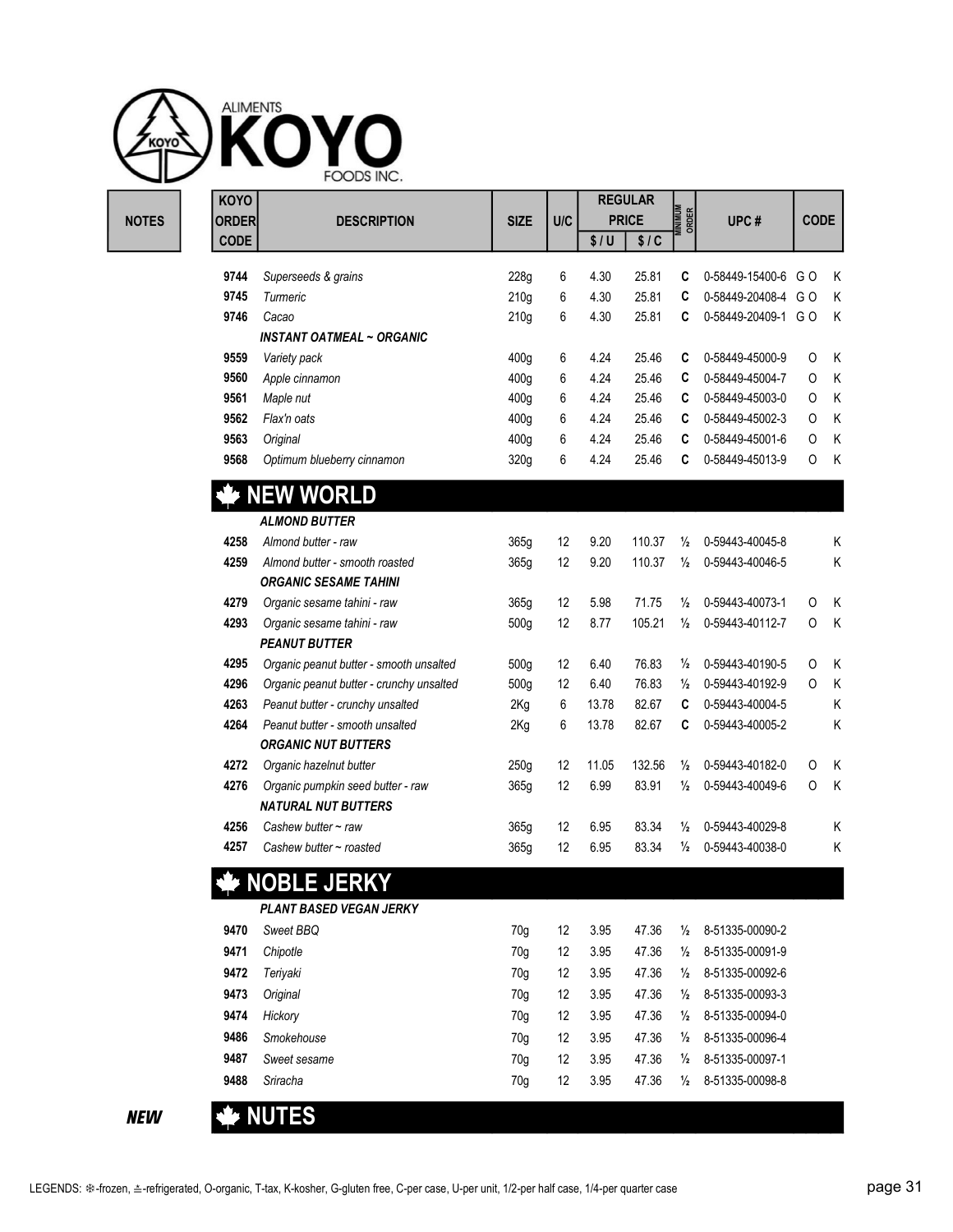ALIMENTS **KOYO** FOODS INC.

| NOTES | KOYO ORDER CODE | DESCRIPTION | SIZE | U/C | REGULAR PRICE $ / U | REGULAR PRICE $ / C | MINIMUM ORDER | UPC # | CODE | |
|---|---|---|---|---|---|---|---|---|---|---|
| | 9744 | *Superseeds & grains* | 228g | 6 | 4.30 | 25.81 | C | 0-58449-15400-6 | G O | K |
| | 9745 | *Turmeric* | 210g | 6 | 4.30 | 25.81 | C | 0-58449-20408-4 | G O | K |
| | 9746 | *Cacao* | 210g | 6 | 4.30 | 25.81 | C | 0-58449-20409-1 | G O | K |
| | | ***INSTANT OATMEAL ~ ORGANIC*** | | | | | | | | |
| | 9559 | *Variety pack* | 400g | 6 | 4.24 | 25.46 | C | 0-58449-45000-9 | O | K |
| | 9560 | *Apple cinnamon* | 400g | 6 | 4.24 | 25.46 | C | 0-58449-45004-7 | O | K |
| | 9561 | *Maple nut* | 400g | 6 | 4.24 | 25.46 | C | 0-58449-45003-0 | O | K |
| | 9562 | *Flax'n oats* | 400g | 6 | 4.24 | 25.46 | C | 0-58449-45002-3 | O | K |
| | 9563 | *Original* | 400g | 6 | 4.24 | 25.46 | C | 0-58449-45001-6 | O | K |
| | 9568 | *Optimum blueberry cinnamon* | 320g | 6 | 4.24 | 25.46 | C | 0-58449-45013-9 | O | K |
| | | **NEW WORLD** | | | | | | | | |
| | | ***ALMOND BUTTER*** | | | | | | | | |
| | 4258 | *Almond butter - raw* | 365g | 12 | 9.20 | 110.37 | ½ | 0-59443-40045-8 | | K |
| | 4259 | *Almond butter - smooth roasted* | 365g | 12 | 9.20 | 110.37 | ½ | 0-59443-40046-5 | | K |
| | | ***ORGANIC SESAME TAHINI*** | | | | | | | | |
| | 4279 | *Organic sesame tahini - raw* | 365g | 12 | 5.98 | 71.75 | ½ | 0-59443-40073-1 | O | K |
| | 4293 | *Organic sesame tahini - raw* | 500g | 12 | 8.77 | 105.21 | ½ | 0-59443-40112-7 | O | K |
| | | ***PEANUT BUTTER*** | | | | | | | | |
| | 4295 | *Organic peanut butter - smooth unsalted* | 500g | 12 | 6.40 | 76.83 | ½ | 0-59443-40190-5 | O | K |
| | 4296 | *Organic peanut butter - crunchy unsalted* | 500g | 12 | 6.40 | 76.83 | ½ | 0-59443-40192-9 | O | K |
| | 4263 | *Peanut butter - crunchy unsalted* | 2Kg | 6 | 13.78 | 82.67 | C | 0-59443-40004-5 | | K |
| | 4264 | *Peanut butter - smooth unsalted* | 2Kg | 6 | 13.78 | 82.67 | C | 0-59443-40005-2 | | K |
| | | ***ORGANIC NUT BUTTERS*** | | | | | | | | |
| | 4272 | *Organic hazelnut butter* | 250g | 12 | 11.05 | 132.56 | ½ | 0-59443-40182-0 | O | K |
| | 4276 | *Organic pumpkin seed butter - raw* | 365g | 12 | 6.99 | 83.91 | ½ | 0-59443-40049-6 | O | K |
| | | ***NATURAL NUT BUTTERS*** | | | | | | | | |
| | 4256 | *Cashew butter ~ raw* | 365g | 12 | 6.95 | 83.34 | ½ | 0-59443-40029-8 | | K |
| | 4257 | *Cashew butter ~ roasted* | 365g | 12 | 6.95 | 83.34 | ½ | 0-59443-40038-0 | | K |
| | | **NOBLE JERKY** | | | | | | | | |
| | | ***PLANT BASED VEGAN JERKY*** | | | | | | | | |
| | 9470 | *Sweet BBQ* | 70g | 12 | 3.95 | 47.36 | ½ | 8-51335-00090-2 | | |
| | 9471 | *Chipotle* | 70g | 12 | 3.95 | 47.36 | ½ | 8-51335-00091-9 | | |
| | 9472 | *Teriyaki* | 70g | 12 | 3.95 | 47.36 | ½ | 8-51335-00092-6 | | |
| | 9473 | *Original* | 70g | 12 | 3.95 | 47.36 | ½ | 8-51335-00093-3 | | |
| | 9474 | *Hickory* | 70g | 12 | 3.95 | 47.36 | ½ | 8-51335-00094-0 | | |
| | 9486 | *Smokehouse* | 70g | 12 | 3.95 | 47.36 | ½ | 8-51335-00096-4 | | |
| | 9487 | *Sweet sesame* | 70g | 12 | 3.95 | 47.36 | ½ | 8-51335-00097-1 | | |
| | 9488 | *Sriracha* | 70g | 12 | 3.95 | 47.36 | ½ | 8-51335-00098-8 | | |
| ***NEW*** | | **NUTES** | | | | | | | | |

LEGENDS: ❄-frozen, ≛-refrigerated, O-organic, T-tax, K-kosher, G-gluten free, C-per case, U-per unit, 1/2-per half case, 1/4-per quarter case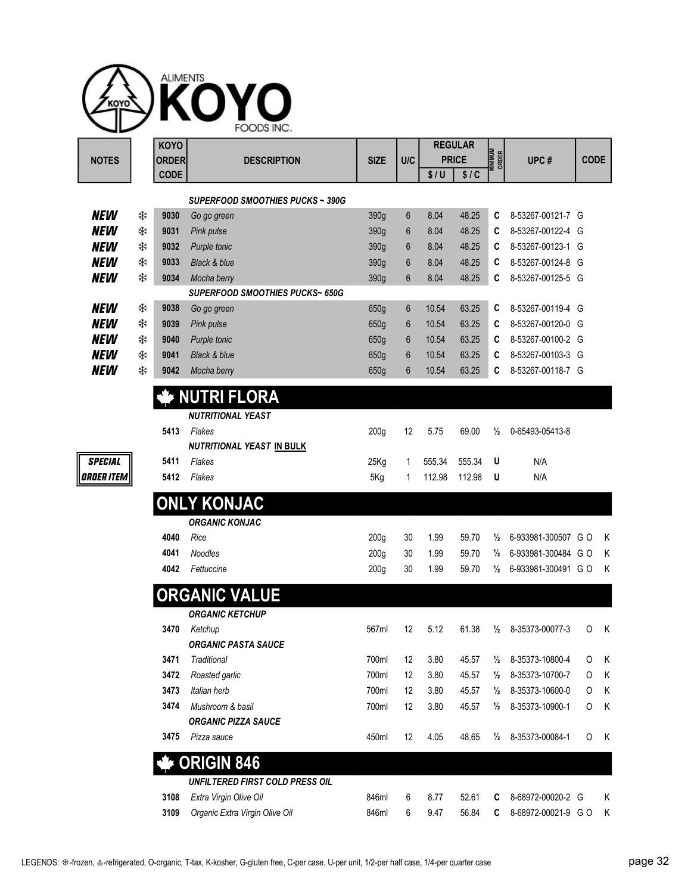ALIMENTS **KOYO** FOODS INC.

| NOTES | | KOYO ORDER CODE | DESCRIPTION | SIZE | U/C | REGULAR PRICE $ / U | $ / C | MINIMUM ORDER | UPC # | CODE | |
|---|---|---|---|---|---|---|---|---|---|---|---|
| | | | ***SUPERFOOD SMOOTHIES PUCKS ~ 390G*** | | | | | | | | |
| ***NEW*** | ❄ | **9030** | *Go go green* | 390g | 6 | 8.04 | 48.25 | **C** | 8-53267-00121-7 | G | |
| ***NEW*** | ❄ | **9031** | *Pink pulse* | 390g | 6 | 8.04 | 48.25 | **C** | 8-53267-00122-4 | G | |
| ***NEW*** | ❄ | **9032** | *Purple tonic* | 390g | 6 | 8.04 | 48.25 | **C** | 8-53267-00123-1 | G | |
| ***NEW*** | ❄ | **9033** | *Black & blue* | 390g | 6 | 8.04 | 48.25 | **C** | 8-53267-00124-8 | G | |
| ***NEW*** | ❄ | **9034** | *Mocha berry* | 390g | 6 | 8.04 | 48.25 | **C** | 8-53267-00125-5 | G | |
| | | | ***SUPERFOOD SMOOTHIES PUCKS~ 650G*** | | | | | | | | |
| ***NEW*** | ❄ | **9038** | *Go go green* | 650g | 6 | 10.54 | 63.25 | **C** | 8-53267-00119-4 | G | |
| ***NEW*** | ❄ | **9039** | *Pink pulse* | 650g | 6 | 10.54 | 63.25 | **C** | 8-53267-00120-0 | G | |
| ***NEW*** | ❄ | **9040** | *Purple tonic* | 650g | 6 | 10.54 | 63.25 | **C** | 8-53267-00100-2 | G | |
| ***NEW*** | ❄ | **9041** | *Black & blue* | 650g | 6 | 10.54 | 63.25 | **C** | 8-53267-00103-3 | G | |
| ***NEW*** | ❄ | **9042** | *Mocha berry* | 650g | 6 | 10.54 | 63.25 | **C** | 8-53267-00118-7 | G | |

## NUTRI FLORA

| NOTES | KOYO ORDER CODE | DESCRIPTION | SIZE | U/C | $ / U | $ / C | MINIMUM ORDER | UPC # | CODE | |
|---|---|---|---|---|---|---|---|---|---|---|
| | | ***NUTRITIONAL YEAST*** | | | | | | | | |
| | **5413** | *Flakes* | 200g | 12 | 5.75 | 69.00 | ½ | 0-65493-05413-8 | | |
| | | ***NUTRITIONAL YEAST IN BULK*** | | | | | | | | |
| ***SPECIAL ORDER ITEM*** | **5411** | *Flakes* | 25Kg | 1 | 555.34 | 555.34 | **U** | N/A | | |
| | **5412** | *Flakes* | 5Kg | 1 | 112.98 | 112.98 | **U** | N/A | | |

## ONLY KONJAC

| KOYO ORDER CODE | DESCRIPTION | SIZE | U/C | $ / U | $ / C | MINIMUM ORDER | UPC # | CODE | |
|---|---|---|---|---|---|---|---|---|---|
| | ***ORGANIC KONJAC*** | | | | | | | | |
| **4040** | *Rice* | 200g | 30 | 1.99 | 59.70 | ½ | 6-933981-300507 | G O | K |
| **4041** | *Noodles* | 200g | 30 | 1.99 | 59.70 | ½ | 6-933981-300484 | G O | K |
| **4042** | *Fettuccine* | 200g | 30 | 1.99 | 59.70 | ½ | 6-933981-300491 | G O | K |

## ORGANIC VALUE

| KOYO ORDER CODE | DESCRIPTION | SIZE | U/C | $ / U | $ / C | MINIMUM ORDER | UPC # | CODE | |
|---|---|---|---|---|---|---|---|---|---|
| | ***ORGANIC KETCHUP*** | | | | | | | | |
| **3470** | *Ketchup* | 567ml | 12 | 5.12 | 61.38 | ½ | 8-35373-00077-3 | O | K |
| | ***ORGANIC PASTA SAUCE*** | | | | | | | | |
| **3471** | *Traditional* | 700ml | 12 | 3.80 | 45.57 | ½ | 8-35373-10800-4 | O | K |
| **3472** | *Roasted garlic* | 700ml | 12 | 3.80 | 45.57 | ½ | 8-35373-10700-7 | O | K |
| **3473** | *Italian herb* | 700ml | 12 | 3.80 | 45.57 | ½ | 8-35373-10600-0 | O | K |
| **3474** | *Mushroom & basil* | 700ml | 12 | 3.80 | 45.57 | ½ | 8-35373-10900-1 | O | K |
| | ***ORGANIC PIZZA SAUCE*** | | | | | | | | |
| **3475** | *Pizza sauce* | 450ml | 12 | 4.05 | 48.65 | ½ | 8-35373-00084-1 | O | K |

## ORIGIN 846

| KOYO ORDER CODE | DESCRIPTION | SIZE | U/C | $ / U | $ / C | MINIMUM ORDER | UPC # | CODE | |
|---|---|---|---|---|---|---|---|---|---|
| | ***UNFILTERED FIRST COLD PRESS OIL*** | | | | | | | | |
| **3108** | *Extra Virgin Olive Oil* | 846ml | 6 | 8.77 | 52.61 | **C** | 8-68972-00020-2 | G | K |
| **3109** | *Organic Extra Virgin Olive Oil* | 846ml | 6 | 9.47 | 56.84 | **C** | 8-68972-00021-9 | G O | K |

LEGENDS: ❄-frozen, ≜-refrigerated, O-organic, T-tax, K-kosher, G-gluten free, C-per case, U-per unit, 1/2-per half case, 1/4-per quarter case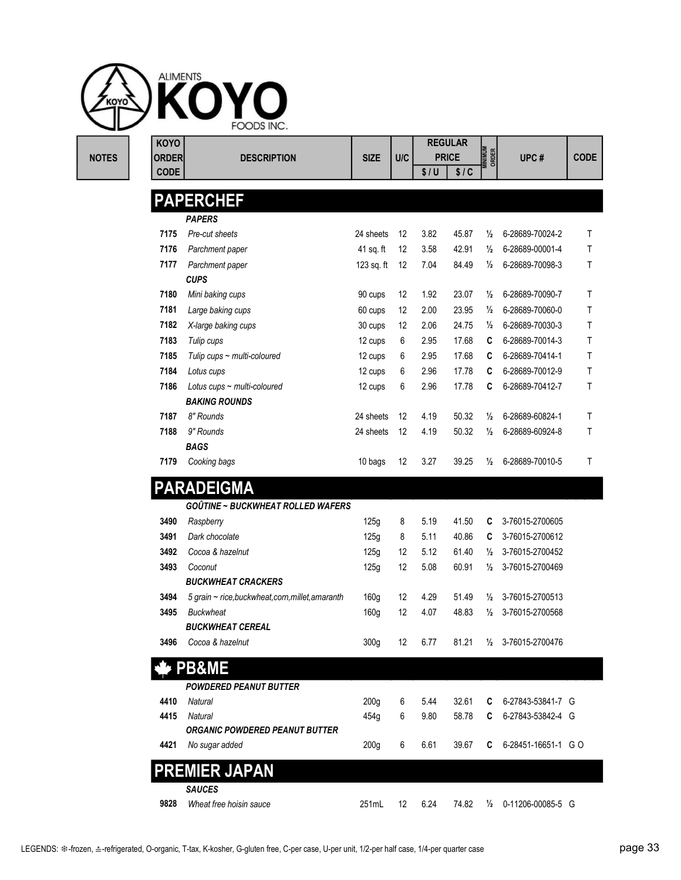ALIMENTS **KOYO** FOODS INC.

| NOTES | KOYO ORDER CODE | DESCRIPTION | SIZE | U/C | REGULAR PRICE $ / U | REGULAR PRICE $ / C | MINIMUM ORDER | UPC # | CODE |
|---|---|---|---|---|---|---|---|---|---|
| | | **PAPERCHEF** | | | | | | | |
| | | ***PAPERS*** | | | | | | | |
| | 7175 | *Pre-cut sheets* | 24 sheets | 12 | 3.82 | 45.87 | ½ | 6-28689-70024-2 | T |
| | 7176 | *Parchment paper* | 41 sq. ft | 12 | 3.58 | 42.91 | ½ | 6-28689-00001-4 | T |
| | 7177 | *Parchment paper* | 123 sq. ft | 12 | 7.04 | 84.49 | ½ | 6-28689-70098-3 | T |
| | | ***CUPS*** | | | | | | | |
| | 7180 | *Mini baking cups* | 90 cups | 12 | 1.92 | 23.07 | ½ | 6-28689-70090-7 | T |
| | 7181 | *Large baking cups* | 60 cups | 12 | 2.00 | 23.95 | ½ | 6-28689-70060-0 | T |
| | 7182 | *X-large baking cups* | 30 cups | 12 | 2.06 | 24.75 | ½ | 6-28689-70030-3 | T |
| | 7183 | *Tulip cups* | 12 cups | 6 | 2.95 | 17.68 | C | 6-28689-70014-3 | T |
| | 7185 | *Tulip cups ~ multi-coloured* | 12 cups | 6 | 2.95 | 17.68 | C | 6-28689-70414-1 | T |
| | 7184 | *Lotus cups* | 12 cups | 6 | 2.96 | 17.78 | C | 6-28689-70012-9 | T |
| | 7186 | *Lotus cups ~ multi-coloured* | 12 cups | 6 | 2.96 | 17.78 | C | 6-28689-70412-7 | T |
| | | ***BAKING ROUNDS*** | | | | | | | |
| | 7187 | *8" Rounds* | 24 sheets | 12 | 4.19 | 50.32 | ½ | 6-28689-60824-1 | T |
| | 7188 | *9" Rounds* | 24 sheets | 12 | 4.19 | 50.32 | ½ | 6-28689-60924-8 | T |
| | | ***BAGS*** | | | | | | | |
| | 7179 | *Cooking bags* | 10 bags | 12 | 3.27 | 39.25 | ½ | 6-28689-70010-5 | T |
| | | **PARADEIGMA** | | | | | | | |
| | | ***GOÛTINE ~ BUCKWHEAT ROLLED WAFERS*** | | | | | | | |
| | 3490 | *Raspberry* | 125g | 8 | 5.19 | 41.50 | C | 3-76015-2700605 | |
| | 3491 | *Dark chocolate* | 125g | 8 | 5.11 | 40.86 | C | 3-76015-2700612 | |
| | 3492 | *Cocoa & hazelnut* | 125g | 12 | 5.12 | 61.40 | ½ | 3-76015-2700452 | |
| | 3493 | *Coconut* | 125g | 12 | 5.08 | 60.91 | ½ | 3-76015-2700469 | |
| | | ***BUCKWHEAT CRACKERS*** | | | | | | | |
| | 3494 | *5 grain ~ rice,buckwheat,corn,millet,amaranth* | 160g | 12 | 4.29 | 51.49 | ½ | 3-76015-2700513 | |
| | 3495 | *Buckwheat* | 160g | 12 | 4.07 | 48.83 | ½ | 3-76015-2700568 | |
| | | ***BUCKWHEAT CEREAL*** | | | | | | | |
| | 3496 | *Cocoa & hazelnut* | 300g | 12 | 6.77 | 81.21 | ½ | 3-76015-2700476 | |
| | | **PB&ME** | | | | | | | |
| | | ***POWDERED PEANUT BUTTER*** | | | | | | | |
| | 4410 | *Natural* | 200g | 6 | 5.44 | 32.61 | C | 6-27843-53841-7 | G |
| | 4415 | *Natural* | 454g | 6 | 9.80 | 58.78 | C | 6-27843-53842-4 | G |
| | | ***ORGANIC POWDERED PEANUT BUTTER*** | | | | | | | |
| | 4421 | *No sugar added* | 200g | 6 | 6.61 | 39.67 | C | 6-28451-16651-1 | G O |
| | | **PREMIER JAPAN** | | | | | | | |
| | | ***SAUCES*** | | | | | | | |
| | 9828 | *Wheat free hoisin sauce* | 251mL | 12 | 6.24 | 74.82 | ½ | 0-11206-00085-5 | G |

LEGENDS: ❄-frozen, ≜-refrigerated, O-organic, T-tax, K-kosher, G-gluten free, C-per case, U-per unit, 1/2-per half case, 1/4-per quarter case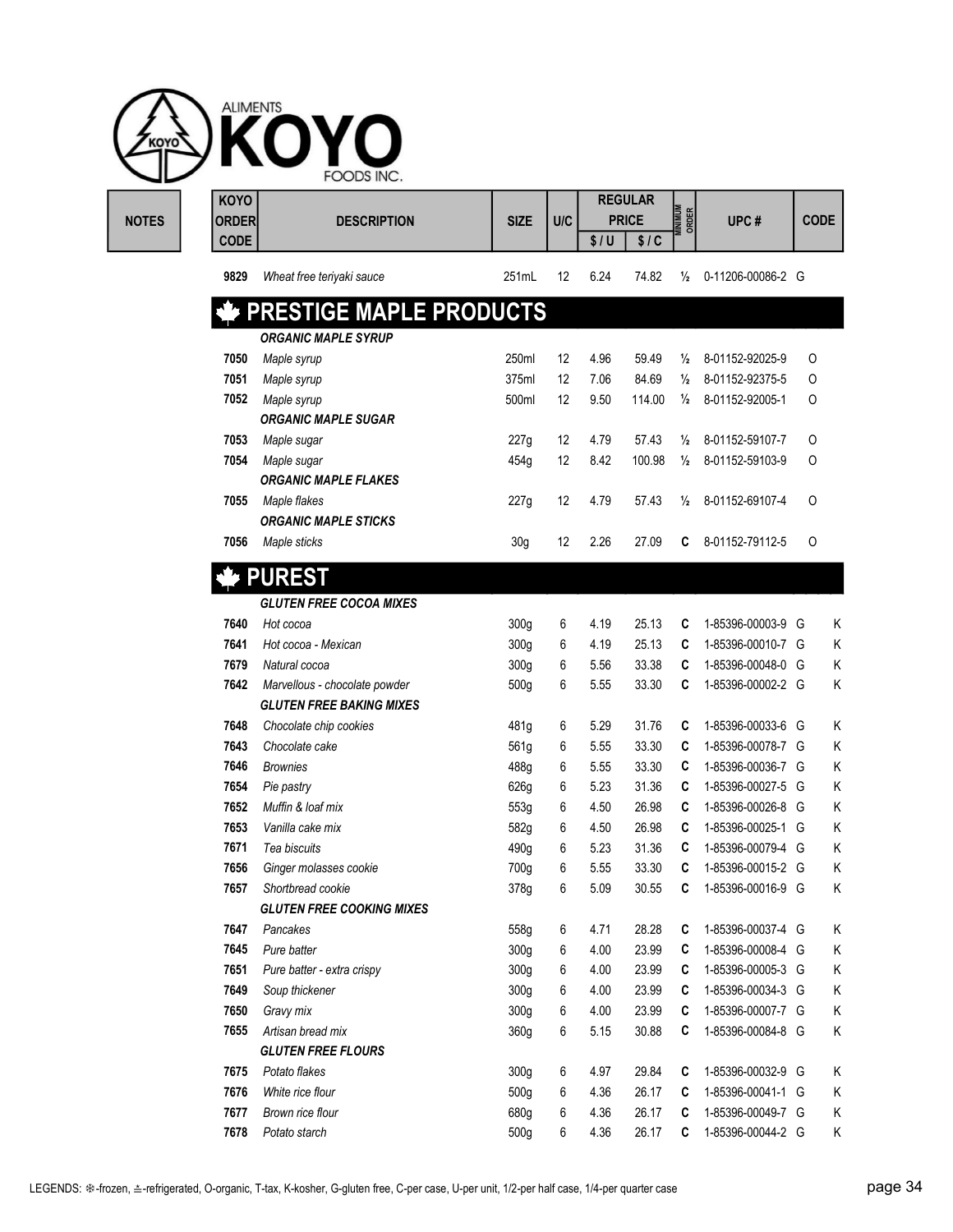ALIMENTS
# KOYO
FOODS INC.

| NOTES | KOYO ORDER CODE | DESCRIPTION | SIZE | U/C | REGULAR PRICE $ / U | REGULAR PRICE $ / C | MINIMUM ORDER | UPC # | CODE | |
|---|---|---|---|---|---|---|---|---|---|---|
| | 9829 | *Wheat free teriyaki sauce* | 251mL | 12 | 6.24 | 74.82 | ½ | 0-11206-00086-2 | G | |
| | | **PRESTIGE MAPLE PRODUCTS** | | | | | | | | |
| | | ***ORGANIC MAPLE SYRUP*** | | | | | | | | |
| | 7050 | *Maple syrup* | 250ml | 12 | 4.96 | 59.49 | ½ | 8-01152-92025-9 | O | |
| | 7051 | *Maple syrup* | 375ml | 12 | 7.06 | 84.69 | ½ | 8-01152-92375-5 | O | |
| | 7052 | *Maple syrup* | 500ml | 12 | 9.50 | 114.00 | ½ | 8-01152-92005-1 | O | |
| | | ***ORGANIC MAPLE SUGAR*** | | | | | | | | |
| | 7053 | *Maple sugar* | 227g | 12 | 4.79 | 57.43 | ½ | 8-01152-59107-7 | O | |
| | 7054 | *Maple sugar* | 454g | 12 | 8.42 | 100.98 | ½ | 8-01152-59103-9 | O | |
| | | ***ORGANIC MAPLE FLAKES*** | | | | | | | | |
| | 7055 | *Maple flakes* | 227g | 12 | 4.79 | 57.43 | ½ | 8-01152-69107-4 | O | |
| | | ***ORGANIC MAPLE STICKS*** | | | | | | | | |
| | 7056 | *Maple sticks* | 30g | 12 | 2.26 | 27.09 | C | 8-01152-79112-5 | O | |
| | | **PUREST** | | | | | | | | |
| | | ***GLUTEN FREE COCOA MIXES*** | | | | | | | | |
| | 7640 | *Hot cocoa* | 300g | 6 | 4.19 | 25.13 | C | 1-85396-00003-9 | G | K |
| | 7641 | *Hot cocoa - Mexican* | 300g | 6 | 4.19 | 25.13 | C | 1-85396-00010-7 | G | K |
| | 7679 | *Natural cocoa* | 300g | 6 | 5.56 | 33.38 | C | 1-85396-00048-0 | G | K |
| | 7642 | *Marvellous - chocolate powder* | 500g | 6 | 5.55 | 33.30 | C | 1-85396-00002-2 | G | K |
| | | ***GLUTEN FREE BAKING MIXES*** | | | | | | | | |
| | 7648 | *Chocolate chip cookies* | 481g | 6 | 5.29 | 31.76 | C | 1-85396-00033-6 | G | K |
| | 7643 | *Chocolate cake* | 561g | 6 | 5.55 | 33.30 | C | 1-85396-00078-7 | G | K |
| | 7646 | *Brownies* | 488g | 6 | 5.55 | 33.30 | C | 1-85396-00036-7 | G | K |
| | 7654 | *Pie pastry* | 626g | 6 | 5.23 | 31.36 | C | 1-85396-00027-5 | G | K |
| | 7652 | *Muffin & loaf mix* | 553g | 6 | 4.50 | 26.98 | C | 1-85396-00026-8 | G | K |
| | 7653 | *Vanilla cake mix* | 582g | 6 | 4.50 | 26.98 | C | 1-85396-00025-1 | G | K |
| | 7671 | *Tea biscuits* | 490g | 6 | 5.23 | 31.36 | C | 1-85396-00079-4 | G | K |
| | 7656 | *Ginger molasses cookie* | 700g | 6 | 5.55 | 33.30 | C | 1-85396-00015-2 | G | K |
| | 7657 | *Shortbread cookie* | 378g | 6 | 5.09 | 30.55 | C | 1-85396-00016-9 | G | K |
| | | ***GLUTEN FREE COOKING MIXES*** | | | | | | | | |
| | 7647 | *Pancakes* | 558g | 6 | 4.71 | 28.28 | C | 1-85396-00037-4 | G | K |
| | 7645 | *Pure batter* | 300g | 6 | 4.00 | 23.99 | C | 1-85396-00008-4 | G | K |
| | 7651 | *Pure batter - extra crispy* | 300g | 6 | 4.00 | 23.99 | C | 1-85396-00005-3 | G | K |
| | 7649 | *Soup thickener* | 300g | 6 | 4.00 | 23.99 | C | 1-85396-00034-3 | G | K |
| | 7650 | *Gravy mix* | 300g | 6 | 4.00 | 23.99 | C | 1-85396-00007-7 | G | K |
| | 7655 | *Artisan bread mix* | 360g | 6 | 5.15 | 30.88 | C | 1-85396-00084-8 | G | K |
| | | ***GLUTEN FREE FLOURS*** | | | | | | | | |
| | 7675 | *Potato flakes* | 300g | 6 | 4.97 | 29.84 | C | 1-85396-00032-9 | G | K |
| | 7676 | *White rice flour* | 500g | 6 | 4.36 | 26.17 | C | 1-85396-00041-1 | G | K |
| | 7677 | *Brown rice flour* | 680g | 6 | 4.36 | 26.17 | C | 1-85396-00049-7 | G | K |
| | 7678 | *Potato starch* | 500g | 6 | 4.36 | 26.17 | C | 1-85396-00044-2 | G | K |

LEGENDS: ❄-frozen, ≐-refrigerated, O-organic, T-tax, K-kosher, G-gluten free, C-per case, U-per unit, 1/2-per half case, 1/4-per quarter case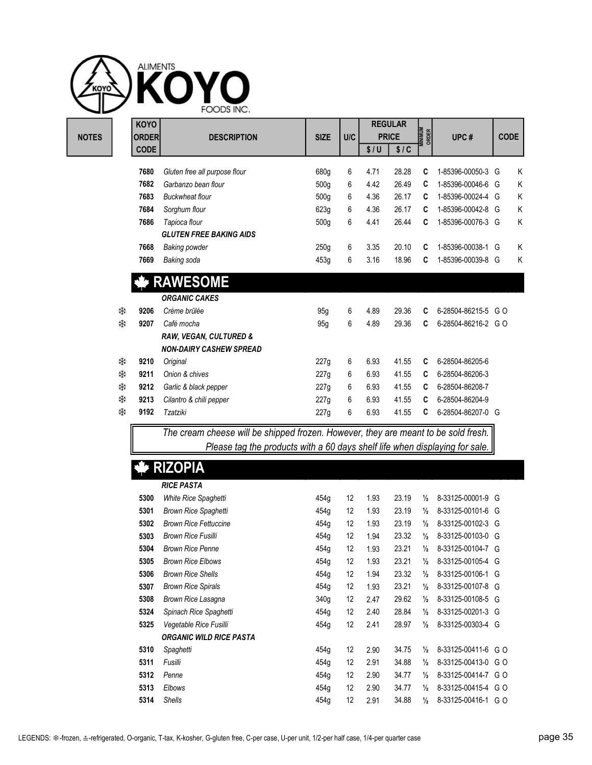ALIMENTS KOYO FOODS INC.

| NOTES | KOYO ORDER CODE | DESCRIPTION | SIZE | U/C | REGULAR PRICE $ / U | REGULAR PRICE $ / C | MINIMUM ORDER | UPC # | CODE | |
|---|---|---|---|---|---|---|---|---|---|---|
| | 7680 | *Gluten free all purpose flour* | 680g | 6 | 4.71 | 28.28 | C | 1-85396-00050-3 | G | K |
| | 7682 | *Garbanzo bean flour* | 500g | 6 | 4.42 | 26.49 | C | 1-85396-00046-6 | G | K |
| | 7683 | *Buckwheat flour* | 500g | 6 | 4.36 | 26.17 | C | 1-85396-00024-4 | G | K |
| | 7684 | *Sorghum flour* | 623g | 6 | 4.36 | 26.17 | C | 1-85396-00042-8 | G | K |
| | 7686 | *Tapioca flour* | 500g | 6 | 4.41 | 26.44 | C | 1-85396-00076-3 | G | K |
| | | ***GLUTEN FREE BAKING AIDS*** | | | | | | | | |
| | 7668 | *Baking powder* | 250g | 6 | 3.35 | 20.10 | C | 1-85396-00038-1 | G | K |
| | 7669 | *Baking soda* | 453g | 6 | 3.16 | 18.96 | C | 1-85396-00039-8 | G | K |

## RAWESOME

| NOTES | KOYO ORDER CODE | DESCRIPTION | SIZE | U/C | $ / U | $ / C | MINIMUM ORDER | UPC # | CODE |
|---|---|---|---|---|---|---|---|---|---|
| | | ***ORGANIC CAKES*** | | | | | | | |
| ❄ | 9206 | *Crème brûlée* | 95g | 6 | 4.89 | 29.36 | C | 6-28504-86215-5 | G O |
| ❄ | 9207 | *Café mocha* | 95g | 6 | 4.89 | 29.36 | C | 6-28504-86216-2 | G O |
| | | ***RAW, VEGAN, CULTURED & NON-DAIRY CASHEW SPREAD*** | | | | | | | |
| ❄ | 9210 | *Original* | 227g | 6 | 6.93 | 41.55 | C | 6-28504-86205-6 | |
| ❄ | 9211 | *Onion & chives* | 227g | 6 | 6.93 | 41.55 | C | 6-28504-86206-3 | |
| ❄ | 9212 | *Garlic & black pepper* | 227g | 6 | 6.93 | 41.55 | C | 6-28504-86208-7 | |
| ❄ | 9213 | *Cilantro & chili pepper* | 227g | 6 | 6.93 | 41.55 | C | 6-28504-86204-9 | |
| ❄ | 9192 | *Tzatziki* | 227g | 6 | 6.93 | 41.55 | C | 6-28504-86207-0 | G |

*The cream cheese will be shipped frozen. However, they are meant to be sold fresh. Please tag the products with a 60 days shelf life when displaying for sale.*

## RIZOPIA

| NOTES | KOYO ORDER CODE | DESCRIPTION | SIZE | U/C | $ / U | $ / C | MINIMUM ORDER | UPC # | CODE |
|---|---|---|---|---|---|---|---|---|---|
| | | ***RICE PASTA*** | | | | | | | |
| | 5300 | *White Rice Spaghetti* | 454g | 12 | 1.93 | 23.19 | ½ | 8-33125-00001-9 | G |
| | 5301 | *Brown Rice Spaghetti* | 454g | 12 | 1.93 | 23.19 | ½ | 8-33125-00101-6 | G |
| | 5302 | *Brown Rice Fettuccine* | 454g | 12 | 1.93 | 23.19 | ½ | 8-33125-00102-3 | G |
| | 5303 | *Brown Rice Fusilli* | 454g | 12 | 1.94 | 23.32 | ½ | 8-33125-00103-0 | G |
| | 5304 | *Brown Rice Penne* | 454g | 12 | 1.93 | 23.21 | ½ | 8-33125-00104-7 | G |
| | 5305 | *Brown Rice Elbows* | 454g | 12 | 1.93 | 23.21 | ½ | 8-33125-00105-4 | G |
| | 5306 | *Brown Rice Shells* | 454g | 12 | 1.94 | 23.32 | ½ | 8-33125-00106-1 | G |
| | 5307 | *Brown Rice Spirals* | 454g | 12 | 1.93 | 23.21 | ½ | 8-33125-00107-8 | G |
| | 5308 | *Brown Rice Lasagna* | 340g | 12 | 2.47 | 29.62 | ½ | 8-33125-00108-5 | G |
| | 5324 | *Spinach Rice Spaghetti* | 454g | 12 | 2.40 | 28.84 | ½ | 8-33125-00201-3 | G |
| | 5325 | *Vegetable Rice Fusilli* | 454g | 12 | 2.41 | 28.97 | ½ | 8-33125-00303-4 | G |
| | | ***ORGANIC WILD RICE PASTA*** | | | | | | | |
| | 5310 | *Spaghetti* | 454g | 12 | 2.90 | 34.75 | ½ | 8-33125-00411-6 | G O |
| | 5311 | *Fusilli* | 454g | 12 | 2.91 | 34.88 | ½ | 8-33125-00413-0 | G O |
| | 5312 | *Penne* | 454g | 12 | 2.90 | 34.77 | ½ | 8-33125-00414-7 | G O |
| | 5313 | *Elbows* | 454g | 12 | 2.90 | 34.77 | ½ | 8-33125-00415-4 | G O |
| | 5314 | *Shells* | 454g | 12 | 2.91 | 34.88 | ½ | 8-33125-00416-1 | G O |

LEGENDS: ❄-frozen, ≜-refrigerated, O-organic, T-tax, K-kosher, G-gluten free, C-per case, U-per unit, 1/2-per half case, 1/4-per quarter case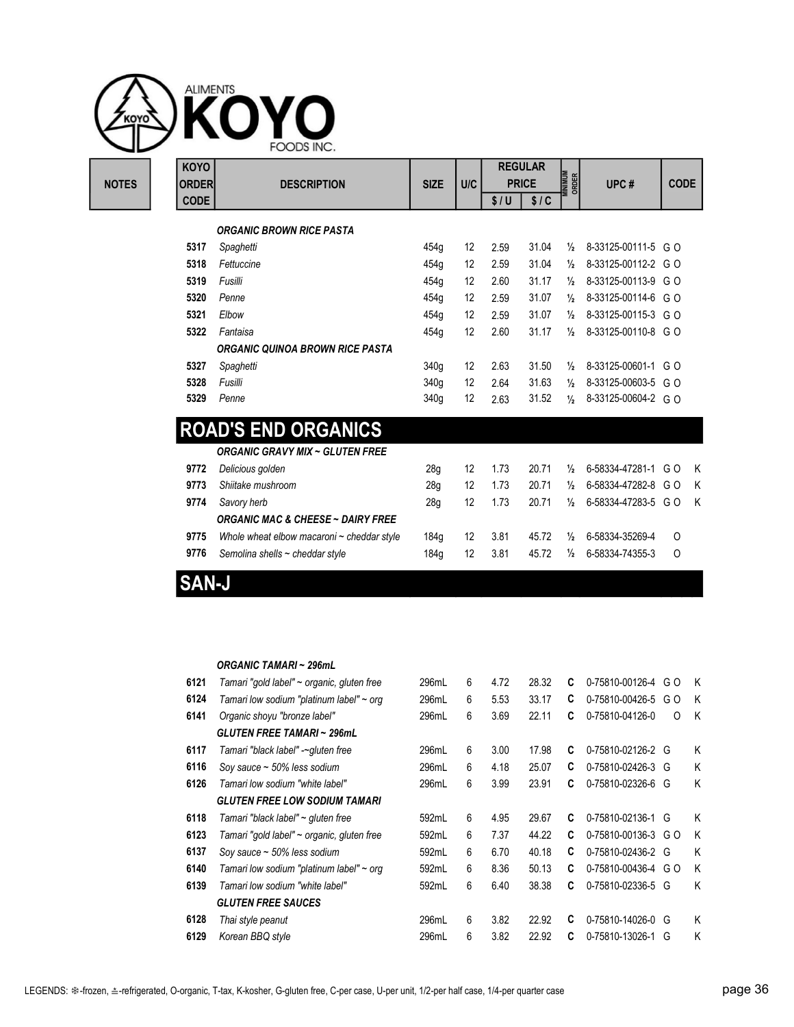ALIMENTS KOYO FOODS INC.

| NOTES | KOYO ORDER CODE | DESCRIPTION | SIZE | U/C | REGULAR PRICE $ / U | $ / C | MINIMUM ORDER | UPC # | CODE | |
|---|---|---|---|---|---|---|---|---|---|---|
| | | ***ORGANIC BROWN RICE PASTA*** | | | | | | | | |
| | **5317** | *Spaghetti* | 454g | 12 | 2.59 | 31.04 | ½ | 8-33125-00111-5 | G O | |
| | **5318** | *Fettuccine* | 454g | 12 | 2.59 | 31.04 | ½ | 8-33125-00112-2 | G O | |
| | **5319** | *Fusilli* | 454g | 12 | 2.60 | 31.17 | ½ | 8-33125-00113-9 | G O | |
| | **5320** | *Penne* | 454g | 12 | 2.59 | 31.07 | ½ | 8-33125-00114-6 | G O | |
| | **5321** | *Elbow* | 454g | 12 | 2.59 | 31.07 | ½ | 8-33125-00115-3 | G O | |
| | **5322** | *Fantaisa* | 454g | 12 | 2.60 | 31.17 | ½ | 8-33125-00110-8 | G O | |
| | | ***ORGANIC QUINOA BROWN RICE PASTA*** | | | | | | | | |
| | **5327** | *Spaghetti* | 340g | 12 | 2.63 | 31.50 | ½ | 8-33125-00601-1 | G O | |
| | **5328** | *Fusilli* | 340g | 12 | 2.64 | 31.63 | ½ | 8-33125-00603-5 | G O | |
| | **5329** | *Penne* | 340g | 12 | 2.63 | 31.52 | ½ | 8-33125-00604-2 | G O | |
| | | **ROAD'S END ORGANICS** | | | | | | | | |
| | | ***ORGANIC GRAVY MIX ~ GLUTEN FREE*** | | | | | | | | |
| | **9772** | *Delicious golden* | 28g | 12 | 1.73 | 20.71 | ½ | 6-58334-47281-1 | G O | K |
| | **9773** | *Shiitake mushroom* | 28g | 12 | 1.73 | 20.71 | ½ | 6-58334-47282-8 | G O | K |
| | **9774** | *Savory herb* | 28g | 12 | 1.73 | 20.71 | ½ | 6-58334-47283-5 | G O | K |
| | | ***ORGANIC MAC & CHEESE ~ DAIRY FREE*** | | | | | | | | |
| | **9775** | *Whole wheat elbow macaroni ~ cheddar style* | 184g | 12 | 3.81 | 45.72 | ½ | 6-58334-35269-4 | O | |
| | **9776** | *Semolina shells ~ cheddar style* | 184g | 12 | 3.81 | 45.72 | ½ | 6-58334-74355-3 | O | |
| | | **SAN-J** | | | | | | | | |
| | | ***ORGANIC TAMARI ~ 296mL*** | | | | | | | | |
| | **6121** | *Tamari "gold label" ~ organic, gluten free* | 296mL | 6 | 4.72 | 28.32 | **C** | 0-75810-00126-4 | G O | K |
| | **6124** | *Tamari low sodium "platinum label" ~ org* | 296mL | 6 | 5.53 | 33.17 | **C** | 0-75810-00426-5 | G O | K |
| | **6141** | *Organic shoyu "bronze label"* | 296mL | 6 | 3.69 | 22.11 | **C** | 0-75810-04126-0 | O | K |
| | | ***GLUTEN FREE TAMARI ~ 296mL*** | | | | | | | | |
| | **6117** | *Tamari "black label" -~gluten free* | 296mL | 6 | 3.00 | 17.98 | **C** | 0-75810-02126-2 | G | K |
| | **6116** | *Soy sauce ~ 50% less sodium* | 296mL | 6 | 4.18 | 25.07 | **C** | 0-75810-02426-3 | G | K |
| | **6126** | *Tamari low sodium "white label"* | 296mL | 6 | 3.99 | 23.91 | **C** | 0-75810-02326-6 | G | K |
| | | ***GLUTEN FREE LOW SODIUM TAMARI*** | | | | | | | | |
| | **6118** | *Tamari "black label" ~ gluten free* | 592mL | 6 | 4.95 | 29.67 | **C** | 0-75810-02136-1 | G | K |
| | **6123** | *Tamari "gold label" ~ organic, gluten free* | 592mL | 6 | 7.37 | 44.22 | **C** | 0-75810-00136-3 | G O | K |
| | **6137** | *Soy sauce ~ 50% less sodium* | 592mL | 6 | 6.70 | 40.18 | **C** | 0-75810-02436-2 | G | K |
| | **6140** | *Tamari low sodium "platinum label" ~ org* | 592mL | 6 | 8.36 | 50.13 | **C** | 0-75810-00436-4 | G O | K |
| | **6139** | *Tamari low sodium "white label"* | 592mL | 6 | 6.40 | 38.38 | **C** | 0-75810-02336-5 | G | K |
| | | ***GLUTEN FREE SAUCES*** | | | | | | | | |
| | **6128** | *Thai style peanut* | 296mL | 6 | 3.82 | 22.92 | **C** | 0-75810-14026-0 | G | K |
| | **6129** | *Korean BBQ style* | 296mL | 6 | 3.82 | 22.92 | **C** | 0-75810-13026-1 | G | K |

LEGENDS: ❄-frozen, ≜-refrigerated, O-organic, T-tax, K-kosher, G-gluten free, C-per case, U-per unit, 1/2-per half case, 1/4-per quarter case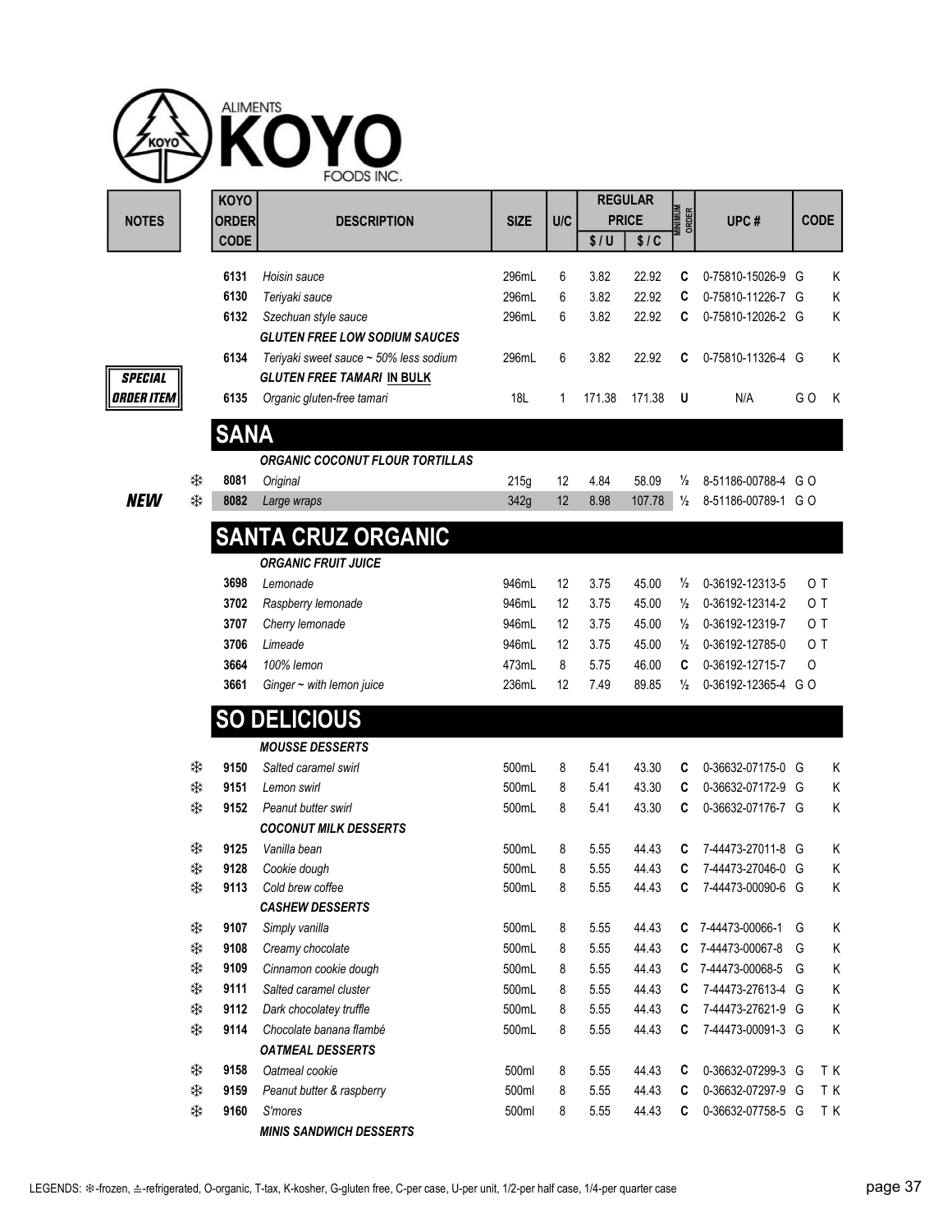ALIMENTS **KOYO** FOODS INC.

| NOTES | | KOYO ORDER CODE | DESCRIPTION | SIZE | U/C | REGULAR PRICE $ / U | $ / C | MINIMUM ORDER | UPC # | CODE |
|---|---|---|---|---|---|---|---|---|---|---|
| | | 6131 | *Hoisin sauce* | 296mL | 6 | 3.82 | 22.92 | C | 0-75810-15026-9 | G K |
| | | 6130 | *Teriyaki sauce* | 296mL | 6 | 3.82 | 22.92 | C | 0-75810-11226-7 | G K |
| | | 6132 | *Szechuan style sauce* | 296mL | 6 | 3.82 | 22.92 | C | 0-75810-12026-2 | G K |
| | | | ***GLUTEN FREE LOW SODIUM SAUCES*** | | | | | | | |
| | | 6134 | *Teriyaki sweet sauce ~ 50% less sodium* | 296mL | 6 | 3.82 | 22.92 | C | 0-75810-11326-4 | G K |
| | | | ***GLUTEN FREE TAMARI IN BULK*** | | | | | | | |
| **SPECIAL ORDER ITEM** | | 6135 | *Organic gluten-free tamari* | 18L | 1 | 171.38 | 171.38 | U | N/A | G O K |
| | | | **SANA** | | | | | | | |
| | | | ***ORGANIC COCONUT FLOUR TORTILLAS*** | | | | | | | |
| | ❄ | 8081 | *Original* | 215g | 12 | 4.84 | 58.09 | ½ | 8-51186-00788-4 | G O |
| **NEW** | ❄ | 8082 | *Large wraps* | 342g | 12 | 8.98 | 107.78 | ½ | 8-51186-00789-1 | G O |
| | | | **SANTA CRUZ ORGANIC** | | | | | | | |
| | | | ***ORGANIC FRUIT JUICE*** | | | | | | | |
| | | 3698 | *Lemonade* | 946mL | 12 | 3.75 | 45.00 | ½ | 0-36192-12313-5 | O T |
| | | 3702 | *Raspberry lemonade* | 946mL | 12 | 3.75 | 45.00 | ½ | 0-36192-12314-2 | O T |
| | | 3707 | *Cherry lemonade* | 946mL | 12 | 3.75 | 45.00 | ½ | 0-36192-12319-7 | O T |
| | | 3706 | *Limeade* | 946mL | 12 | 3.75 | 45.00 | ½ | 0-36192-12785-0 | O T |
| | | 3664 | *100% lemon* | 473mL | 8 | 5.75 | 46.00 | C | 0-36192-12715-7 | O |
| | | 3661 | *Ginger ~ with lemon juice* | 236mL | 12 | 7.49 | 89.85 | ½ | 0-36192-12365-4 | G O |
| | | | **SO DELICIOUS** | | | | | | | |
| | | | ***MOUSSE DESSERTS*** | | | | | | | |
| | ❄ | 9150 | *Salted caramel swirl* | 500mL | 8 | 5.41 | 43.30 | C | 0-36632-07175-0 | G K |
| | ❄ | 9151 | *Lemon swirl* | 500mL | 8 | 5.41 | 43.30 | C | 0-36632-07172-9 | G K |
| | ❄ | 9152 | *Peanut butter swirl* | 500mL | 8 | 5.41 | 43.30 | C | 0-36632-07176-7 | G K |
| | | | ***COCONUT MILK DESSERTS*** | | | | | | | |
| | ❄ | 9125 | *Vanilla bean* | 500mL | 8 | 5.55 | 44.43 | C | 7-44473-27011-8 | G K |
| | ❄ | 9128 | *Cookie dough* | 500mL | 8 | 5.55 | 44.43 | C | 7-44473-27046-0 | G K |
| | ❄ | 9113 | *Cold brew coffee* | 500mL | 8 | 5.55 | 44.43 | C | 7-44473-00090-6 | G K |
| | | | ***CASHEW DESSERTS*** | | | | | | | |
| | ❄ | 9107 | *Simply vanilla* | 500mL | 8 | 5.55 | 44.43 | C | 7-44473-00066-1 | G K |
| | ❄ | 9108 | *Creamy chocolate* | 500mL | 8 | 5.55 | 44.43 | C | 7-44473-00067-8 | G K |
| | ❄ | 9109 | *Cinnamon cookie dough* | 500mL | 8 | 5.55 | 44.43 | C | 7-44473-00068-5 | G K |
| | ❄ | 9111 | *Salted caramel cluster* | 500mL | 8 | 5.55 | 44.43 | C | 7-44473-27613-4 | G K |
| | ❄ | 9112 | *Dark chocolatey truffle* | 500mL | 8 | 5.55 | 44.43 | C | 7-44473-27621-9 | G K |
| | ❄ | 9114 | *Chocolate banana flambé* | 500mL | 8 | 5.55 | 44.43 | C | 7-44473-00091-3 | G K |
| | | | ***OATMEAL DESSERTS*** | | | | | | | |
| | ❄ | 9158 | *Oatmeal cookie* | 500ml | 8 | 5.55 | 44.43 | C | 0-36632-07299-3 | G T K |
| | ❄ | 9159 | *Peanut butter & raspberry* | 500ml | 8 | 5.55 | 44.43 | C | 0-36632-07297-9 | G T K |
| | ❄ | 9160 | *S'mores* | 500ml | 8 | 5.55 | 44.43 | C | 0-36632-07758-5 | G T K |
| | | | ***MINIS SANDWICH DESSERTS*** | | | | | | | |

LEGENDS: ❄-frozen, ≜-refrigerated, O-organic, T-tax, K-kosher, G-gluten free, C-per case, U-per unit, 1/2-per half case, 1/4-per quarter case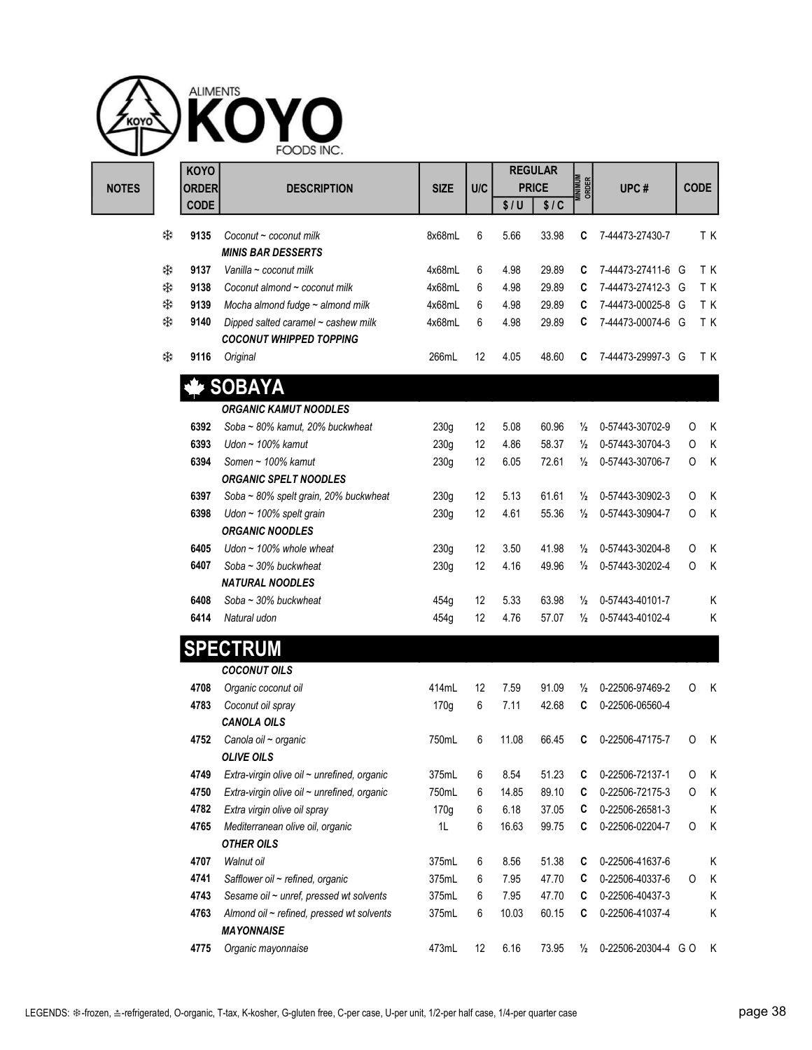# ALIMENTS KOYO FOODS INC.

| NOTES | KOYO ORDER CODE | DESCRIPTION | SIZE | U/C | REGULAR PRICE $ / U | REGULAR PRICE $ / C | MINIMUM ORDER | UPC # | CODE | |
|---|---|---|---|---|---|---|---|---|---|---|
| ❄ | **9135** | *Coconut ~ coconut milk* | 8x68mL | 6 | 5.66 | 33.98 | **C** | 7-44473-27430-7 | | T K |
| | | ***MINIS BAR DESSERTS*** | | | | | | | | |
| ❄ | **9137** | *Vanilla ~ coconut milk* | 4x68mL | 6 | 4.98 | 29.89 | **C** | 7-44473-27411-6 | G | T K |
| ❄ | **9138** | *Coconut almond ~ coconut milk* | 4x68mL | 6 | 4.98 | 29.89 | **C** | 7-44473-27412-3 | G | T K |
| ❄ | **9139** | *Mocha almond fudge ~ almond milk* | 4x68mL | 6 | 4.98 | 29.89 | **C** | 7-44473-00025-8 | G | T K |
| ❄ | **9140** | *Dipped salted caramel ~ cashew milk* | 4x68mL | 6 | 4.98 | 29.89 | **C** | 7-44473-00074-6 | G | T K |
| | | ***COCONUT WHIPPED TOPPING*** | | | | | | | | |
| ❄ | **9116** | *Original* | 266mL | 12 | 4.05 | 48.60 | **C** | 7-44473-29997-3 | G | T K |
| | | **SOBAYA** | | | | | | | | |
| | | ***ORGANIC KAMUT NOODLES*** | | | | | | | | |
| | **6392** | *Soba ~ 80% kamut, 20% buckwheat* | 230g | 12 | 5.08 | 60.96 | ½ | 0-57443-30702-9 | O | K |
| | **6393** | *Udon ~ 100% kamut* | 230g | 12 | 4.86 | 58.37 | ½ | 0-57443-30704-3 | O | K |
| | **6394** | *Somen ~ 100% kamut* | 230g | 12 | 6.05 | 72.61 | ½ | 0-57443-30706-7 | O | K |
| | | ***ORGANIC SPELT NOODLES*** | | | | | | | | |
| | **6397** | *Soba ~ 80% spelt grain, 20% buckwheat* | 230g | 12 | 5.13 | 61.61 | ½ | 0-57443-30902-3 | O | K |
| | **6398** | *Udon ~ 100% spelt grain* | 230g | 12 | 4.61 | 55.36 | ½ | 0-57443-30904-7 | O | K |
| | | ***ORGANIC NOODLES*** | | | | | | | | |
| | **6405** | *Udon ~ 100% whole wheat* | 230g | 12 | 3.50 | 41.98 | ½ | 0-57443-30204-8 | O | K |
| | **6407** | *Soba ~ 30% buckwheat* | 230g | 12 | 4.16 | 49.96 | ½ | 0-57443-30202-4 | O | K |
| | | ***NATURAL NOODLES*** | | | | | | | | |
| | **6408** | *Soba ~ 30% buckwheat* | 454g | 12 | 5.33 | 63.98 | ½ | 0-57443-40101-7 | | K |
| | **6414** | *Natural udon* | 454g | 12 | 4.76 | 57.07 | ½ | 0-57443-40102-4 | | K |
| | | **SPECTRUM** | | | | | | | | |
| | | ***COCONUT OILS*** | | | | | | | | |
| | **4708** | *Organic coconut oil* | 414mL | 12 | 7.59 | 91.09 | ½ | 0-22506-97469-2 | O | K |
| | **4783** | *Coconut oil spray* | 170g | 6 | 7.11 | 42.68 | **C** | 0-22506-06560-4 | | |
| | | ***CANOLA OILS*** | | | | | | | | |
| | **4752** | *Canola oil ~ organic* | 750mL | 6 | 11.08 | 66.45 | **C** | 0-22506-47175-7 | O | K |
| | | ***OLIVE OILS*** | | | | | | | | |
| | **4749** | *Extra-virgin olive oil ~ unrefined, organic* | 375mL | 6 | 8.54 | 51.23 | **C** | 0-22506-72137-1 | O | K |
| | **4750** | *Extra-virgin olive oil ~ unrefined, organic* | 750mL | 6 | 14.85 | 89.10 | **C** | 0-22506-72175-3 | O | K |
| | **4782** | *Extra virgin olive oil spray* | 170g | 6 | 6.18 | 37.05 | **C** | 0-22506-26581-3 | | K |
| | **4765** | *Mediterranean olive oil, organic* | 1L | 6 | 16.63 | 99.75 | **C** | 0-22506-02204-7 | O | K |
| | | ***OTHER OILS*** | | | | | | | | |
| | **4707** | *Walnut oil* | 375mL | 6 | 8.56 | 51.38 | **C** | 0-22506-41637-6 | | K |
| | **4741** | *Safflower oil ~ refined, organic* | 375mL | 6 | 7.95 | 47.70 | **C** | 0-22506-40337-6 | O | K |
| | **4743** | *Sesame oil ~ unref, pressed wt solvents* | 375mL | 6 | 7.95 | 47.70 | **C** | 0-22506-40437-3 | | K |
| | **4763** | *Almond oil ~ refined, pressed wt solvents* | 375mL | 6 | 10.03 | 60.15 | **C** | 0-22506-41037-4 | | K |
| | | ***MAYONNAISE*** | | | | | | | | |
| | **4775** | *Organic mayonnaise* | 473mL | 12 | 6.16 | 73.95 | ½ | 0-22506-20304-4 | G O | K |

LEGENDS: ❄-frozen, ≜-refrigerated, O-organic, T-tax, K-kosher, G-gluten free, C-per case, U-per unit, 1/2-per half case, 1/4-per quarter case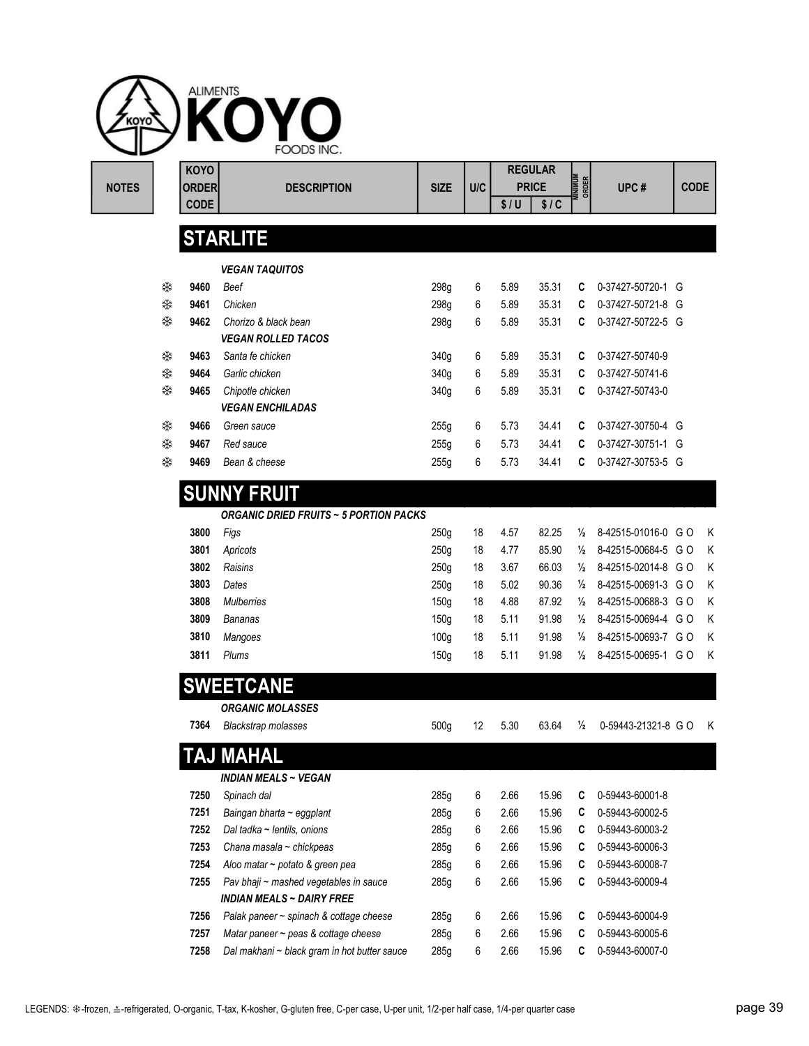ALIMENTS **KOYO** FOODS INC.

| NOTES | KOYO ORDER CODE | DESCRIPTION | SIZE | U/C | REGULAR PRICE $ / U | REGULAR PRICE $ / C | MINIMUM ORDER | UPC # | | CODE |
|---|---|---|---|---|---|---|---|---|---|---|
| | | **STARLITE** | | | | | | | | |
| | | ***VEGAN TAQUITOS*** | | | | | | | | |
| ❄ | **9460** | *Beef* | 298g | 6 | 5.89 | 35.31 | **C** | 0-37427-50720-1 | G | |
| ❄ | **9461** | *Chicken* | 298g | 6 | 5.89 | 35.31 | **C** | 0-37427-50721-8 | G | |
| ❄ | **9462** | *Chorizo & black bean* | 298g | 6 | 5.89 | 35.31 | **C** | 0-37427-50722-5 | G | |
| | | ***VEGAN ROLLED TACOS*** | | | | | | | | |
| ❄ | **9463** | *Santa fe chicken* | 340g | 6 | 5.89 | 35.31 | **C** | 0-37427-50740-9 | | |
| ❄ | **9464** | *Garlic chicken* | 340g | 6 | 5.89 | 35.31 | **C** | 0-37427-50741-6 | | |
| ❄ | **9465** | *Chipotle chicken* | 340g | 6 | 5.89 | 35.31 | **C** | 0-37427-50743-0 | | |
| | | ***VEGAN ENCHILADAS*** | | | | | | | | |
| ❄ | **9466** | *Green sauce* | 255g | 6 | 5.73 | 34.41 | **C** | 0-37427-30750-4 | G | |
| ❄ | **9467** | *Red sauce* | 255g | 6 | 5.73 | 34.41 | **C** | 0-37427-30751-1 | G | |
| ❄ | **9469** | *Bean & cheese* | 255g | 6 | 5.73 | 34.41 | **C** | 0-37427-30753-5 | G | |
| | | **SUNNY FRUIT** | | | | | | | | |
| | | ***ORGANIC DRIED FRUITS ~ 5 PORTION PACKS*** | | | | | | | | |
| | **3800** | *Figs* | 250g | 18 | 4.57 | 82.25 | ½ | 8-42515-01016-0 | G O | K |
| | **3801** | *Apricots* | 250g | 18 | 4.77 | 85.90 | ½ | 8-42515-00684-5 | G O | K |
| | **3802** | *Raisins* | 250g | 18 | 3.67 | 66.03 | ½ | 8-42515-02014-8 | G O | K |
| | **3803** | *Dates* | 250g | 18 | 5.02 | 90.36 | ½ | 8-42515-00691-3 | G O | K |
| | **3808** | *Mulberries* | 150g | 18 | 4.88 | 87.92 | ½ | 8-42515-00688-3 | G O | K |
| | **3809** | *Bananas* | 150g | 18 | 5.11 | 91.98 | ½ | 8-42515-00694-4 | G O | K |
| | **3810** | *Mangoes* | 100g | 18 | 5.11 | 91.98 | ½ | 8-42515-00693-7 | G O | K |
| | **3811** | *Plums* | 150g | 18 | 5.11 | 91.98 | ½ | 8-42515-00695-1 | G O | K |
| | | **SWEETCANE** | | | | | | | | |
| | | ***ORGANIC MOLASSES*** | | | | | | | | |
| | **7364** | *Blackstrap molasses* | 500g | 12 | 5.30 | 63.64 | ½ | 0-59443-21321-8 | G O | K |
| | | **TAJ MAHAL** | | | | | | | | |
| | | ***INDIAN MEALS ~ VEGAN*** | | | | | | | | |
| | **7250** | *Spinach dal* | 285g | 6 | 2.66 | 15.96 | **C** | 0-59443-60001-8 | | |
| | **7251** | *Baingan bharta ~ eggplant* | 285g | 6 | 2.66 | 15.96 | **C** | 0-59443-60002-5 | | |
| | **7252** | *Dal tadka ~ lentils, onions* | 285g | 6 | 2.66 | 15.96 | **C** | 0-59443-60003-2 | | |
| | **7253** | *Chana masala ~ chickpeas* | 285g | 6 | 2.66 | 15.96 | **C** | 0-59443-60006-3 | | |
| | **7254** | *Aloo matar ~ potato & green pea* | 285g | 6 | 2.66 | 15.96 | **C** | 0-59443-60008-7 | | |
| | **7255** | *Pav bhaji ~ mashed vegetables in sauce* | 285g | 6 | 2.66 | 15.96 | **C** | 0-59443-60009-4 | | |
| | | ***INDIAN MEALS ~ DAIRY FREE*** | | | | | | | | |
| | **7256** | *Palak paneer ~ spinach & cottage cheese* | 285g | 6 | 2.66 | 15.96 | **C** | 0-59443-60004-9 | | |
| | **7257** | *Matar paneer ~ peas & cottage cheese* | 285g | 6 | 2.66 | 15.96 | **C** | 0-59443-60005-6 | | |
| | **7258** | *Dal makhani ~ black gram in hot butter sauce* | 285g | 6 | 2.66 | 15.96 | **C** | 0-59443-60007-0 | | |

LEGENDS: ❄-frozen, ≛-refrigerated, O-organic, T-tax, K-kosher, G-gluten free, C-per case, U-per unit, 1/2-per half case, 1/4-per quarter case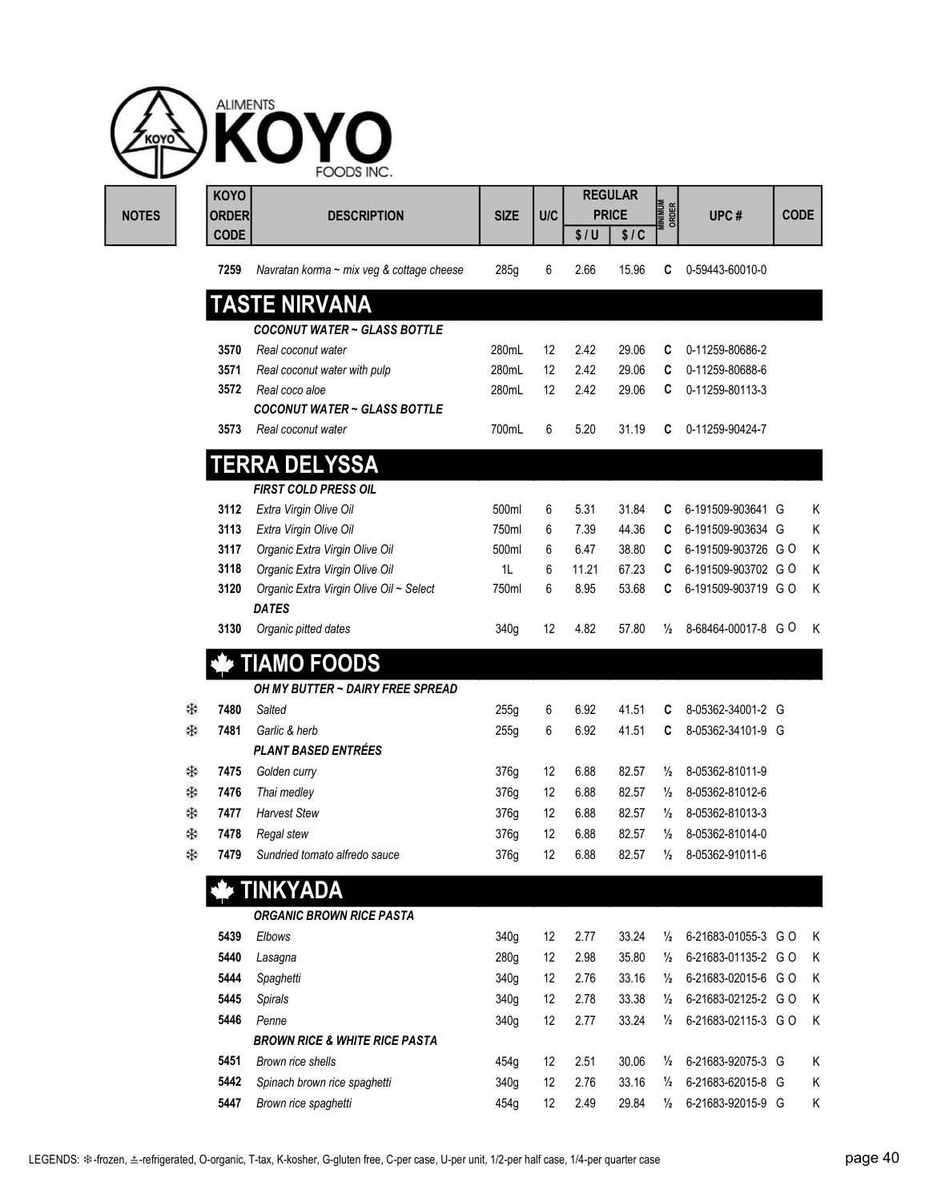ALIMENTS **KOYO** FOODS INC.

| NOTES | KOYO ORDER CODE | DESCRIPTION | SIZE | U/C | REGULAR PRICE $ / U | $ / C | MINIMUM ORDER | UPC # | CODE | |
|---|---|---|---|---|---|---|---|---|---|---|
| | 7259 | *Navratan korma ~ mix veg & cottage cheese* | 285g | 6 | 2.66 | 15.96 | C | 0-59443-60010-0 | | |
| | | **TASTE NIRVANA** | | | | | | | | |
| | | ***COCONUT WATER ~ GLASS BOTTLE*** | | | | | | | | |
| | 3570 | *Real coconut water* | 280mL | 12 | 2.42 | 29.06 | C | 0-11259-80686-2 | | |
| | 3571 | *Real coconut water with pulp* | 280mL | 12 | 2.42 | 29.06 | C | 0-11259-80688-6 | | |
| | 3572 | *Real coco aloe* | 280mL | 12 | 2.42 | 29.06 | C | 0-11259-80113-3 | | |
| | | ***COCONUT WATER ~ GLASS BOTTLE*** | | | | | | | | |
| | 3573 | *Real coconut water* | 700mL | 6 | 5.20 | 31.19 | C | 0-11259-90424-7 | | |
| | | **TERRA DELYSSA** | | | | | | | | |
| | | ***FIRST COLD PRESS OIL*** | | | | | | | | |
| | 3112 | *Extra Virgin Olive Oil* | 500ml | 6 | 5.31 | 31.84 | C | 6-191509-903641 | G | K |
| | 3113 | *Extra Virgin Olive Oil* | 750ml | 6 | 7.39 | 44.36 | C | 6-191509-903634 | G | K |
| | 3117 | *Organic Extra Virgin Olive Oil* | 500ml | 6 | 6.47 | 38.80 | C | 6-191509-903726 | G O | K |
| | 3118 | *Organic Extra Virgin Olive Oil* | 1L | 6 | 11.21 | 67.23 | C | 6-191509-903702 | G O | K |
| | 3120 | *Organic Extra Virgin Olive Oil ~ Select* | 750ml | 6 | 8.95 | 53.68 | C | 6-191509-903719 | G O | K |
| | | ***DATES*** | | | | | | | | |
| | 3130 | *Organic pitted dates* | 340g | 12 | 4.82 | 57.80 | ½ | 8-68464-00017-8 | G O | K |
| | | **🍁 TIAMO FOODS** | | | | | | | | |
| | | ***OH MY BUTTER ~ DAIRY FREE SPREAD*** | | | | | | | | |
| ❄ | 7480 | *Salted* | 255g | 6 | 6.92 | 41.51 | C | 8-05362-34001-2 | G | |
| ❄ | 7481 | *Garlic & herb* | 255g | 6 | 6.92 | 41.51 | C | 8-05362-34101-9 | G | |
| | | ***PLANT BASED ENTRÉES*** | | | | | | | | |
| ❄ | 7475 | *Golden curry* | 376g | 12 | 6.88 | 82.57 | ½ | 8-05362-81011-9 | | |
| ❄ | 7476 | *Thai medley* | 376g | 12 | 6.88 | 82.57 | ½ | 8-05362-81012-6 | | |
| ❄ | 7477 | *Harvest Stew* | 376g | 12 | 6.88 | 82.57 | ½ | 8-05362-81013-3 | | |
| ❄ | 7478 | *Regal stew* | 376g | 12 | 6.88 | 82.57 | ½ | 8-05362-81014-0 | | |
| ❄ | 7479 | *Sundried tomato alfredo sauce* | 376g | 12 | 6.88 | 82.57 | ½ | 8-05362-91011-6 | | |
| | | **🍁 TINKYADA** | | | | | | | | |
| | | ***ORGANIC BROWN RICE PASTA*** | | | | | | | | |
| | 5439 | *Elbows* | 340g | 12 | 2.77 | 33.24 | ½ | 6-21683-01055-3 | G O | K |
| | 5440 | *Lasagna* | 280g | 12 | 2.98 | 35.80 | ½ | 6-21683-01135-2 | G O | K |
| | 5444 | *Spaghetti* | 340g | 12 | 2.76 | 33.16 | ½ | 6-21683-02015-6 | G O | K |
| | 5445 | *Spirals* | 340g | 12 | 2.78 | 33.38 | ½ | 6-21683-02125-2 | G O | K |
| | 5446 | *Penne* | 340g | 12 | 2.77 | 33.24 | ½ | 6-21683-02115-3 | G O | K |
| | | ***BROWN RICE & WHITE RICE PASTA*** | | | | | | | | |
| | 5451 | *Brown rice shells* | 454g | 12 | 2.51 | 30.06 | ½ | 6-21683-92075-3 | G | K |
| | 5442 | *Spinach brown rice spaghetti* | 340g | 12 | 2.76 | 33.16 | ½ | 6-21683-62015-8 | G | K |
| | 5447 | *Brown rice spaghetti* | 454g | 12 | 2.49 | 29.84 | ½ | 6-21683-92015-9 | G | K |

LEGENDS: ❄-frozen, ≞-refrigerated, O-organic, T-tax, K-kosher, G-gluten free, C-per case, U-per unit, 1/2-per half case, 1/4-per quarter case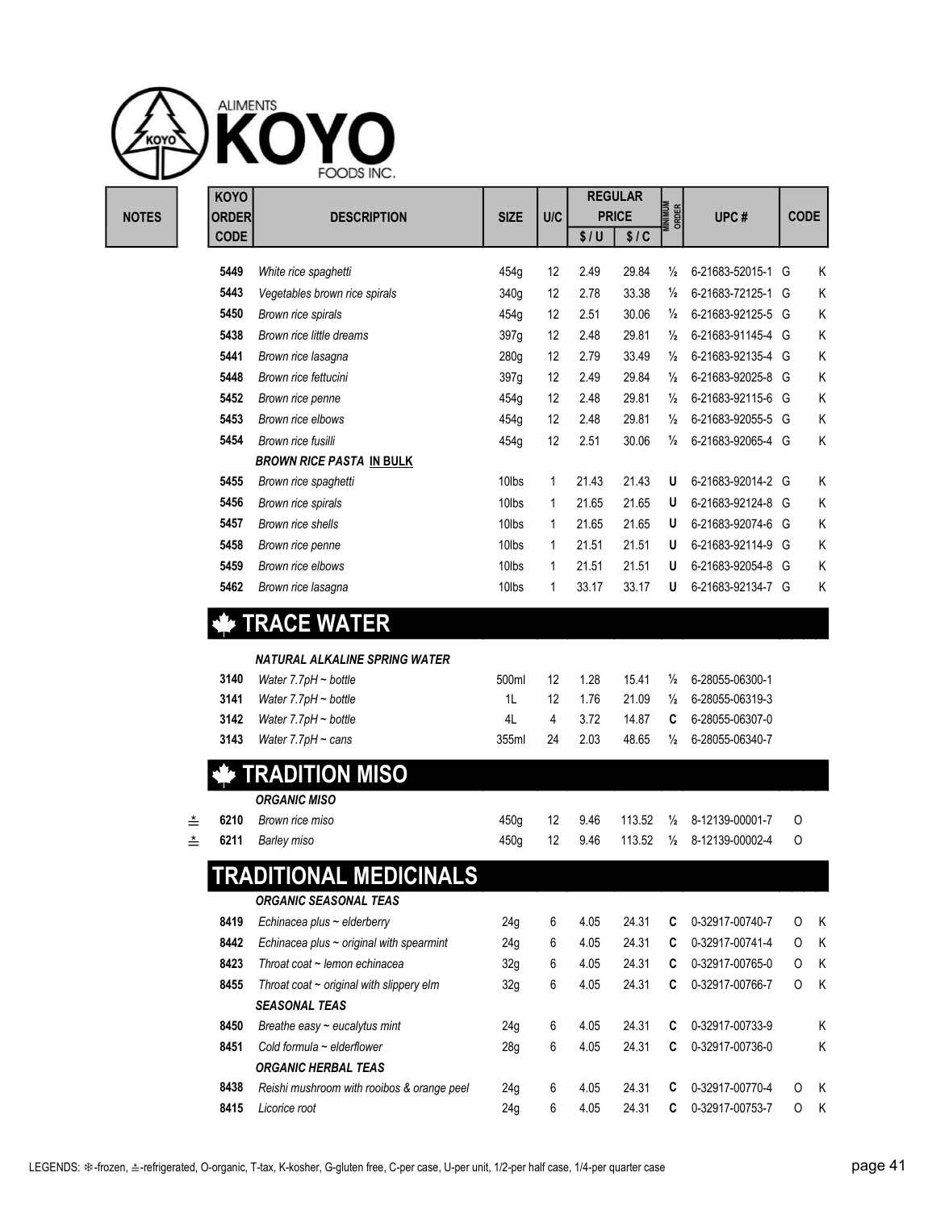# ALIMENTS KOYO FOODS INC.

| NOTES | KOYO ORDER CODE | DESCRIPTION | SIZE | U/C | REGULAR PRICE $ / U | REGULAR PRICE $ / C | MINIMUM ORDER | UPC # | CODE | |
|---|---|---|---|---|---|---|---|---|---|---|
| | 5449 | *White rice spaghetti* | 454g | 12 | 2.49 | 29.84 | ½ | 6-21683-52015-1 | G | K |
| | 5443 | *Vegetables brown rice spirals* | 340g | 12 | 2.78 | 33.38 | ½ | 6-21683-72125-1 | G | K |
| | 5450 | *Brown rice spirals* | 454g | 12 | 2.51 | 30.06 | ½ | 6-21683-92125-5 | G | K |
| | 5438 | *Brown rice little dreams* | 397g | 12 | 2.48 | 29.81 | ½ | 6-21683-91145-4 | G | K |
| | 5441 | *Brown rice lasagna* | 280g | 12 | 2.79 | 33.49 | ½ | 6-21683-92135-4 | G | K |
| | 5448 | *Brown rice fettucini* | 397g | 12 | 2.49 | 29.84 | ½ | 6-21683-92025-8 | G | K |
| | 5452 | *Brown rice penne* | 454g | 12 | 2.48 | 29.81 | ½ | 6-21683-92115-6 | G | K |
| | 5453 | *Brown rice elbows* | 454g | 12 | 2.48 | 29.81 | ½ | 6-21683-92055-5 | G | K |
| | 5454 | *Brown rice fusilli* | 454g | 12 | 2.51 | 30.06 | ½ | 6-21683-92065-4 | G | K |
| | | ***BROWN RICE PASTA IN BULK*** | | | | | | | | |
| | 5455 | *Brown rice spaghetti* | 10lbs | 1 | 21.43 | 21.43 | U | 6-21683-92014-2 | G | K |
| | 5456 | *Brown rice spirals* | 10lbs | 1 | 21.65 | 21.65 | U | 6-21683-92124-8 | G | K |
| | 5457 | *Brown rice shells* | 10lbs | 1 | 21.65 | 21.65 | U | 6-21683-92074-6 | G | K |
| | 5458 | *Brown rice penne* | 10lbs | 1 | 21.51 | 21.51 | U | 6-21683-92114-9 | G | K |
| | 5459 | *Brown rice elbows* | 10lbs | 1 | 21.51 | 21.51 | U | 6-21683-92054-8 | G | K |
| | 5462 | *Brown rice lasagna* | 10lbs | 1 | 33.17 | 33.17 | U | 6-21683-92134-7 | G | K |

## TRACE WATER

| NOTES | KOYO ORDER CODE | DESCRIPTION | SIZE | U/C | $ / U | $ / C | MINIMUM ORDER | UPC # | CODE | |
|---|---|---|---|---|---|---|---|---|---|---|
| | | ***NATURAL ALKALINE SPRING WATER*** | | | | | | | | |
| | 3140 | *Water 7.7pH ~ bottle* | 500ml | 12 | 1.28 | 15.41 | ½ | 6-28055-06300-1 | | |
| | 3141 | *Water 7.7pH ~ bottle* | 1L | 12 | 1.76 | 21.09 | ½ | 6-28055-06319-3 | | |
| | 3142 | *Water 7.7pH ~ bottle* | 4L | 4 | 3.72 | 14.87 | C | 6-28055-06307-0 | | |
| | 3143 | *Water 7.7pH ~ cans* | 355ml | 24 | 2.03 | 48.65 | ½ | 6-28055-06340-7 | | |

## TRADITION MISO

| NOTES | KOYO ORDER CODE | DESCRIPTION | SIZE | U/C | $ / U | $ / C | MINIMUM ORDER | UPC # | CODE | |
|---|---|---|---|---|---|---|---|---|---|---|
| | | ***ORGANIC MISO*** | | | | | | | | |
| ≛ | 6210 | *Brown rice miso* | 450g | 12 | 9.46 | 113.52 | ½ | 8-12139-00001-7 | O | |
| ≛ | 6211 | *Barley miso* | 450g | 12 | 9.46 | 113.52 | ½ | 8-12139-00002-4 | O | |

## TRADITIONAL MEDICINALS

| NOTES | KOYO ORDER CODE | DESCRIPTION | SIZE | U/C | $ / U | $ / C | MINIMUM ORDER | UPC # | CODE | |
|---|---|---|---|---|---|---|---|---|---|---|
| | | ***ORGANIC SEASONAL TEAS*** | | | | | | | | |
| | 8419 | *Echinacea plus ~ elderberry* | 24g | 6 | 4.05 | 24.31 | C | 0-32917-00740-7 | O | K |
| | 8442 | *Echinacea plus ~ original with spearmint* | 24g | 6 | 4.05 | 24.31 | C | 0-32917-00741-4 | O | K |
| | 8423 | *Throat coat ~ lemon echinacea* | 32g | 6 | 4.05 | 24.31 | C | 0-32917-00765-0 | O | K |
| | 8455 | *Throat coat ~ original with slippery elm* | 32g | 6 | 4.05 | 24.31 | C | 0-32917-00766-7 | O | K |
| | | ***SEASONAL TEAS*** | | | | | | | | |
| | 8450 | *Breathe easy ~ eucalytus mint* | 24g | 6 | 4.05 | 24.31 | C | 0-32917-00733-9 | | K |
| | 8451 | *Cold formula ~ elderflower* | 28g | 6 | 4.05 | 24.31 | C | 0-32917-00736-0 | | K |
| | | ***ORGANIC HERBAL TEAS*** | | | | | | | | |
| | 8438 | *Reishi mushroom with rooibos & orange peel* | 24g | 6 | 4.05 | 24.31 | C | 0-32917-00770-4 | O | K |
| | 8415 | *Licorice root* | 24g | 6 | 4.05 | 24.31 | C | 0-32917-00753-7 | O | K |

LEGENDS: ❄-frozen, ≛-refrigerated, O-organic, T-tax, K-kosher, G-gluten free, C-per case, U-per unit, 1/2-per half case, 1/4-per quarter case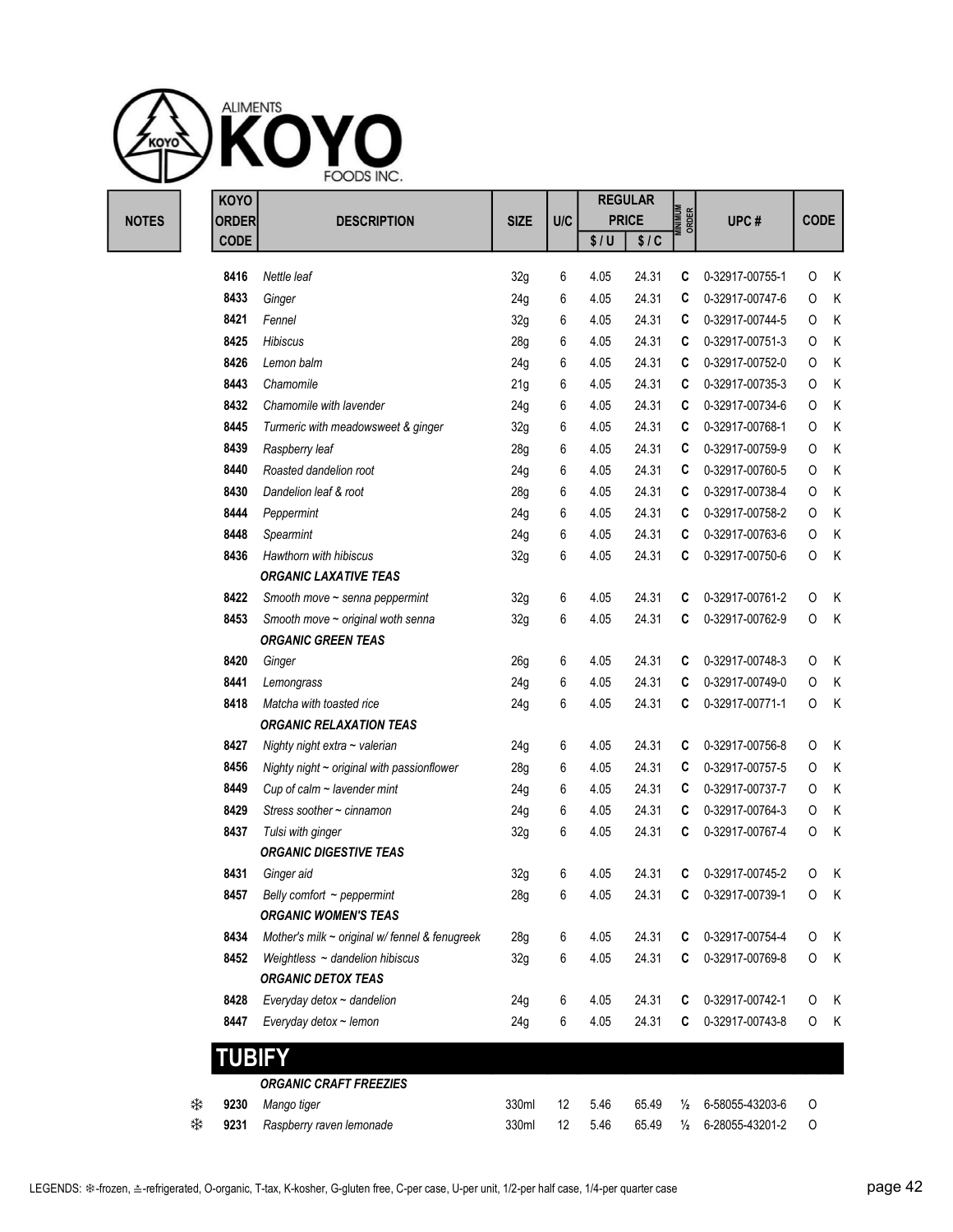ALIMENTS KOYO FOODS INC.

| NOTES | KOYO ORDER CODE | DESCRIPTION | SIZE | U/C | REGULAR PRICE $ / U | REGULAR PRICE $ / C | MINIMUM ORDER | UPC # | CODE | |
|---|---|---|---|---|---|---|---|---|---|---|
| | 8416 | *Nettle leaf* | 32g | 6 | 4.05 | 24.31 | C | 0-32917-00755-1 | O | K |
| | 8433 | *Ginger* | 24g | 6 | 4.05 | 24.31 | C | 0-32917-00747-6 | O | K |
| | 8421 | *Fennel* | 32g | 6 | 4.05 | 24.31 | C | 0-32917-00744-5 | O | K |
| | 8425 | *Hibiscus* | 28g | 6 | 4.05 | 24.31 | C | 0-32917-00751-3 | O | K |
| | 8426 | *Lemon balm* | 24g | 6 | 4.05 | 24.31 | C | 0-32917-00752-0 | O | K |
| | 8443 | *Chamomile* | 21g | 6 | 4.05 | 24.31 | C | 0-32917-00735-3 | O | K |
| | 8432 | *Chamomile with lavender* | 24g | 6 | 4.05 | 24.31 | C | 0-32917-00734-6 | O | K |
| | 8445 | *Turmeric with meadowsweet & ginger* | 32g | 6 | 4.05 | 24.31 | C | 0-32917-00768-1 | O | K |
| | 8439 | *Raspberry leaf* | 28g | 6 | 4.05 | 24.31 | C | 0-32917-00759-9 | O | K |
| | 8440 | *Roasted dandelion root* | 24g | 6 | 4.05 | 24.31 | C | 0-32917-00760-5 | O | K |
| | 8430 | *Dandelion leaf & root* | 28g | 6 | 4.05 | 24.31 | C | 0-32917-00738-4 | O | K |
| | 8444 | *Peppermint* | 24g | 6 | 4.05 | 24.31 | C | 0-32917-00758-2 | O | K |
| | 8448 | *Spearmint* | 24g | 6 | 4.05 | 24.31 | C | 0-32917-00763-6 | O | K |
| | 8436 | *Hawthorn with hibiscus* | 32g | 6 | 4.05 | 24.31 | C | 0-32917-00750-6 | O | K |
| | | ***ORGANIC LAXATIVE TEAS*** | | | | | | | | |
| | 8422 | *Smooth move ~ senna peppermint* | 32g | 6 | 4.05 | 24.31 | C | 0-32917-00761-2 | O | K |
| | 8453 | *Smooth move ~ original woth senna* | 32g | 6 | 4.05 | 24.31 | C | 0-32917-00762-9 | O | K |
| | | ***ORGANIC GREEN TEAS*** | | | | | | | | |
| | 8420 | *Ginger* | 26g | 6 | 4.05 | 24.31 | C | 0-32917-00748-3 | O | K |
| | 8441 | *Lemongrass* | 24g | 6 | 4.05 | 24.31 | C | 0-32917-00749-0 | O | K |
| | 8418 | *Matcha with toasted rice* | 24g | 6 | 4.05 | 24.31 | C | 0-32917-00771-1 | O | K |
| | | ***ORGANIC RELAXATION TEAS*** | | | | | | | | |
| | 8427 | *Nighty night extra ~ valerian* | 24g | 6 | 4.05 | 24.31 | C | 0-32917-00756-8 | O | K |
| | 8456 | *Nighty night ~ original with passionflower* | 28g | 6 | 4.05 | 24.31 | C | 0-32917-00757-5 | O | K |
| | 8449 | *Cup of calm ~ lavender mint* | 24g | 6 | 4.05 | 24.31 | C | 0-32917-00737-7 | O | K |
| | 8429 | *Stress soother ~ cinnamon* | 24g | 6 | 4.05 | 24.31 | C | 0-32917-00764-3 | O | K |
| | 8437 | *Tulsi with ginger* | 32g | 6 | 4.05 | 24.31 | C | 0-32917-00767-4 | O | K |
| | | ***ORGANIC DIGESTIVE TEAS*** | | | | | | | | |
| | 8431 | *Ginger aid* | 32g | 6 | 4.05 | 24.31 | C | 0-32917-00745-2 | O | K |
| | 8457 | *Belly comfort ~ peppermint* | 28g | 6 | 4.05 | 24.31 | C | 0-32917-00739-1 | O | K |
| | | ***ORGANIC WOMEN'S TEAS*** | | | | | | | | |
| | 8434 | *Mother's milk ~ original w/ fennel & fenugreek* | 28g | 6 | 4.05 | 24.31 | C | 0-32917-00754-4 | O | K |
| | 8452 | *Weightless ~ dandelion hibiscus* | 32g | 6 | 4.05 | 24.31 | C | 0-32917-00769-8 | O | K |
| | | ***ORGANIC DETOX TEAS*** | | | | | | | | |
| | 8428 | *Everyday detox ~ dandelion* | 24g | 6 | 4.05 | 24.31 | C | 0-32917-00742-1 | O | K |
| | 8447 | *Everyday detox ~ lemon* | 24g | 6 | 4.05 | 24.31 | C | 0-32917-00743-8 | O | K |

## TUBIFY

| NOTES | KOYO ORDER CODE | DESCRIPTION | SIZE | U/C | $ / U | $ / C | MINIMUM ORDER | UPC # | CODE | |
|---|---|---|---|---|---|---|---|---|---|---|
| | | ***ORGANIC CRAFT FREEZIES*** | | | | | | | | |
| ❄ | 9230 | *Mango tiger* | 330ml | 12 | 5.46 | 65.49 | ½ | 6-58055-43203-6 | O | |
| ❄ | 9231 | *Raspberry raven lemonade* | 330ml | 12 | 5.46 | 65.49 | ½ | 6-28055-43201-2 | O | |

LEGENDS: ❄-frozen, ≛-refrigerated, O-organic, T-tax, K-kosher, G-gluten free, C-per case, U-per unit, 1/2-per half case, 1/4-per quarter case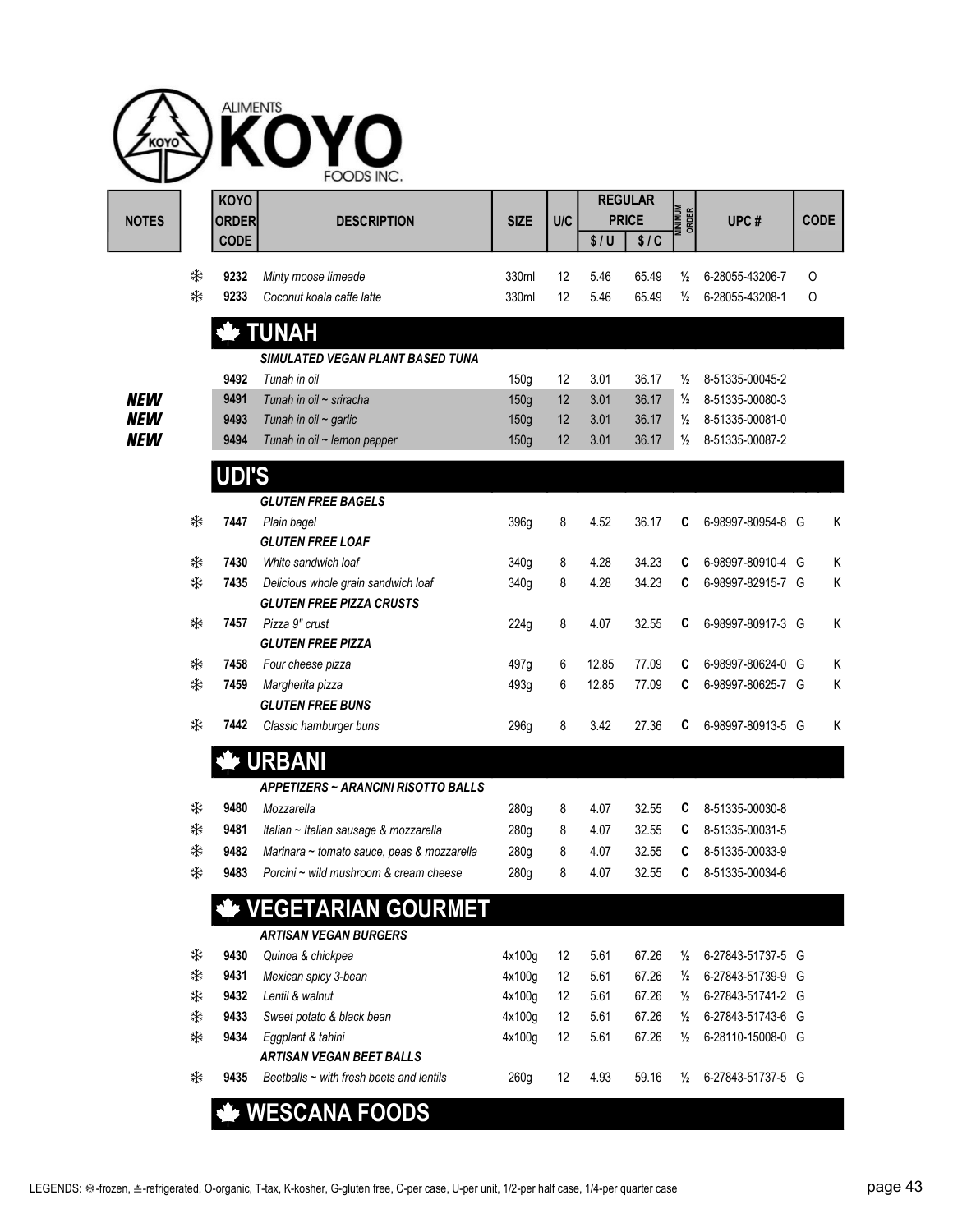ALIMENTS **KOYO** FOODS INC.

| NOTES | | KOYO ORDER CODE | DESCRIPTION | SIZE | U/C | REGULAR PRICE $ / U | $ / C | MINIMUM ORDER | UPC # | CODE |
|---|---|---|---|---|---|---|---|---|---|---|
| | ❄ | 9232 | *Minty moose limeade* | 330ml | 12 | 5.46 | 65.49 | ½ | 6-28055-43206-7 | O |
| | ❄ | 9233 | *Coconut koala caffe latte* | 330ml | 12 | 5.46 | 65.49 | ½ | 6-28055-43208-1 | O |
| | | | **TUNAH** | | | | | | | |
| | | | ***SIMULATED VEGAN PLANT BASED TUNA*** | | | | | | | |
| | | 9492 | *Tunah in oil* | 150g | 12 | 3.01 | 36.17 | ½ | 8-51335-00045-2 | |
| ***NEW*** | | 9491 | *Tunah in oil ~ sriracha* | 150g | 12 | 3.01 | 36.17 | ½ | 8-51335-00080-3 | |
| ***NEW*** | | 9493 | *Tunah in oil ~ garlic* | 150g | 12 | 3.01 | 36.17 | ½ | 8-51335-00081-0 | |
| ***NEW*** | | 9494 | *Tunah in oil ~ lemon pepper* | 150g | 12 | 3.01 | 36.17 | ½ | 8-51335-00087-2 | |
| | | | **UDI'S** | | | | | | | |
| | | | ***GLUTEN FREE BAGELS*** | | | | | | | |
| | ❄ | 7447 | *Plain bagel* | 396g | 8 | 4.52 | 36.17 | C | 6-98997-80954-8 | G K |
| | | | ***GLUTEN FREE LOAF*** | | | | | | | |
| | ❄ | 7430 | *White sandwich loaf* | 340g | 8 | 4.28 | 34.23 | C | 6-98997-80910-4 | G K |
| | ❄ | 7435 | *Delicious whole grain sandwich loaf* | 340g | 8 | 4.28 | 34.23 | C | 6-98997-82915-7 | G K |
| | | | ***GLUTEN FREE PIZZA CRUSTS*** | | | | | | | |
| | ❄ | 7457 | *Pizza 9" crust* | 224g | 8 | 4.07 | 32.55 | C | 6-98997-80917-3 | G K |
| | | | ***GLUTEN FREE PIZZA*** | | | | | | | |
| | ❄ | 7458 | *Four cheese pizza* | 497g | 6 | 12.85 | 77.09 | C | 6-98997-80624-0 | G K |
| | ❄ | 7459 | *Margherita pizza* | 493g | 6 | 12.85 | 77.09 | C | 6-98997-80625-7 | G K |
| | | | ***GLUTEN FREE BUNS*** | | | | | | | |
| | ❄ | 7442 | *Classic hamburger buns* | 296g | 8 | 3.42 | 27.36 | C | 6-98997-80913-5 | G K |
| | | | **URBANI** | | | | | | | |
| | | | ***APPETIZERS ~ ARANCINI RISOTTO BALLS*** | | | | | | | |
| | ❄ | 9480 | *Mozzarella* | 280g | 8 | 4.07 | 32.55 | C | 8-51335-00030-8 | |
| | ❄ | 9481 | *Italian ~ Italian sausage & mozzarella* | 280g | 8 | 4.07 | 32.55 | C | 8-51335-00031-5 | |
| | ❄ | 9482 | *Marinara ~ tomato sauce, peas & mozzarella* | 280g | 8 | 4.07 | 32.55 | C | 8-51335-00033-9 | |
| | ❄ | 9483 | *Porcini ~ wild mushroom & cream cheese* | 280g | 8 | 4.07 | 32.55 | C | 8-51335-00034-6 | |
| | | | **VEGETARIAN GOURMET** | | | | | | | |
| | | | ***ARTISAN VEGAN BURGERS*** | | | | | | | |
| | ❄ | 9430 | *Quinoa & chickpea* | 4x100g | 12 | 5.61 | 67.26 | ½ | 6-27843-51737-5 | G |
| | ❄ | 9431 | *Mexican spicy 3-bean* | 4x100g | 12 | 5.61 | 67.26 | ½ | 6-27843-51739-9 | G |
| | ❄ | 9432 | *Lentil & walnut* | 4x100g | 12 | 5.61 | 67.26 | ½ | 6-27843-51741-2 | G |
| | ❄ | 9433 | *Sweet potato & black bean* | 4x100g | 12 | 5.61 | 67.26 | ½ | 6-27843-51743-6 | G |
| | ❄ | 9434 | *Eggplant & tahini* | 4x100g | 12 | 5.61 | 67.26 | ½ | 6-28110-15008-0 | G |
| | | | ***ARTISAN VEGAN BEET BALLS*** | | | | | | | |
| | ❄ | 9435 | *Beetballs ~ with fresh beets and lentils* | 260g | 12 | 4.93 | 59.16 | ½ | 6-27843-51737-5 | G |
| | | | **WESCANA FOODS** | | | | | | | |

LEGENDS: ❄-frozen, ≜-refrigerated, O-organic, T-tax, K-kosher, G-gluten free, C-per case, U-per unit, 1/2-per half case, 1/4-per quarter case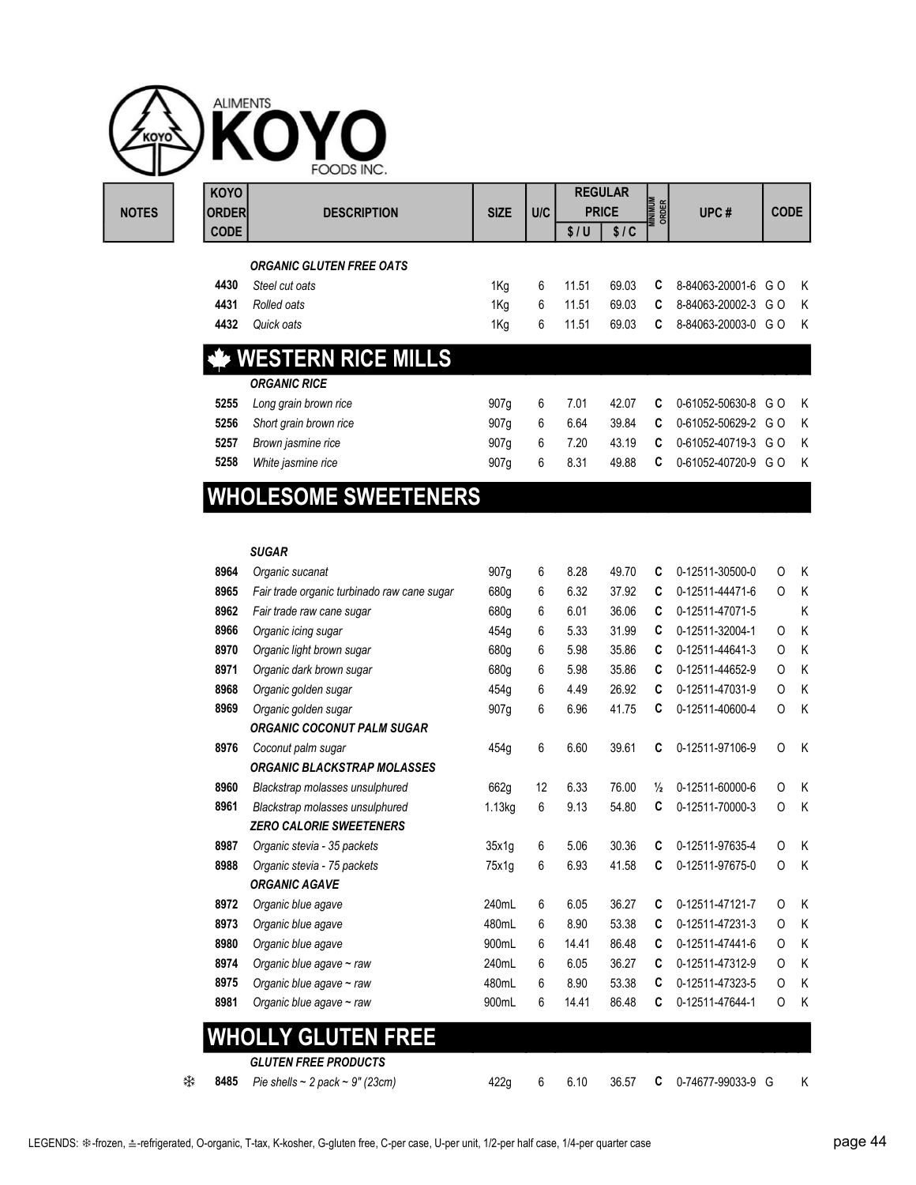ALIMENTS **KOYO** FOODS INC.

| NOTES | KOYO ORDER CODE | DESCRIPTION | SIZE | U/C | REGULAR PRICE $ / U | $ / C | MINIMUM ORDER | UPC # | CODE | |
|---|---|---|---|---|---|---|---|---|---|---|
| | | ***ORGANIC GLUTEN FREE OATS*** | | | | | | | | |
| | **4430** | *Steel cut oats* | 1Kg | 6 | 11.51 | 69.03 | **C** | 8-84063-20001-6 | G O | K |
| | **4431** | *Rolled oats* | 1Kg | 6 | 11.51 | 69.03 | **C** | 8-84063-20002-3 | G O | K |
| | **4432** | *Quick oats* | 1Kg | 6 | 11.51 | 69.03 | **C** | 8-84063-20003-0 | G O | K |
| | | **WESTERN RICE MILLS** | | | | | | | | |
| | | ***ORGANIC RICE*** | | | | | | | | |
| | **5255** | *Long grain brown rice* | 907g | 6 | 7.01 | 42.07 | **C** | 0-61052-50630-8 | G O | K |
| | **5256** | *Short grain brown rice* | 907g | 6 | 6.64 | 39.84 | **C** | 0-61052-50629-2 | G O | K |
| | **5257** | *Brown jasmine rice* | 907g | 6 | 7.20 | 43.19 | **C** | 0-61052-40719-3 | G O | K |
| | **5258** | *White jasmine rice* | 907g | 6 | 8.31 | 49.88 | **C** | 0-61052-40720-9 | G O | K |
| | | **WHOLESOME SWEETENERS** | | | | | | | | |
| | | ***SUGAR*** | | | | | | | | |
| | **8964** | *Organic sucanat* | 907g | 6 | 8.28 | 49.70 | **C** | 0-12511-30500-0 | O | K |
| | **8965** | *Fair trade organic turbinado raw cane sugar* | 680g | 6 | 6.32 | 37.92 | **C** | 0-12511-44471-6 | O | K |
| | **8962** | *Fair trade raw cane sugar* | 680g | 6 | 6.01 | 36.06 | **C** | 0-12511-47071-5 | | K |
| | **8966** | *Organic icing sugar* | 454g | 6 | 5.33 | 31.99 | **C** | 0-12511-32004-1 | O | K |
| | **8970** | *Organic light brown sugar* | 680g | 6 | 5.98 | 35.86 | **C** | 0-12511-44641-3 | O | K |
| | **8971** | *Organic dark brown sugar* | 680g | 6 | 5.98 | 35.86 | **C** | 0-12511-44652-9 | O | K |
| | **8968** | *Organic golden sugar* | 454g | 6 | 4.49 | 26.92 | **C** | 0-12511-47031-9 | O | K |
| | **8969** | *Organic golden sugar* | 907g | 6 | 6.96 | 41.75 | **C** | 0-12511-40600-4 | O | K |
| | | ***ORGANIC COCONUT PALM SUGAR*** | | | | | | | | |
| | **8976** | *Coconut palm sugar* | 454g | 6 | 6.60 | 39.61 | **C** | 0-12511-97106-9 | O | K |
| | | ***ORGANIC BLACKSTRAP MOLASSES*** | | | | | | | | |
| | **8960** | *Blackstrap molasses unsulphured* | 662g | 12 | 6.33 | 76.00 | ½ | 0-12511-60000-6 | O | K |
| | **8961** | *Blackstrap molasses unsulphured* | 1.13kg | 6 | 9.13 | 54.80 | **C** | 0-12511-70000-3 | O | K |
| | | ***ZERO CALORIE SWEETENERS*** | | | | | | | | |
| | **8987** | *Organic stevia - 35 packets* | 35x1g | 6 | 5.06 | 30.36 | **C** | 0-12511-97635-4 | O | K |
| | **8988** | *Organic stevia - 75 packets* | 75x1g | 6 | 6.93 | 41.58 | **C** | 0-12511-97675-0 | O | K |
| | | ***ORGANIC AGAVE*** | | | | | | | | |
| | **8972** | *Organic blue agave* | 240mL | 6 | 6.05 | 36.27 | **C** | 0-12511-47121-7 | O | K |
| | **8973** | *Organic blue agave* | 480mL | 6 | 8.90 | 53.38 | **C** | 0-12511-47231-3 | O | K |
| | **8980** | *Organic blue agave* | 900mL | 6 | 14.41 | 86.48 | **C** | 0-12511-47441-6 | O | K |
| | **8974** | *Organic blue agave ~ raw* | 240mL | 6 | 6.05 | 36.27 | **C** | 0-12511-47312-9 | O | K |
| | **8975** | *Organic blue agave ~ raw* | 480mL | 6 | 8.90 | 53.38 | **C** | 0-12511-47323-5 | O | K |
| | **8981** | *Organic blue agave ~ raw* | 900mL | 6 | 14.41 | 86.48 | **C** | 0-12511-47644-1 | O | K |
| | | **WHOLLY GLUTEN FREE** | | | | | | | | |
| | | ***GLUTEN FREE PRODUCTS*** | | | | | | | | |
| ❄ | **8485** | *Pie shells ~ 2 pack ~ 9" (23cm)* | 422g | 6 | 6.10 | 36.57 | **C** | 0-74677-99033-9 | G | K |

LEGENDS: ❄-frozen, ≜-refrigerated, O-organic, T-tax, K-kosher, G-gluten free, C-per case, U-per unit, 1/2-per half case, 1/4-per quarter case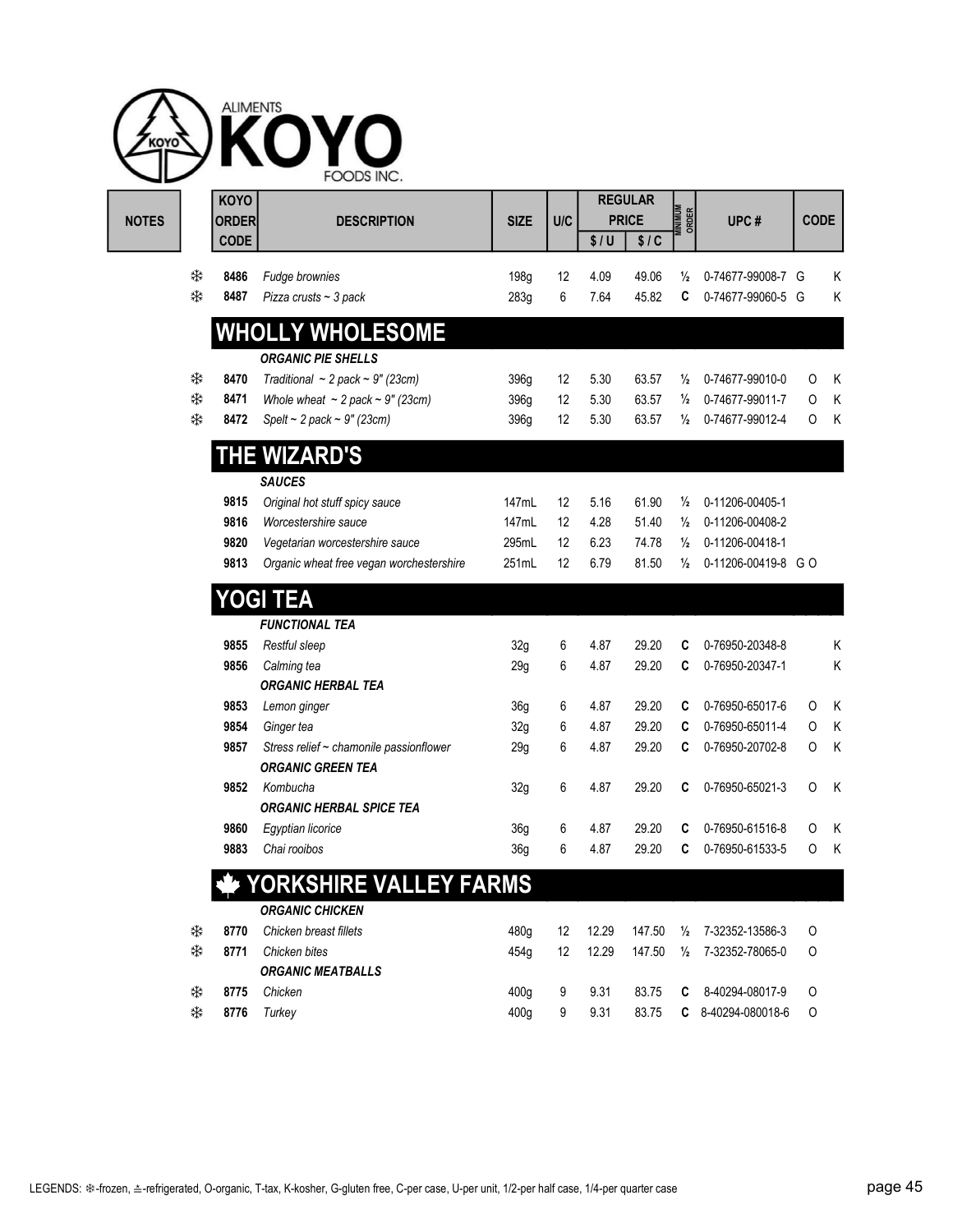ALIMENTS **KOYO** FOODS INC.

| NOTES | | KOYO ORDER CODE | DESCRIPTION | SIZE | U/C | REGULAR PRICE $ / U | REGULAR PRICE $ / C | MINIMUM ORDER | UPC # | CODE | |
|---|---|---|---|---|---|---|---|---|---|---|---|
| | ❄ | 8486 | *Fudge brownies* | 198g | 12 | 4.09 | 49.06 | ½ | 0-74677-99008-7 | G | K |
| | ❄ | 8487 | *Pizza crusts ~ 3 pack* | 283g | 6 | 7.64 | 45.82 | C | 0-74677-99060-5 | G | K |
| | | | **WHOLLY WHOLESOME** | | | | | | | | |
| | | | ***ORGANIC PIE SHELLS*** | | | | | | | | |
| | ❄ | 8470 | *Traditional ~ 2 pack ~ 9" (23cm)* | 396g | 12 | 5.30 | 63.57 | ½ | 0-74677-99010-0 | O | K |
| | ❄ | 8471 | *Whole wheat ~ 2 pack ~ 9" (23cm)* | 396g | 12 | 5.30 | 63.57 | ½ | 0-74677-99011-7 | O | K |
| | ❄ | 8472 | *Spelt ~ 2 pack ~ 9" (23cm)* | 396g | 12 | 5.30 | 63.57 | ½ | 0-74677-99012-4 | O | K |
| | | | **THE WIZARD'S** | | | | | | | | |
| | | | ***SAUCES*** | | | | | | | | |
| | | 9815 | *Original hot stuff spicy sauce* | 147mL | 12 | 5.16 | 61.90 | ½ | 0-11206-00405-1 | | |
| | | 9816 | *Worcestershire sauce* | 147mL | 12 | 4.28 | 51.40 | ½ | 0-11206-00408-2 | | |
| | | 9820 | *Vegetarian worcestershire sauce* | 295mL | 12 | 6.23 | 74.78 | ½ | 0-11206-00418-1 | | |
| | | 9813 | *Organic wheat free vegan worchestershire* | 251mL | 12 | 6.79 | 81.50 | ½ | 0-11206-00419-8 | G O | |
| | | | **YOGI TEA** | | | | | | | | |
| | | | ***FUNCTIONAL TEA*** | | | | | | | | |
| | | 9855 | *Restful sleep* | 32g | 6 | 4.87 | 29.20 | C | 0-76950-20348-8 | | K |
| | | 9856 | *Calming tea* | 29g | 6 | 4.87 | 29.20 | C | 0-76950-20347-1 | | K |
| | | | ***ORGANIC HERBAL TEA*** | | | | | | | | |
| | | 9853 | *Lemon ginger* | 36g | 6 | 4.87 | 29.20 | C | 0-76950-65017-6 | O | K |
| | | 9854 | *Ginger tea* | 32g | 6 | 4.87 | 29.20 | C | 0-76950-65011-4 | O | K |
| | | 9857 | *Stress relief ~ chamonile passionflower* | 29g | 6 | 4.87 | 29.20 | C | 0-76950-20702-8 | O | K |
| | | | ***ORGANIC GREEN TEA*** | | | | | | | | |
| | | 9852 | *Kombucha* | 32g | 6 | 4.87 | 29.20 | C | 0-76950-65021-3 | O | K |
| | | | ***ORGANIC HERBAL SPICE TEA*** | | | | | | | | |
| | | 9860 | *Egyptian licorice* | 36g | 6 | 4.87 | 29.20 | C | 0-76950-61516-8 | O | K |
| | | 9883 | *Chai rooibos* | 36g | 6 | 4.87 | 29.20 | C | 0-76950-61533-5 | O | K |
| | | | **🍁 YORKSHIRE VALLEY FARMS** | | | | | | | | |
| | | | ***ORGANIC CHICKEN*** | | | | | | | | |
| | ❄ | 8770 | *Chicken breast fillets* | 480g | 12 | 12.29 | 147.50 | ½ | 7-32352-13586-3 | O | |
| | ❄ | 8771 | *Chicken bites* | 454g | 12 | 12.29 | 147.50 | ½ | 7-32352-78065-0 | O | |
| | | | ***ORGANIC MEATBALLS*** | | | | | | | | |
| | ❄ | 8775 | *Chicken* | 400g | 9 | 9.31 | 83.75 | C | 8-40294-08017-9 | O | |
| | ❄ | 8776 | *Turkey* | 400g | 9 | 9.31 | 83.75 | C | 8-40294-080018-6 | O | |

LEGENDS: ❄-frozen, ≘-refrigerated, O-organic, T-tax, K-kosher, G-gluten free, C-per case, U-per unit, 1/2-per half case, 1/4-per quarter case